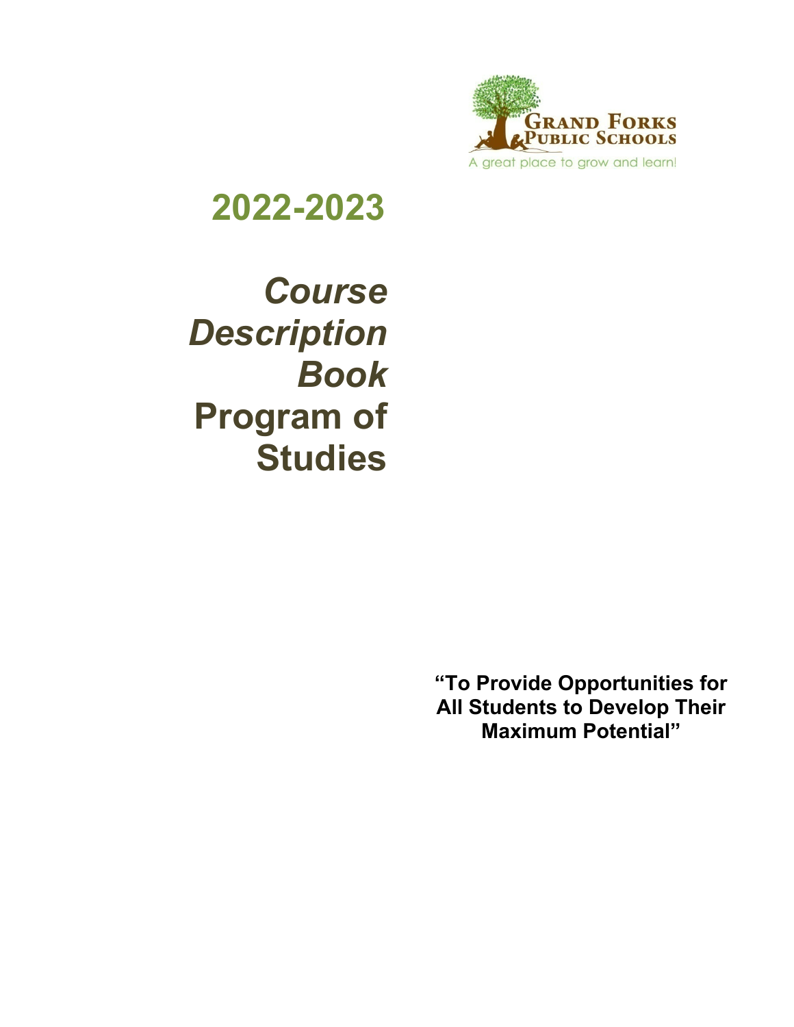Grand Forks Public Schools

A great place to grow and learn!

# 2022-2023

# *Course Description Book* Program of Studies

**"To Provide Opportunities for All Students to Develop Their Maximum Potential"**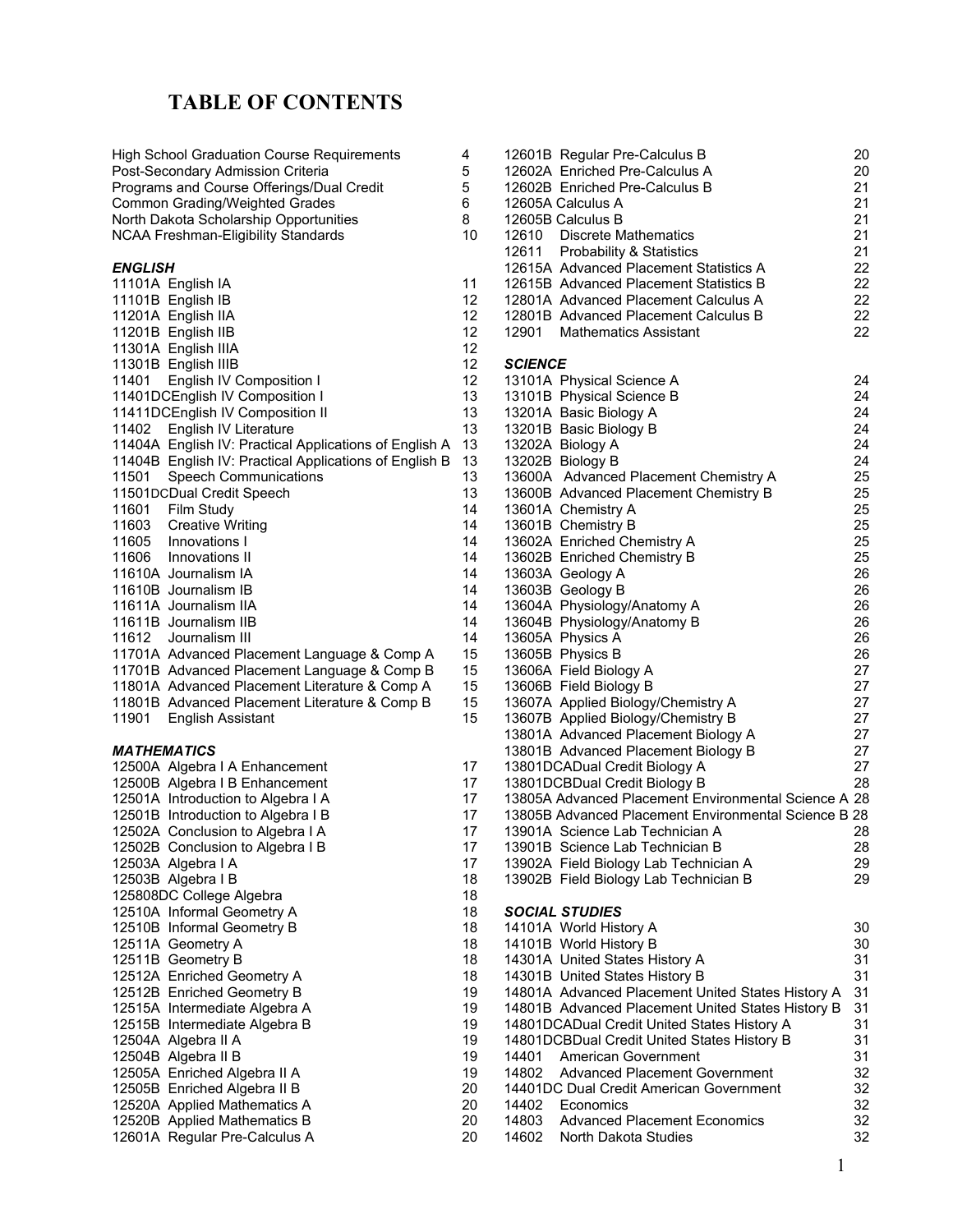# TABLE OF CONTENTS

| | |
|---|---|
| High School Graduation Course Requirements | 4 |
| Post-Secondary Admission Criteria | 5 |
| Programs and Course Offerings/Dual Credit | 5 |
| Common Grading/Weighted Grades | 6 |
| North Dakota Scholarship Opportunities | 8 |
| NCAA Freshman-Eligibility Standards | 10 |

***ENGLISH***

| | |
|---|---|
| 11101A English IA | 11 |
| 11101B English IB | 12 |
| 11201A English IIA | 12 |
| 11201B English IIB | 12 |
| 11301A English IIIA | 12 |
| 11301B English IIIB | 12 |
| 11401 English IV Composition I | 12 |
| 11401DCEnglish IV Composition I | 13 |
| 11411DCEnglish IV Composition II | 13 |
| 11402 English IV Literature | 13 |
| 11404A English IV: Practical Applications of English A | 13 |
| 11404B English IV: Practical Applications of English B | 13 |
| 11501 Speech Communications | 13 |
| 11501DCDual Credit Speech | 13 |
| 11601 Film Study | 14 |
| 11603 Creative Writing | 14 |
| 11605 Innovations I | 14 |
| 11606 Innovations II | 14 |
| 11610A Journalism IA | 14 |
| 11610B Journalism IB | 14 |
| 11611A Journalism IIA | 14 |
| 11611B Journalism IIB | 14 |
| 11612 Journalism III | 14 |
| 11701A Advanced Placement Language & Comp A | 15 |
| 11701B Advanced Placement Language & Comp B | 15 |
| 11801A Advanced Placement Literature & Comp A | 15 |
| 11801B Advanced Placement Literature & Comp B | 15 |
| 11901 English Assistant | 15 |

***MATHEMATICS***

| | |
|---|---|
| 12500A Algebra I A Enhancement | 17 |
| 12500B Algebra I B Enhancement | 17 |
| 12501A Introduction to Algebra I A | 17 |
| 12501B Introduction to Algebra I B | 17 |
| 12502A Conclusion to Algebra I A | 17 |
| 12502B Conclusion to Algebra I B | 17 |
| 12503A Algebra I A | 17 |
| 12503B Algebra I B | 18 |
| 125808DC College Algebra | 18 |
| 12510A Informal Geometry A | 18 |
| 12510B Informal Geometry B | 18 |
| 12511A Geometry A | 18 |
| 12511B Geometry B | 18 |
| 12512A Enriched Geometry A | 18 |
| 12512B Enriched Geometry B | 19 |
| 12515A Intermediate Algebra A | 19 |
| 12515B Intermediate Algebra B | 19 |
| 12504A Algebra II A | 19 |
| 12504B Algebra II B | 19 |
| 12505A Enriched Algebra II A | 19 |
| 12505B Enriched Algebra II B | 20 |
| 12520A Applied Mathematics A | 20 |
| 12520B Applied Mathematics B | 20 |
| 12601A Regular Pre-Calculus A | 20 |
| 12601B Regular Pre-Calculus B | 20 |
| 12602A Enriched Pre-Calculus A | 20 |
| 12602B Enriched Pre-Calculus B | 21 |
| 12605A Calculus A | 21 |
| 12605B Calculus B | 21 |
| 12610 Discrete Mathematics | 21 |
| 12611 Probability & Statistics | 21 |
| 12615A Advanced Placement Statistics A | 22 |
| 12615B Advanced Placement Statistics B | 22 |
| 12801A Advanced Placement Calculus A | 22 |
| 12801B Advanced Placement Calculus B | 22 |
| 12901 Mathematics Assistant | 22 |

***SCIENCE***

| | |
|---|---|
| 13101A Physical Science A | 24 |
| 13101B Physical Science B | 24 |
| 13201A Basic Biology A | 24 |
| 13201B Basic Biology B | 24 |
| 13202A Biology A | 24 |
| 13202B Biology B | 24 |
| 13600A Advanced Placement Chemistry A | 25 |
| 13600B Advanced Placement Chemistry B | 25 |
| 13601A Chemistry A | 25 |
| 13601B Chemistry B | 25 |
| 13602A Enriched Chemistry A | 25 |
| 13602B Enriched Chemistry B | 25 |
| 13603A Geology A | 26 |
| 13603B Geology B | 26 |
| 13604A Physiology/Anatomy A | 26 |
| 13604B Physiology/Anatomy B | 26 |
| 13605A Physics A | 26 |
| 13605B Physics B | 26 |
| 13606A Field Biology A | 27 |
| 13606B Field Biology B | 27 |
| 13607A Applied Biology/Chemistry A | 27 |
| 13607B Applied Biology/Chemistry B | 27 |
| 13801A Advanced Placement Biology A | 27 |
| 13801B Advanced Placement Biology B | 27 |
| 13801DCADual Credit Biology A | 27 |
| 13801DCBDual Credit Biology B | 28 |
| 13805A Advanced Placement Environmental Science A | 28 |
| 13805B Advanced Placement Environmental Science B | 28 |
| 13901A Science Lab Technician A | 28 |
| 13901B Science Lab Technician B | 28 |
| 13902A Field Biology Lab Technician A | 29 |
| 13902B Field Biology Lab Technician B | 29 |

***SOCIAL STUDIES***

| | |
|---|---|
| 14101A World History A | 30 |
| 14101B World History B | 30 |
| 14301A United States History A | 31 |
| 14301B United States History B | 31 |
| 14801A Advanced Placement United States History A | 31 |
| 14801B Advanced Placement United States History B | 31 |
| 14801DCADual Credit United States History A | 31 |
| 14801DCBDual Credit United States History B | 31 |
| 14401 American Government | 31 |
| 14802 Advanced Placement Government | 32 |
| 14401DC Dual Credit American Government | 32 |
| 14402 Economics | 32 |
| 14803 Advanced Placement Economics | 32 |
| 14602 North Dakota Studies | 32 |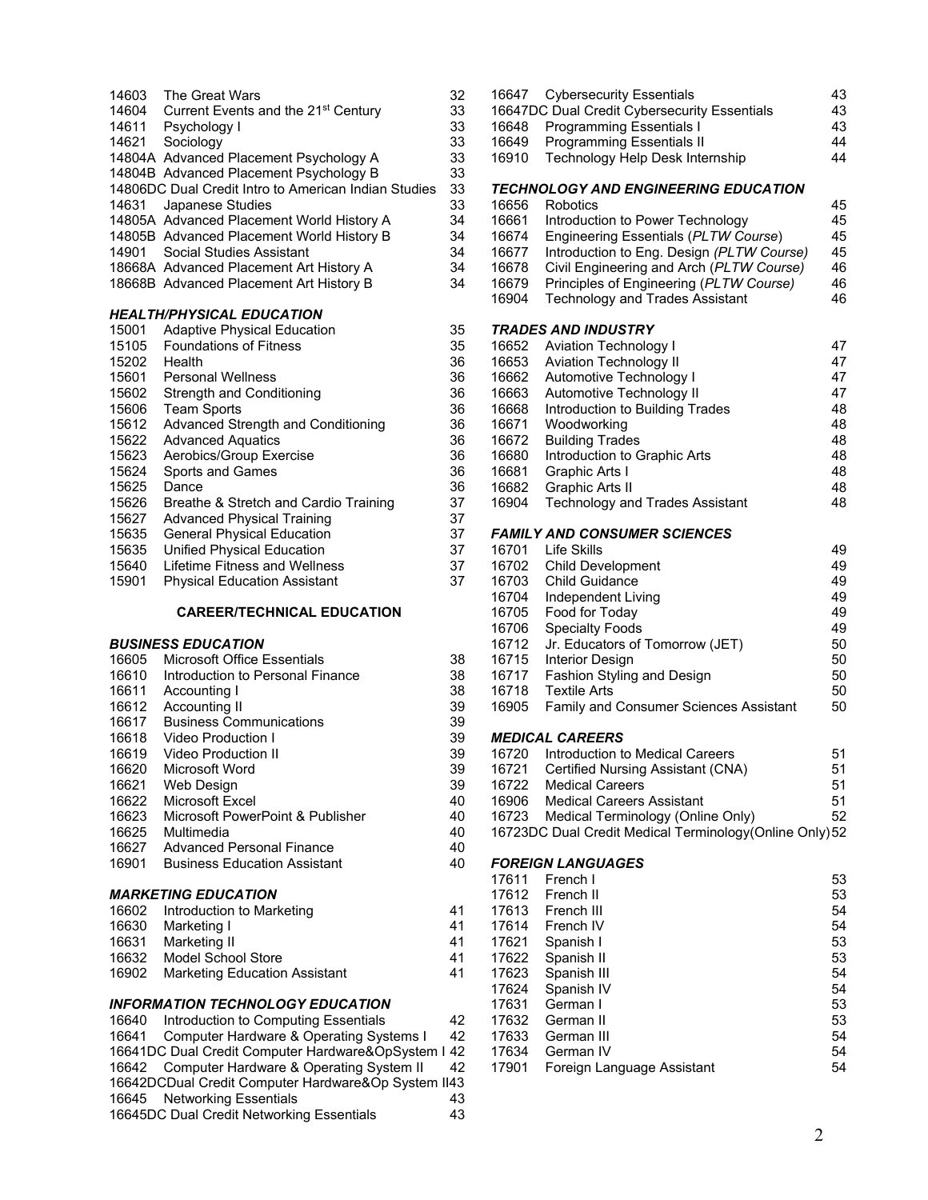| | | |
|---|---|---|
| 14603 | The Great Wars | 32 |
| 14604 | Current Events and the 21st Century | 33 |
| 14611 | Psychology I | 33 |
| 14621 | Sociology | 33 |
| 14804A | Advanced Placement Psychology A | 33 |
| 14804B | Advanced Placement Psychology B | 33 |
| 14806DC | Dual Credit Intro to American Indian Studies | 33 |
| 14631 | Japanese Studies | 33 |
| 14805A | Advanced Placement World History A | 34 |
| 14805B | Advanced Placement World History B | 34 |
| 14901 | Social Studies Assistant | 34 |
| 18668A | Advanced Placement Art History A | 34 |
| 18668B | Advanced Placement Art History B | 34 |

### *HEALTH/PHYSICAL EDUCATION*

| | | |
|---|---|---|
| 15001 | Adaptive Physical Education | 35 |
| 15105 | Foundations of Fitness | 35 |
| 15202 | Health | 36 |
| 15601 | Personal Wellness | 36 |
| 15602 | Strength and Conditioning | 36 |
| 15606 | Team Sports | 36 |
| 15612 | Advanced Strength and Conditioning | 36 |
| 15622 | Advanced Aquatics | 36 |
| 15623 | Aerobics/Group Exercise | 36 |
| 15624 | Sports and Games | 36 |
| 15625 | Dance | 36 |
| 15626 | Breathe & Stretch and Cardio Training | 37 |
| 15627 | Advanced Physical Training | 37 |
| 15635 | General Physical Education | 37 |
| 15635 | Unified Physical Education | 37 |
| 15640 | Lifetime Fitness and Wellness | 37 |
| 15901 | Physical Education Assistant | 37 |

## CAREER/TECHNICAL EDUCATION

### *BUSINESS EDUCATION*

| | | |
|---|---|---|
| 16605 | Microsoft Office Essentials | 38 |
| 16610 | Introduction to Personal Finance | 38 |
| 16611 | Accounting I | 38 |
| 16612 | Accounting II | 39 |
| 16617 | Business Communications | 39 |
| 16618 | Video Production I | 39 |
| 16619 | Video Production II | 39 |
| 16620 | Microsoft Word | 39 |
| 16621 | Web Design | 39 |
| 16622 | Microsoft Excel | 40 |
| 16623 | Microsoft PowerPoint & Publisher | 40 |
| 16625 | Multimedia | 40 |
| 16627 | Advanced Personal Finance | 40 |
| 16901 | Business Education Assistant | 40 |

### *MARKETING EDUCATION*

| | | |
|---|---|---|
| 16602 | Introduction to Marketing | 41 |
| 16630 | Marketing I | 41 |
| 16631 | Marketing II | 41 |
| 16632 | Model School Store | 41 |
| 16902 | Marketing Education Assistant | 41 |

### *INFORMATION TECHNOLOGY EDUCATION*

| | | |
|---|---|---|
| 16640 | Introduction to Computing Essentials | 42 |
| 16641 | Computer Hardware & Operating Systems I | 42 |
| 16641DC | Dual Credit Computer Hardware&OpSystem I | 42 |
| 16642 | Computer Hardware & Operating System II | 42 |
| 16642DC | Dual Credit Computer Hardware&Op System II | 43 |
| 16645 | Networking Essentials | 43 |
| 16645DC | Dual Credit Networking Essentials | 43 |
| 16647 | Cybersecurity Essentials | 43 |
| 16647DC | Dual Credit Cybersecurity Essentials | 43 |
| 16648 | Programming Essentials I | 43 |
| 16649 | Programming Essentials II | 44 |
| 16910 | Technology Help Desk Internship | 44 |

### *TECHNOLOGY AND ENGINEERING EDUCATION*

| | | |
|---|---|---|
| 16656 | Robotics | 45 |
| 16661 | Introduction to Power Technology | 45 |
| 16674 | Engineering Essentials (*PLTW Course*) | 45 |
| 16677 | Introduction to Eng. Design *(PLTW Course)* | 45 |
| 16678 | Civil Engineering and Arch (*PLTW Course*) | 46 |
| 16679 | Principles of Engineering (*PLTW Course*) | 46 |
| 16904 | Technology and Trades Assistant | 46 |

### *TRADES AND INDUSTRY*

| | | |
|---|---|---|
| 16652 | Aviation Technology I | 47 |
| 16653 | Aviation Technology II | 47 |
| 16662 | Automotive Technology I | 47 |
| 16663 | Automotive Technology II | 47 |
| 16668 | Introduction to Building Trades | 48 |
| 16671 | Woodworking | 48 |
| 16672 | Building Trades | 48 |
| 16680 | Introduction to Graphic Arts | 48 |
| 16681 | Graphic Arts I | 48 |
| 16682 | Graphic Arts II | 48 |
| 16904 | Technology and Trades Assistant | 48 |

### *FAMILY AND CONSUMER SCIENCES*

| | | |
|---|---|---|
| 16701 | Life Skills | 49 |
| 16702 | Child Development | 49 |
| 16703 | Child Guidance | 49 |
| 16704 | Independent Living | 49 |
| 16705 | Food for Today | 49 |
| 16706 | Specialty Foods | 49 |
| 16712 | Jr. Educators of Tomorrow (JET) | 50 |
| 16715 | Interior Design | 50 |
| 16717 | Fashion Styling and Design | 50 |
| 16718 | Textile Arts | 50 |
| 16905 | Family and Consumer Sciences Assistant | 50 |

### *MEDICAL CAREERS*

| | | |
|---|---|---|
| 16720 | Introduction to Medical Careers | 51 |
| 16721 | Certified Nursing Assistant (CNA) | 51 |
| 16722 | Medical Careers | 51 |
| 16906 | Medical Careers Assistant | 51 |
| 16723 | Medical Terminology (Online Only) | 52 |
| 16723DC | Dual Credit Medical Terminology(Online Only) | 52 |

### *FOREIGN LANGUAGES*

| | | |
|---|---|---|
| 17611 | French I | 53 |
| 17612 | French II | 53 |
| 17613 | French III | 54 |
| 17614 | French IV | 54 |
| 17621 | Spanish I | 53 |
| 17622 | Spanish II | 53 |
| 17623 | Spanish III | 54 |
| 17624 | Spanish IV | 54 |
| 17631 | German I | 53 |
| 17632 | German II | 53 |
| 17633 | German III | 54 |
| 17634 | German IV | 54 |
| 17901 | Foreign Language Assistant | 54 |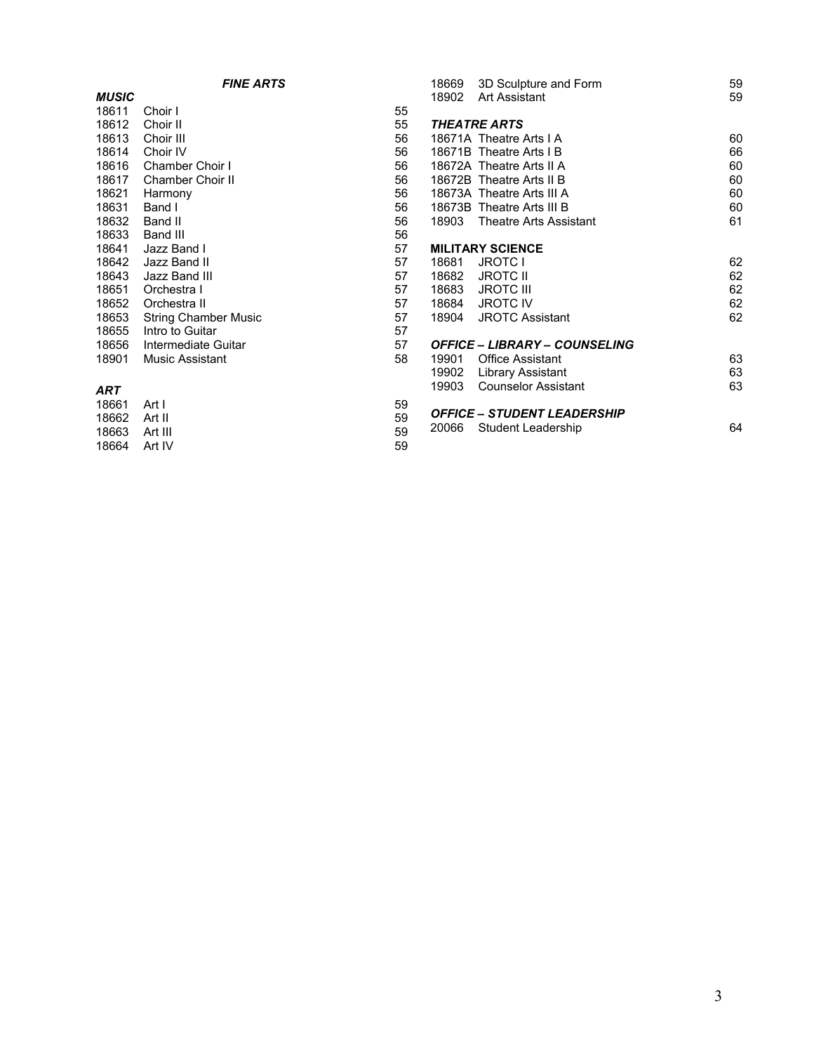## *FINE ARTS*

### *MUSIC*

| | | |
|---|---|---|
| 18611 | Choir I | 55 |
| 18612 | Choir II | 55 |
| 18613 | Choir III | 56 |
| 18614 | Choir IV | 56 |
| 18616 | Chamber Choir I | 56 |
| 18617 | Chamber Choir II | 56 |
| 18621 | Harmony | 56 |
| 18631 | Band I | 56 |
| 18632 | Band II | 56 |
| 18633 | Band III | 56 |
| 18641 | Jazz Band I | 57 |
| 18642 | Jazz Band II | 57 |
| 18643 | Jazz Band III | 57 |
| 18651 | Orchestra I | 57 |
| 18652 | Orchestra II | 57 |
| 18653 | String Chamber Music | 57 |
| 18655 | Intro to Guitar | 57 |
| 18656 | Intermediate Guitar | 57 |
| 18901 | Music Assistant | 58 |

### *ART*

| | | |
|---|---|---|
| 18661 | Art I | 59 |
| 18662 | Art II | 59 |
| 18663 | Art III | 59 |
| 18664 | Art IV | 59 |
| 18669 | 3D Sculpture and Form | 59 |
| 18902 | Art Assistant | 59 |

### *THEATRE ARTS*

| | | |
|---|---|---|
| 18671A | Theatre Arts I A | 60 |
| 18671B | Theatre Arts I B | 66 |
| 18672A | Theatre Arts II A | 60 |
| 18672B | Theatre Arts II B | 60 |
| 18673A | Theatre Arts III A | 60 |
| 18673B | Theatre Arts III B | 60 |
| 18903 | Theatre Arts Assistant | 61 |

### **MILITARY SCIENCE**

| | | |
|---|---|---|
| 18681 | JROTC I | 62 |
| 18682 | JROTC II | 62 |
| 18683 | JROTC III | 62 |
| 18684 | JROTC IV | 62 |
| 18904 | JROTC Assistant | 62 |

### *OFFICE – LIBRARY – COUNSELING*

| | | |
|---|---|---|
| 19901 | Office Assistant | 63 |
| 19902 | Library Assistant | 63 |
| 19903 | Counselor Assistant | 63 |

### *OFFICE – STUDENT LEADERSHIP*

| | | |
|---|---|---|
| 20066 | Student Leadership | 64 |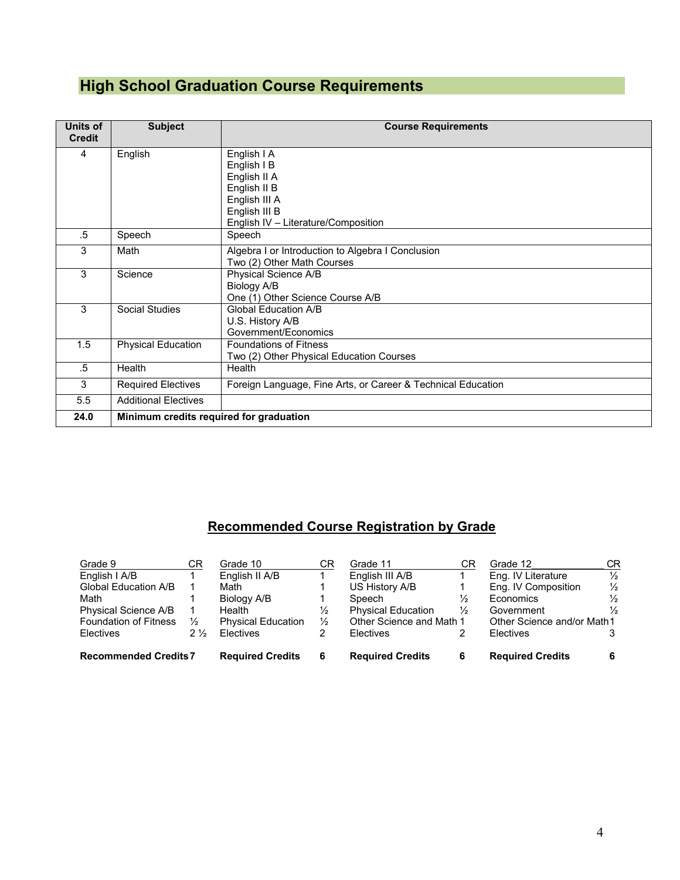## High School Graduation Course Requirements

| Units of Credit | Subject | Course Requirements |
|---|---|---|
| 4 | English | English I A<br>English I B<br>English II A<br>English II B<br>English III A<br>English III B<br>English IV – Literature/Composition |
| .5 | Speech | Speech |
| 3 | Math | Algebra I or Introduction to Algebra I Conclusion<br>Two (2) Other Math Courses |
| 3 | Science | Physical Science A/B<br>Biology A/B<br>One (1) Other Science Course A/B |
| 3 | Social Studies | Global Education A/B<br>U.S. History A/B<br>Government/Economics |
| 1.5 | Physical Education | Foundations of Fitness<br>Two (2) Other Physical Education Courses |
| .5 | Health | Health |
| 3 | Required Electives | Foreign Language, Fine Arts, or Career & Technical Education |
| 5.5 | Additional Electives | |
| **24.0** | **Minimum credits required for graduation** | |

## Recommended Course Registration by Grade

| Grade 9 | CR | Grade 10 | CR | Grade 11 | CR | Grade 12 | CR |
|---|---|---|---|---|---|---|---|
| English I A/B | 1 | English II A/B | 1 | English III A/B | 1 | Eng. IV Literature | ½ |
| Global Education A/B | 1 | Math | 1 | US History A/B | 1 | Eng. IV Composition | ½ |
| Math | 1 | Biology A/B | 1 | Speech | ½ | Economics | ½ |
| Physical Science A/B | 1 | Health | ½ | Physical Education | ½ | Government | ½ |
| Foundation of Fitness | ½ | Physical Education | ½ | Other Science and Math | 1 | Other Science and/or Math | 1 |
| Electives | 2 ½ | Electives | 2 | Electives | 2 | Electives | 3 |
| **Recommended Credits** | **7** | **Required Credits** | **6** | **Required Credits** | **6** | **Required Credits** | **6** |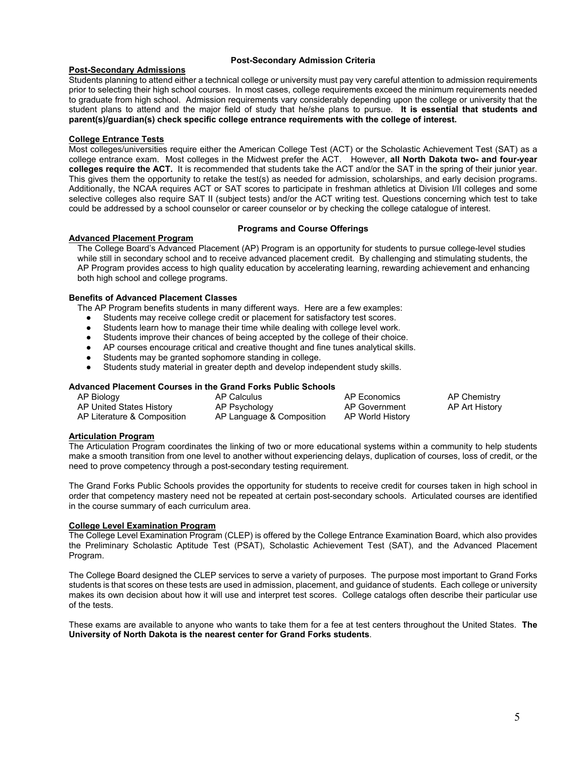## Post-Secondary Admission Criteria

**Post-Secondary Admissions**

Students planning to attend either a technical college or university must pay very careful attention to admission requirements prior to selecting their high school courses. In most cases, college requirements exceed the minimum requirements needed to graduate from high school. Admission requirements vary considerably depending upon the college or university that the student plans to attend and the major field of study that he/she plans to pursue. **It is essential that students and parent(s)/guardian(s) check specific college entrance requirements with the college of interest.**

**College Entrance Tests**

Most colleges/universities require either the American College Test (ACT) or the Scholastic Achievement Test (SAT) as a college entrance exam. Most colleges in the Midwest prefer the ACT. However, **all North Dakota two- and four-year colleges require the ACT.** It is recommended that students take the ACT and/or the SAT in the spring of their junior year. This gives them the opportunity to retake the test(s) as needed for admission, scholarships, and early decision programs. Additionally, the NCAA requires ACT or SAT scores to participate in freshman athletics at Division I/II colleges and some selective colleges also require SAT II (subject tests) and/or the ACT writing test. Questions concerning which test to take could be addressed by a school counselor or career counselor or by checking the college catalogue of interest.

## Programs and Course Offerings

**Advanced Placement Program**

The College Board's Advanced Placement (AP) Program is an opportunity for students to pursue college-level studies while still in secondary school and to receive advanced placement credit. By challenging and stimulating students, the AP Program provides access to high quality education by accelerating learning, rewarding achievement and enhancing both high school and college programs.

**Benefits of Advanced Placement Classes**

The AP Program benefits students in many different ways. Here are a few examples:

- Students may receive college credit or placement for satisfactory test scores.
- Students learn how to manage their time while dealing with college level work.
- Students improve their chances of being accepted by the college of their choice.
- AP courses encourage critical and creative thought and fine tunes analytical skills.
- Students may be granted sophomore standing in college.
- Students study material in greater depth and develop independent study skills.

**Advanced Placement Courses in the Grand Forks Public Schools**

| | | | |
|---|---|---|---|
| AP Biology | AP Calculus | AP Economics | AP Chemistry |
| AP United States History | AP Psychology | AP Government | AP Art History |
| AP Literature & Composition | AP Language & Composition | AP World History | |

**Articulation Program**

The Articulation Program coordinates the linking of two or more educational systems within a community to help students make a smooth transition from one level to another without experiencing delays, duplication of courses, loss of credit, or the need to prove competency through a post-secondary testing requirement.

The Grand Forks Public Schools provides the opportunity for students to receive credit for courses taken in high school in order that competency mastery need not be repeated at certain post-secondary schools. Articulated courses are identified in the course summary of each curriculum area.

**College Level Examination Program**

The College Level Examination Program (CLEP) is offered by the College Entrance Examination Board, which also provides the Preliminary Scholastic Aptitude Test (PSAT), Scholastic Achievement Test (SAT), and the Advanced Placement Program.

The College Board designed the CLEP services to serve a variety of purposes. The purpose most important to Grand Forks students is that scores on these tests are used in admission, placement, and guidance of students. Each college or university makes its own decision about how it will use and interpret test scores. College catalogs often describe their particular use of the tests.

These exams are available to anyone who wants to take them for a fee at test centers throughout the United States. **The University of North Dakota is the nearest center for Grand Forks students**.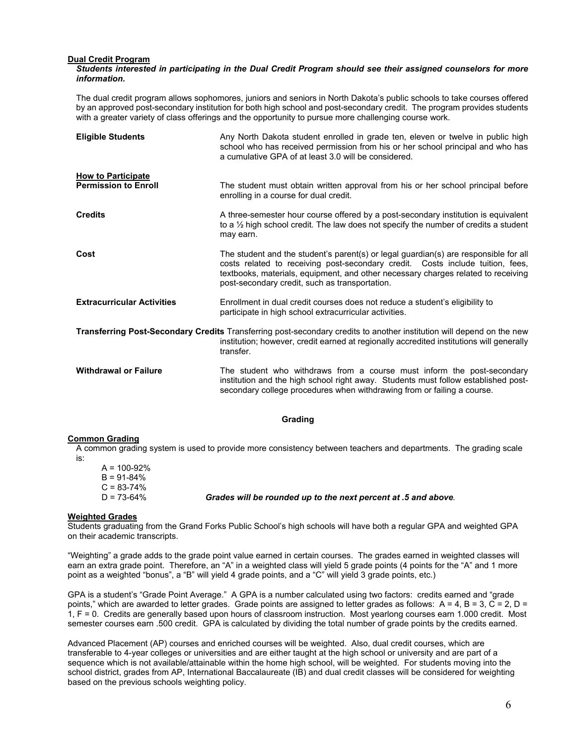**Dual Credit Program**

***Students interested in participating in the Dual Credit Program should see their assigned counselors for more information.***

The dual credit program allows sophomores, juniors and seniors in North Dakota's public schools to take courses offered by an approved post-secondary institution for both high school and post-secondary credit. The program provides students with a greater variety of class offerings and the opportunity to pursue more challenging course work.

**Eligible Students** Any North Dakota student enrolled in grade ten, eleven or twelve in public high school who has received permission from his or her school principal and who has a cumulative GPA of at least 3.0 will be considered.

**How to Participate**

**Permission to Enroll** The student must obtain written approval from his or her school principal before enrolling in a course for dual credit.

**Credits** A three-semester hour course offered by a post-secondary institution is equivalent to a ½ high school credit. The law does not specify the number of credits a student may earn.

**Cost** The student and the student's parent(s) or legal guardian(s) are responsible for all costs related to receiving post-secondary credit. Costs include tuition, fees, textbooks, materials, equipment, and other necessary charges related to receiving post-secondary credit, such as transportation.

**Extracurricular Activities** Enrollment in dual credit courses does not reduce a student's eligibility to participate in high school extracurricular activities.

**Transferring Post-Secondary Credits** Transferring post-secondary credits to another institution will depend on the new institution; however, credit earned at regionally accredited institutions will generally transfer.

**Withdrawal or Failure** The student who withdraws from a course must inform the post-secondary institution and the high school right away. Students must follow established post-secondary college procedures when withdrawing from or failing a course.

## Grading

**Common Grading**

A common grading system is used to provide more consistency between teachers and departments. The grading scale is:

A = 100-92%
B = 91-84%
C = 83-74%
D = 73-64%

***Grades will be rounded up to the next percent at .5 and above.***

**Weighted Grades**

Students graduating from the Grand Forks Public School's high schools will have both a regular GPA and weighted GPA on their academic transcripts.

"Weighting" a grade adds to the grade point value earned in certain courses. The grades earned in weighted classes will earn an extra grade point. Therefore, an "A" in a weighted class will yield 5 grade points (4 points for the "A" and 1 more point as a weighted "bonus", a "B" will yield 4 grade points, and a "C" will yield 3 grade points, etc.)

GPA is a student's "Grade Point Average." A GPA is a number calculated using two factors: credits earned and "grade points," which are awarded to letter grades. Grade points are assigned to letter grades as follows: A = 4, B = 3, C = 2, D = 1, F = 0. Credits are generally based upon hours of classroom instruction. Most yearlong courses earn 1.000 credit. Most semester courses earn .500 credit. GPA is calculated by dividing the total number of grade points by the credits earned.

Advanced Placement (AP) courses and enriched courses will be weighted. Also, dual credit courses, which are transferable to 4-year colleges or universities and are either taught at the high school or university and are part of a sequence which is not available/attainable within the home high school, will be weighted. For students moving into the school district, grades from AP, International Baccalaureate (IB) and dual credit classes will be considered for weighting based on the previous schools weighting policy.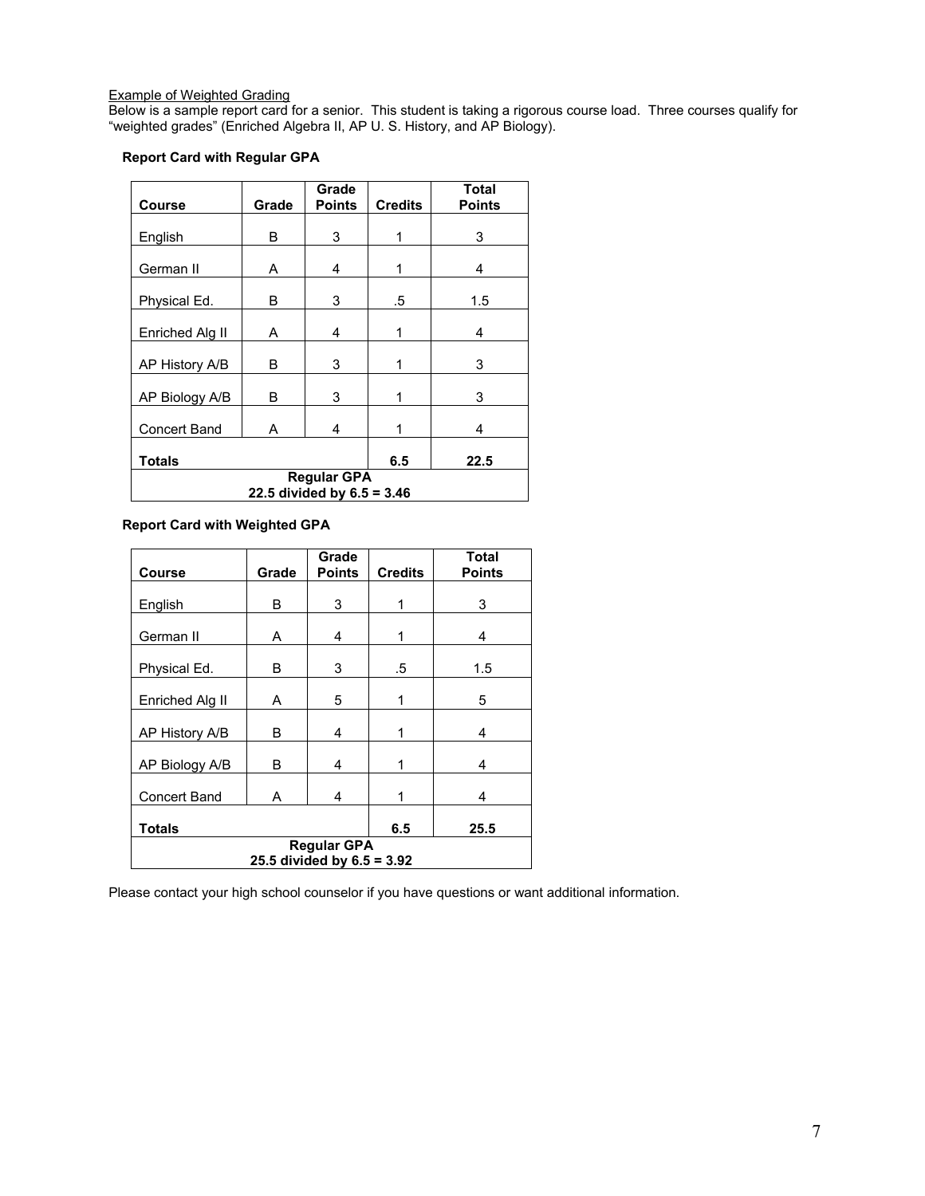Example of Weighted Grading

Below is a sample report card for a senior. This student is taking a rigorous course load. Three courses qualify for "weighted grades" (Enriched Algebra II, AP U. S. History, and AP Biology).

**Report Card with Regular GPA**

| Course | Grade | Grade Points | Credits | Total Points |
|---|---|---|---|---|
| English | B | 3 | 1 | 3 |
| German II | A | 4 | 1 | 4 |
| Physical Ed. | B | 3 | .5 | 1.5 |
| Enriched Alg II | A | 4 | 1 | 4 |
| AP History A/B | B | 3 | 1 | 3 |
| AP Biology A/B | B | 3 | 1 | 3 |
| Concert Band | A | 4 | 1 | 4 |
| **Totals** | | | **6.5** | **22.5** |
| **Regular GPA 22.5 divided by 6.5 = 3.46** | | | | |

**Report Card with Weighted GPA**

| Course | Grade | Grade Points | Credits | Total Points |
|---|---|---|---|---|
| English | B | 3 | 1 | 3 |
| German II | A | 4 | 1 | 4 |
| Physical Ed. | B | 3 | .5 | 1.5 |
| Enriched Alg II | A | 5 | 1 | 5 |
| AP History A/B | B | 4 | 1 | 4 |
| AP Biology A/B | B | 4 | 1 | 4 |
| Concert Band | A | 4 | 1 | 4 |
| **Totals** | | | **6.5** | **25.5** |
| **Regular GPA 25.5 divided by 6.5 = 3.92** | | | | |

Please contact your high school counselor if you have questions or want additional information.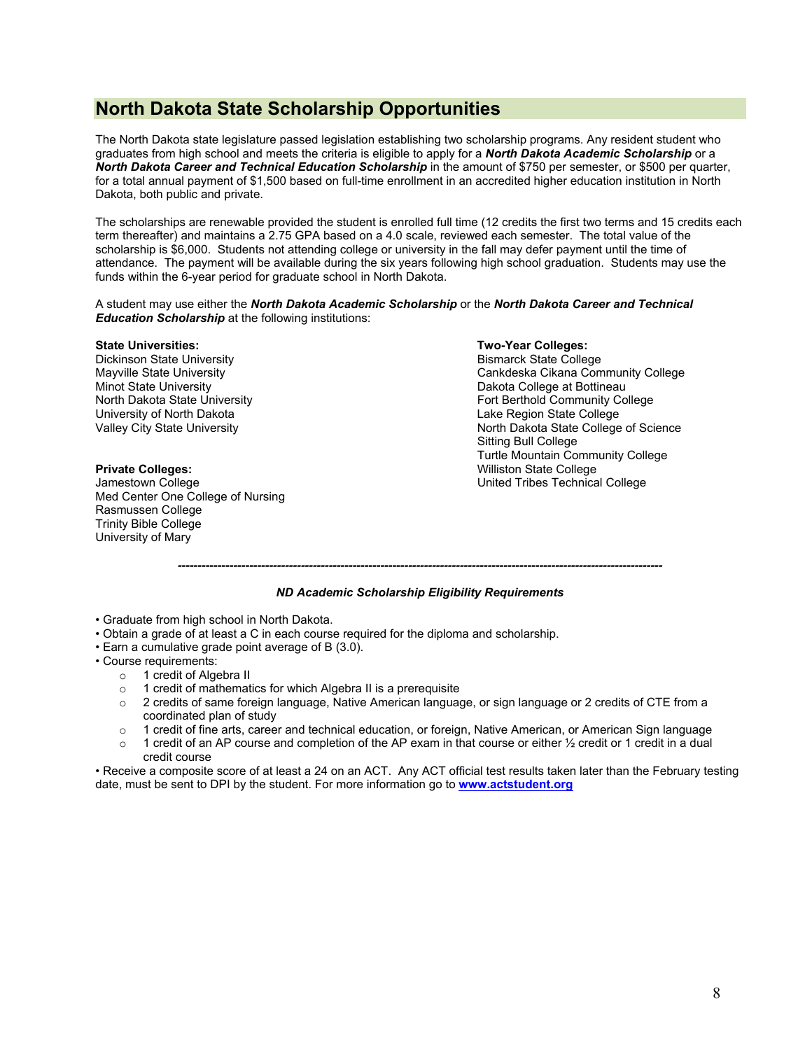## North Dakota State Scholarship Opportunities

The North Dakota state legislature passed legislation establishing two scholarship programs. Any resident student who graduates from high school and meets the criteria is eligible to apply for a ***North Dakota Academic Scholarship*** or a ***North Dakota Career and Technical Education Scholarship*** in the amount of $750 per semester, or $500 per quarter, for a total annual payment of $1,500 based on full-time enrollment in an accredited higher education institution in North Dakota, both public and private.

The scholarships are renewable provided the student is enrolled full time (12 credits the first two terms and 15 credits each term thereafter) and maintains a 2.75 GPA based on a 4.0 scale, reviewed each semester. The total value of the scholarship is $6,000. Students not attending college or university in the fall may defer payment until the time of attendance. The payment will be available during the six years following high school graduation. Students may use the funds within the 6-year period for graduate school in North Dakota.

A student may use either the ***North Dakota Academic Scholarship*** or the ***North Dakota Career and Technical Education Scholarship*** at the following institutions:

**State Universities:**
Dickinson State University
Mayville State University
Minot State University
North Dakota State University
University of North Dakota
Valley City State University

**Private Colleges:**
Jamestown College
Med Center One College of Nursing
Rasmussen College
Trinity Bible College
University of Mary

**Two-Year Colleges:**
Bismarck State College
Cankdeska Cikana Community College
Dakota College at Bottineau
Fort Berthold Community College
Lake Region State College
North Dakota State College of Science
Sitting Bull College
Turtle Mountain Community College
Williston State College
United Tribes Technical College

---

***ND Academic Scholarship Eligibility Requirements***

- Graduate from high school in North Dakota.
- Obtain a grade of at least a C in each course required for the diploma and scholarship.
- Earn a cumulative grade point average of B (3.0).
- Course requirements:
  - 1 credit of Algebra II
  - 1 credit of mathematics for which Algebra II is a prerequisite
  - 2 credits of same foreign language, Native American language, or sign language or 2 credits of CTE from a coordinated plan of study
  - 1 credit of fine arts, career and technical education, or foreign, Native American, or American Sign language
  - 1 credit of an AP course and completion of the AP exam in that course or either ½ credit or 1 credit in a dual credit course
- Receive a composite score of at least a 24 on an ACT. Any ACT official test results taken later than the February testing date, must be sent to DPI by the student. For more information go to **www.actstudent.org**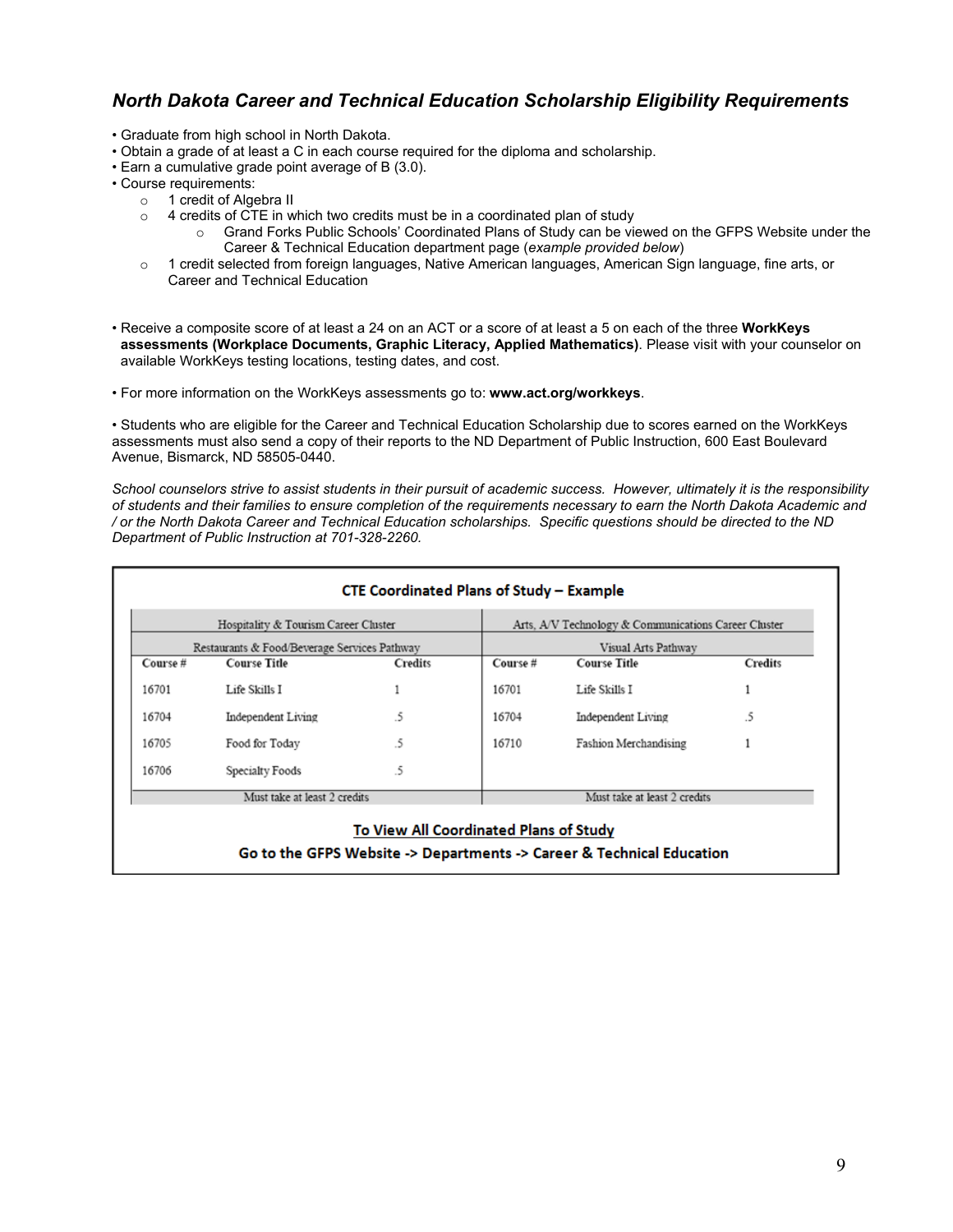## *North Dakota Career and Technical Education Scholarship Eligibility Requirements*

- Graduate from high school in North Dakota.
- Obtain a grade of at least a C in each course required for the diploma and scholarship.
- Earn a cumulative grade point average of B (3.0).
- Course requirements:
  - 1 credit of Algebra II
  - 4 credits of CTE in which two credits must be in a coordinated plan of study
    - Grand Forks Public Schools' Coordinated Plans of Study can be viewed on the GFPS Website under the Career & Technical Education department page (*example provided below*)
  - 1 credit selected from foreign languages, Native American languages, American Sign language, fine arts, or Career and Technical Education

- Receive a composite score of at least a 24 on an ACT or a score of at least a 5 on each of the three **WorkKeys assessments (Workplace Documents, Graphic Literacy, Applied Mathematics)**. Please visit with your counselor on available WorkKeys testing locations, testing dates, and cost.

- For more information on the WorkKeys assessments go to: **www.act.org/workkeys**.

- Students who are eligible for the Career and Technical Education Scholarship due to scores earned on the WorkKeys assessments must also send a copy of their reports to the ND Department of Public Instruction, 600 East Boulevard Avenue, Bismarck, ND 58505-0440.

*School counselors strive to assist students in their pursuit of academic success. However, ultimately it is the responsibility of students and their families to ensure completion of the requirements necessary to earn the North Dakota Academic and / or the North Dakota Career and Technical Education scholarships. Specific questions should be directed to the ND Department of Public Instruction at 701-328-2260.*

**CTE Coordinated Plans of Study – Example**

| Hospitality & Tourism Career Cluster | | | Arts, A/V Technology & Communications Career Cluster | | |
|---|---|---|---|---|---|
| Restaurants & Food/Beverage Services Pathway | | | Visual Arts Pathway | | |
| **Course #** | **Course Title** | **Credits** | **Course #** | **Course Title** | **Credits** |
| 16701 | Life Skills I | 1 | 16701 | Life Skills I | 1 |
| 16704 | Independent Living | .5 | 16704 | Independent Living | .5 |
| 16705 | Food for Today | .5 | 16710 | Fashion Merchandising | 1 |
| 16706 | Specialty Foods | .5 | | | |
| Must take at least 2 credits | | | Must take at least 2 credits | | |

**<u>To View All Coordinated Plans of Study</u>**

**Go to the GFPS Website -> Departments -> Career & Technical Education**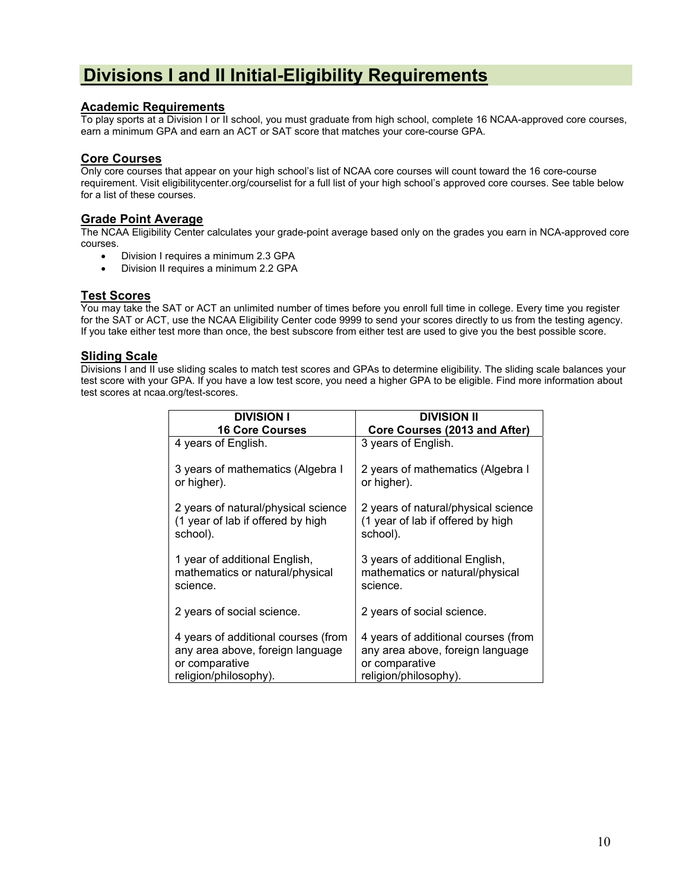# Divisions I and II Initial-Eligibility Requirements

## Academic Requirements

To play sports at a Division I or II school, you must graduate from high school, complete 16 NCAA-approved core courses, earn a minimum GPA and earn an ACT or SAT score that matches your core-course GPA.

## Core Courses

Only core courses that appear on your high school's list of NCAA core courses will count toward the 16 core-course requirement. Visit eligibilitycenter.org/courselist for a full list of your high school's approved core courses. See table below for a list of these courses.

## Grade Point Average

The NCAA Eligibility Center calculates your grade-point average based only on the grades you earn in NCA-approved core courses.

- Division I requires a minimum 2.3 GPA
- Division II requires a minimum 2.2 GPA

## Test Scores

You may take the SAT or ACT an unlimited number of times before you enroll full time in college. Every time you register for the SAT or ACT, use the NCAA Eligibility Center code 9999 to send your scores directly to us from the testing agency. If you take either test more than once, the best subscore from either test are used to give you the best possible score.

## Sliding Scale

Divisions I and II use sliding scales to match test scores and GPAs to determine eligibility. The sliding scale balances your test score with your GPA. If you have a low test score, you need a higher GPA to be eligible. Find more information about test scores at ncaa.org/test-scores.

| DIVISION I<br>16 Core Courses | DIVISION II<br>Core Courses (2013 and After) |
|---|---|
| 4 years of English. | 3 years of English. |
| 3 years of mathematics (Algebra I or higher). | 2 years of mathematics (Algebra I or higher). |
| 2 years of natural/physical science (1 year of lab if offered by high school). | 2 years of natural/physical science (1 year of lab if offered by high school). |
| 1 year of additional English, mathematics or natural/physical science. | 3 years of additional English, mathematics or natural/physical science. |
| 2 years of social science. | 2 years of social science. |
| 4 years of additional courses (from any area above, foreign language or comparative religion/philosophy). | 4 years of additional courses (from any area above, foreign language or comparative religion/philosophy). |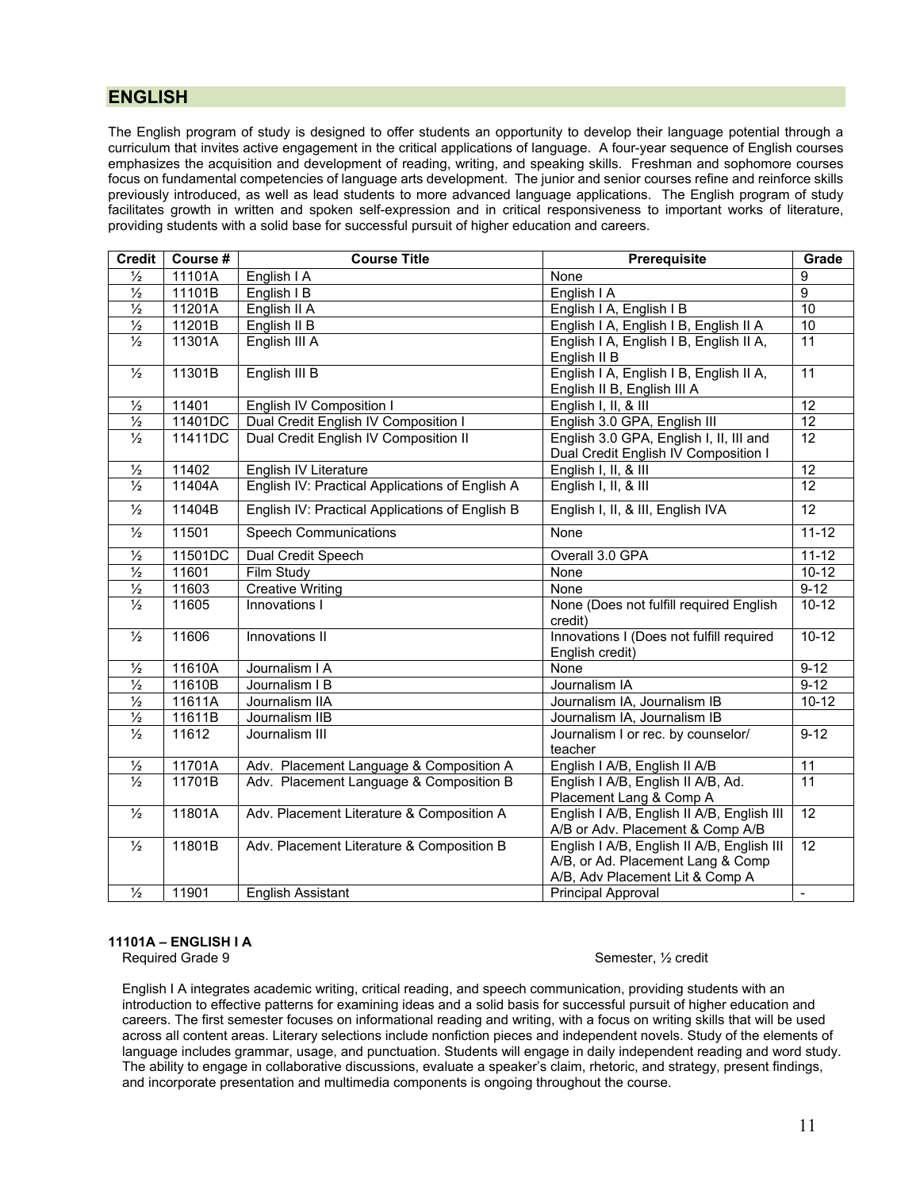## ENGLISH

The English program of study is designed to offer students an opportunity to develop their language potential through a curriculum that invites active engagement in the critical applications of language. A four-year sequence of English courses emphasizes the acquisition and development of reading, writing, and speaking skills. Freshman and sophomore courses focus on fundamental competencies of language arts development. The junior and senior courses refine and reinforce skills previously introduced, as well as lead students to more advanced language applications. The English program of study facilitates growth in written and spoken self-expression and in critical responsiveness to important works of literature, providing students with a solid base for successful pursuit of higher education and careers.

| Credit | Course # | Course Title | Prerequisite | Grade |
|---|---|---|---|---|
| ½ | 11101A | English I A | None | 9 |
| ½ | 11101B | English I B | English I A | 9 |
| ½ | 11201A | English II A | English I A, English I B | 10 |
| ½ | 11201B | English II B | English I A, English I B, English II A | 10 |
| ½ | 11301A | English III A | English I A, English I B, English II A, English II B | 11 |
| ½ | 11301B | English III B | English I A, English I B, English II A, English II B, English III A | 11 |
| ½ | 11401 | English IV Composition I | English I, II, & III | 12 |
| ½ | 11401DC | Dual Credit English IV Composition I | English 3.0 GPA, English III | 12 |
| ½ | 11411DC | Dual Credit English IV Composition II | English 3.0 GPA, English I, II, III and Dual Credit English IV Composition I | 12 |
| ½ | 11402 | English IV Literature | English I, II, & III | 12 |
| ½ | 11404A | English IV: Practical Applications of English A | English I, II, & III | 12 |
| ½ | 11404B | English IV: Practical Applications of English B | English I, II, & III, English IVA | 12 |
| ½ | 11501 | Speech Communications | None | 11-12 |
| ½ | 11501DC | Dual Credit Speech | Overall 3.0 GPA | 11-12 |
| ½ | 11601 | Film Study | None | 10-12 |
| ½ | 11603 | Creative Writing | None | 9-12 |
| ½ | 11605 | Innovations I | None (Does not fulfill required English credit) | 10-12 |
| ½ | 11606 | Innovations II | Innovations I (Does not fulfill required English credit) | 10-12 |
| ½ | 11610A | Journalism I A | None | 9-12 |
| ½ | 11610B | Journalism I B | Journalism IA | 9-12 |
| ½ | 11611A | Journalism IIA | Journalism IA, Journalism IB | 10-12 |
| ½ | 11611B | Journalism IIB | Journalism IA, Journalism IB | |
| ½ | 11612 | Journalism III | Journalism I or rec. by counselor/ teacher | 9-12 |
| ½ | 11701A | Adv. Placement Language & Composition A | English I A/B, English II A/B | 11 |
| ½ | 11701B | Adv. Placement Language & Composition B | English I A/B, English II A/B, Ad. Placement Lang & Comp A | 11 |
| ½ | 11801A | Adv. Placement Literature & Composition A | English I A/B, English II A/B, English III A/B or Adv. Placement & Comp A/B | 12 |
| ½ | 11801B | Adv. Placement Literature & Composition B | English I A/B, English II A/B, English III A/B, or Ad. Placement Lang & Comp A/B, Adv Placement Lit & Comp A | 12 |
| ½ | 11901 | English Assistant | Principal Approval | - |

**11101A – ENGLISH I A**

Required Grade 9 — Semester, ½ credit

English I A integrates academic writing, critical reading, and speech communication, providing students with an introduction to effective patterns for examining ideas and a solid basis for successful pursuit of higher education and careers. The first semester focuses on informational reading and writing, with a focus on writing skills that will be used across all content areas. Literary selections include nonfiction pieces and independent novels. Study of the elements of language includes grammar, usage, and punctuation. Students will engage in daily independent reading and word study. The ability to engage in collaborative discussions, evaluate a speaker's claim, rhetoric, and strategy, present findings, and incorporate presentation and multimedia components is ongoing throughout the course.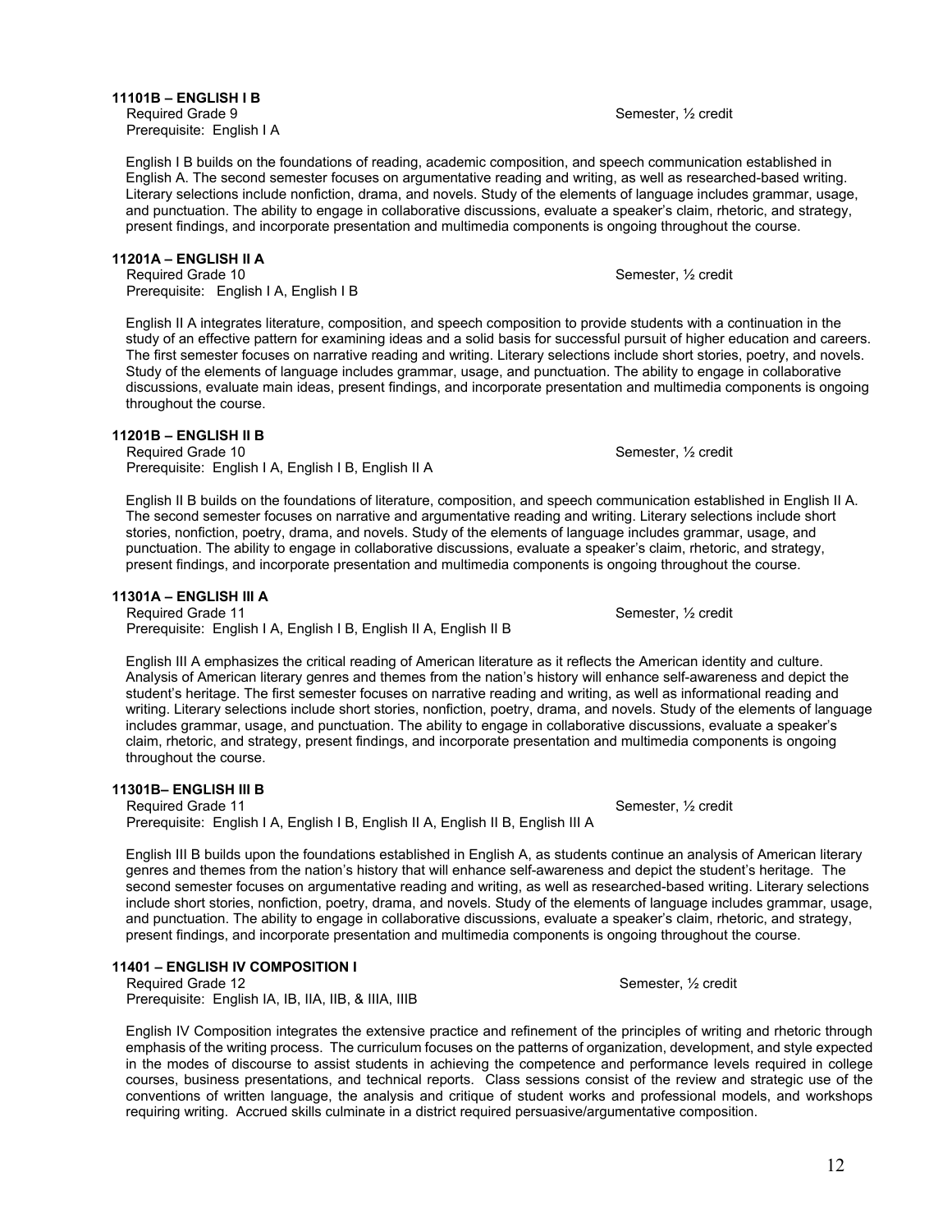**11101B – ENGLISH I B**

Required Grade 9 Semester, ½ credit

Prerequisite: English I A

English I B builds on the foundations of reading, academic composition, and speech communication established in English A. The second semester focuses on argumentative reading and writing, as well as researched-based writing. Literary selections include nonfiction, drama, and novels. Study of the elements of language includes grammar, usage, and punctuation. The ability to engage in collaborative discussions, evaluate a speaker's claim, rhetoric, and strategy, present findings, and incorporate presentation and multimedia components is ongoing throughout the course.

**11201A – ENGLISH II A**

Required Grade 10 Semester, ½ credit

Prerequisite: English I A, English I B

English II A integrates literature, composition, and speech composition to provide students with a continuation in the study of an effective pattern for examining ideas and a solid basis for successful pursuit of higher education and careers. The first semester focuses on narrative reading and writing. Literary selections include short stories, poetry, and novels. Study of the elements of language includes grammar, usage, and punctuation. The ability to engage in collaborative discussions, evaluate main ideas, present findings, and incorporate presentation and multimedia components is ongoing throughout the course.

**11201B – ENGLISH II B**

Required Grade 10 Semester, ½ credit

Prerequisite: English I A, English I B, English II A

English II B builds on the foundations of literature, composition, and speech communication established in English II A. The second semester focuses on narrative and argumentative reading and writing. Literary selections include short stories, nonfiction, poetry, drama, and novels. Study of the elements of language includes grammar, usage, and punctuation. The ability to engage in collaborative discussions, evaluate a speaker's claim, rhetoric, and strategy, present findings, and incorporate presentation and multimedia components is ongoing throughout the course.

**11301A – ENGLISH III A**

Required Grade 11 Semester, ½ credit

Prerequisite: English I A, English I B, English II A, English II B

English III A emphasizes the critical reading of American literature as it reflects the American identity and culture. Analysis of American literary genres and themes from the nation's history will enhance self-awareness and depict the student's heritage. The first semester focuses on narrative reading and writing, as well as informational reading and writing. Literary selections include short stories, nonfiction, poetry, drama, and novels. Study of the elements of language includes grammar, usage, and punctuation. The ability to engage in collaborative discussions, evaluate a speaker's claim, rhetoric, and strategy, present findings, and incorporate presentation and multimedia components is ongoing throughout the course.

**11301B– ENGLISH III B**

Required Grade 11 Semester, ½ credit

Prerequisite: English I A, English I B, English II A, English II B, English III A

English III B builds upon the foundations established in English A, as students continue an analysis of American literary genres and themes from the nation's history that will enhance self-awareness and depict the student's heritage. The second semester focuses on argumentative reading and writing, as well as researched-based writing. Literary selections include short stories, nonfiction, poetry, drama, and novels. Study of the elements of language includes grammar, usage, and punctuation. The ability to engage in collaborative discussions, evaluate a speaker's claim, rhetoric, and strategy, present findings, and incorporate presentation and multimedia components is ongoing throughout the course.

**11401 – ENGLISH IV COMPOSITION I**

Required Grade 12 Semester, ½ credit

Prerequisite: English IA, IB, IIA, IIB, & IIIA, IIIB

English IV Composition integrates the extensive practice and refinement of the principles of writing and rhetoric through emphasis of the writing process. The curriculum focuses on the patterns of organization, development, and style expected in the modes of discourse to assist students in achieving the competence and performance levels required in college courses, business presentations, and technical reports. Class sessions consist of the review and strategic use of the conventions of written language, the analysis and critique of student works and professional models, and workshops requiring writing. Accrued skills culminate in a district required persuasive/argumentative composition.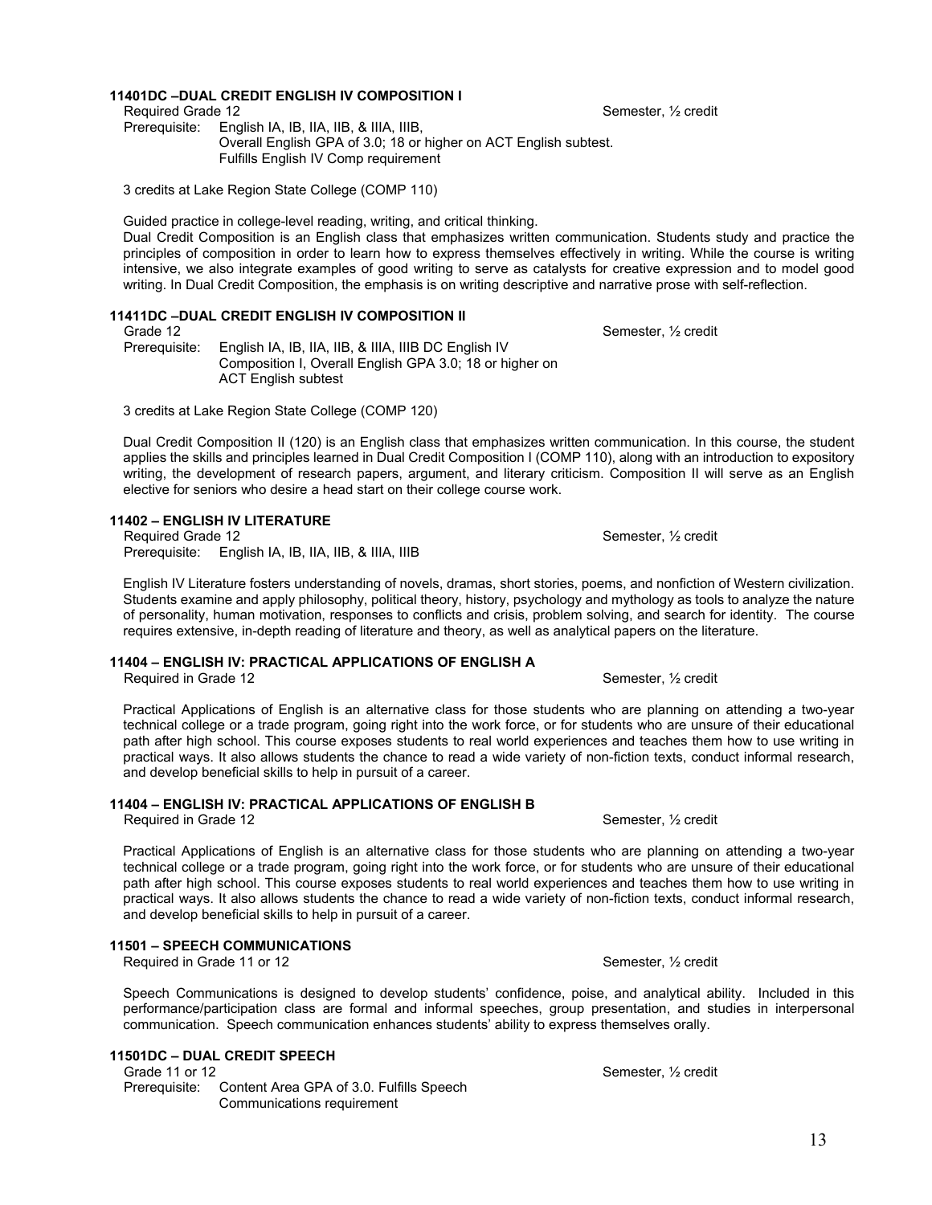**11401DC –DUAL CREDIT ENGLISH IV COMPOSITION I**

Required Grade 12 Semester, ½ credit

Prerequisite: English IA, IB, IIA, IIB, & IIIA, IIIB,
Overall English GPA of 3.0; 18 or higher on ACT English subtest.
Fulfills English IV Comp requirement

3 credits at Lake Region State College (COMP 110)

Guided practice in college-level reading, writing, and critical thinking.
Dual Credit Composition is an English class that emphasizes written communication. Students study and practice the principles of composition in order to learn how to express themselves effectively in writing. While the course is writing intensive, we also integrate examples of good writing to serve as catalysts for creative expression and to model good writing. In Dual Credit Composition, the emphasis is on writing descriptive and narrative prose with self-reflection.

**11411DC –DUAL CREDIT ENGLISH IV COMPOSITION II**

Grade 12 Semester, ½ credit

Prerequisite: English IA, IB, IIA, IIB, & IIIA, IIIB DC English IV Composition I, Overall English GPA 3.0; 18 or higher on ACT English subtest

3 credits at Lake Region State College (COMP 120)

Dual Credit Composition II (120) is an English class that emphasizes written communication. In this course, the student applies the skills and principles learned in Dual Credit Composition I (COMP 110), along with an introduction to expository writing, the development of research papers, argument, and literary criticism. Composition II will serve as an English elective for seniors who desire a head start on their college course work.

**11402 – ENGLISH IV LITERATURE**

Required Grade 12 Semester, ½ credit

Prerequisite: English IA, IB, IIA, IIB, & IIIA, IIIB

English IV Literature fosters understanding of novels, dramas, short stories, poems, and nonfiction of Western civilization. Students examine and apply philosophy, political theory, history, psychology and mythology as tools to analyze the nature of personality, human motivation, responses to conflicts and crisis, problem solving, and search for identity. The course requires extensive, in-depth reading of literature and theory, as well as analytical papers on the literature.

**11404 – ENGLISH IV: PRACTICAL APPLICATIONS OF ENGLISH A**

Required in Grade 12 Semester, ½ credit

Practical Applications of English is an alternative class for those students who are planning on attending a two-year technical college or a trade program, going right into the work force, or for students who are unsure of their educational path after high school. This course exposes students to real world experiences and teaches them how to use writing in practical ways. It also allows students the chance to read a wide variety of non-fiction texts, conduct informal research, and develop beneficial skills to help in pursuit of a career.

**11404 – ENGLISH IV: PRACTICAL APPLICATIONS OF ENGLISH B**

Required in Grade 12 Semester, ½ credit

Practical Applications of English is an alternative class for those students who are planning on attending a two-year technical college or a trade program, going right into the work force, or for students who are unsure of their educational path after high school. This course exposes students to real world experiences and teaches them how to use writing in practical ways. It also allows students the chance to read a wide variety of non-fiction texts, conduct informal research, and develop beneficial skills to help in pursuit of a career.

**11501 – SPEECH COMMUNICATIONS**

Required in Grade 11 or 12 Semester, ½ credit

Speech Communications is designed to develop students' confidence, poise, and analytical ability. Included in this performance/participation class are formal and informal speeches, group presentation, and studies in interpersonal communication. Speech communication enhances students' ability to express themselves orally.

**11501DC – DUAL CREDIT SPEECH**

Grade 11 or 12 Semester, ½ credit

Prerequisite: Content Area GPA of 3.0. Fulfills Speech Communications requirement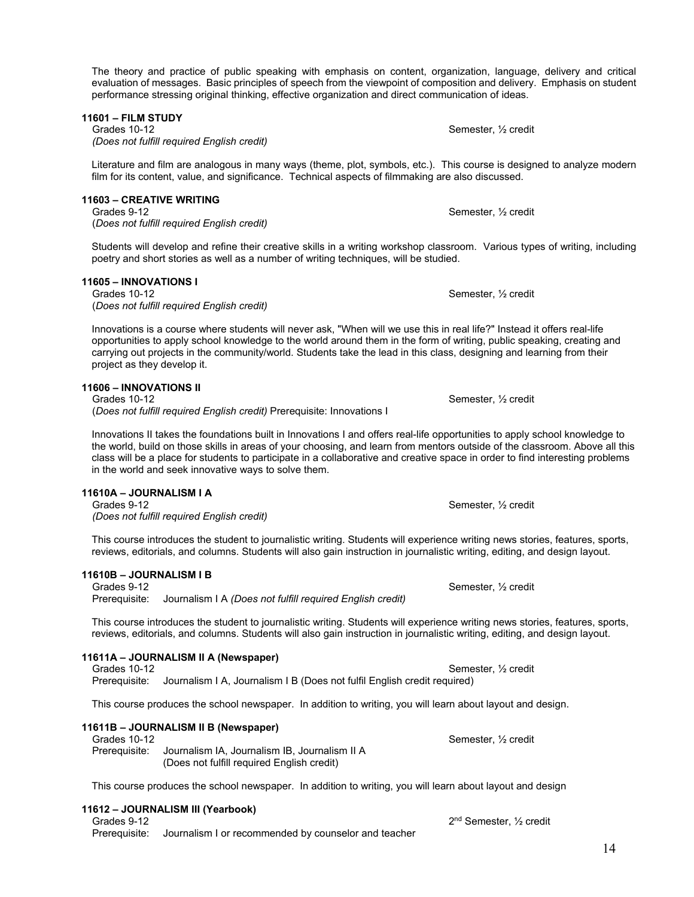The theory and practice of public speaking with emphasis on content, organization, language, delivery and critical evaluation of messages. Basic principles of speech from the viewpoint of composition and delivery. Emphasis on student performance stressing original thinking, effective organization and direct communication of ideas.

**11601 – FILM STUDY**

Grades 10-12 — Semester, ½ credit

*(Does not fulfill required English credit)*

Literature and film are analogous in many ways (theme, plot, symbols, etc.). This course is designed to analyze modern film for its content, value, and significance. Technical aspects of filmmaking are also discussed.

**11603 – CREATIVE WRITING**

Grades 9-12 — Semester, ½ credit

(*Does not fulfill required English credit)*

Students will develop and refine their creative skills in a writing workshop classroom. Various types of writing, including poetry and short stories as well as a number of writing techniques, will be studied.

**11605 – INNOVATIONS I**

Grades 10-12 — Semester, ½ credit

(*Does not fulfill required English credit)*

Innovations is a course where students will never ask, "When will we use this in real life?" Instead it offers real-life opportunities to apply school knowledge to the world around them in the form of writing, public speaking, creating and carrying out projects in the community/world. Students take the lead in this class, designing and learning from their project as they develop it.

**11606 – INNOVATIONS II**

Grades 10-12 — Semester, ½ credit

(*Does not fulfill required English credit)* Prerequisite: Innovations I

Innovations II takes the foundations built in Innovations I and offers real-life opportunities to apply school knowledge to the world, build on those skills in areas of your choosing, and learn from mentors outside of the classroom. Above all this class will be a place for students to participate in a collaborative and creative space in order to find interesting problems in the world and seek innovative ways to solve them.

**11610A – JOURNALISM I A**

Grades 9-12 — Semester, ½ credit

*(Does not fulfill required English credit)*

This course introduces the student to journalistic writing. Students will experience writing news stories, features, sports, reviews, editorials, and columns. Students will also gain instruction in journalistic writing, editing, and design layout.

**11610B – JOURNALISM I B**

Grades 9-12 — Semester, ½ credit

Prerequisite: Journalism I A *(Does not fulfill required English credit)*

This course introduces the student to journalistic writing. Students will experience writing news stories, features, sports, reviews, editorials, and columns. Students will also gain instruction in journalistic writing, editing, and design layout.

**11611A – JOURNALISM II A (Newspaper)**

Grades 10-12 — Semester, ½ credit

Prerequisite: Journalism I A, Journalism I B (Does not fulfil English credit required)

This course produces the school newspaper. In addition to writing, you will learn about layout and design.

**11611B – JOURNALISM II B (Newspaper)**

Grades 10-12 — Semester, ½ credit

Prerequisite: Journalism IA, Journalism IB, Journalism II A
(Does not fulfill required English credit)

This course produces the school newspaper. In addition to writing, you will learn about layout and design

**11612 – JOURNALISM III (Yearbook)**

Grades 9-12 — 2nd Semester, ½ credit

Prerequisite: Journalism I or recommended by counselor and teacher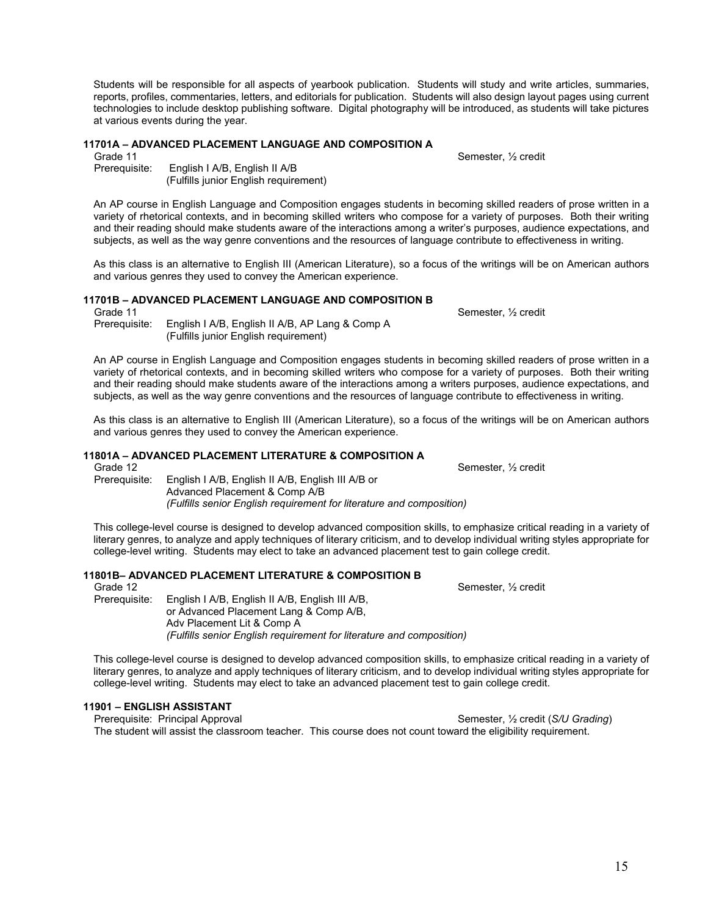Students will be responsible for all aspects of yearbook publication. Students will study and write articles, summaries, reports, profiles, commentaries, letters, and editorials for publication. Students will also design layout pages using current technologies to include desktop publishing software. Digital photography will be introduced, as students will take pictures at various events during the year.

### 11701A – ADVANCED PLACEMENT LANGUAGE AND COMPOSITION A

Grade 11 — Semester, ½ credit
Prerequisite: English I A/B, English II A/B
(Fulfills junior English requirement)

An AP course in English Language and Composition engages students in becoming skilled readers of prose written in a variety of rhetorical contexts, and in becoming skilled writers who compose for a variety of purposes. Both their writing and their reading should make students aware of the interactions among a writer's purposes, audience expectations, and subjects, as well as the way genre conventions and the resources of language contribute to effectiveness in writing.

As this class is an alternative to English III (American Literature), so a focus of the writings will be on American authors and various genres they used to convey the American experience.

### 11701B – ADVANCED PLACEMENT LANGUAGE AND COMPOSITION B

Grade 11 — Semester, ½ credit
Prerequisite: English I A/B, English II A/B, AP Lang & Comp A
(Fulfills junior English requirement)

An AP course in English Language and Composition engages students in becoming skilled readers of prose written in a variety of rhetorical contexts, and in becoming skilled writers who compose for a variety of purposes. Both their writing and their reading should make students aware of the interactions among a writers purposes, audience expectations, and subjects, as well as the way genre conventions and the resources of language contribute to effectiveness in writing.

As this class is an alternative to English III (American Literature), so a focus of the writings will be on American authors and various genres they used to convey the American experience.

### 11801A – ADVANCED PLACEMENT LITERATURE & COMPOSITION A

Grade 12 — Semester, ½ credit
Prerequisite: English I A/B, English II A/B, English III A/B or
Advanced Placement & Comp A/B
*(Fulfills senior English requirement for literature and composition)*

This college-level course is designed to develop advanced composition skills, to emphasize critical reading in a variety of literary genres, to analyze and apply techniques of literary criticism, and to develop individual writing styles appropriate for college-level writing. Students may elect to take an advanced placement test to gain college credit.

### 11801B– ADVANCED PLACEMENT LITERATURE & COMPOSITION B

Grade 12 — Semester, ½ credit
Prerequisite: English I A/B, English II A/B, English III A/B,
or Advanced Placement Lang & Comp A/B,
Adv Placement Lit & Comp A
*(Fulfills senior English requirement for literature and composition)*

This college-level course is designed to develop advanced composition skills, to emphasize critical reading in a variety of literary genres, to analyze and apply techniques of literary criticism, and to develop individual writing styles appropriate for college-level writing. Students may elect to take an advanced placement test to gain college credit.

### 11901 – ENGLISH ASSISTANT

Prerequisite: Principal Approval — Semester, ½ credit (*S/U Grading*)
The student will assist the classroom teacher. This course does not count toward the eligibility requirement.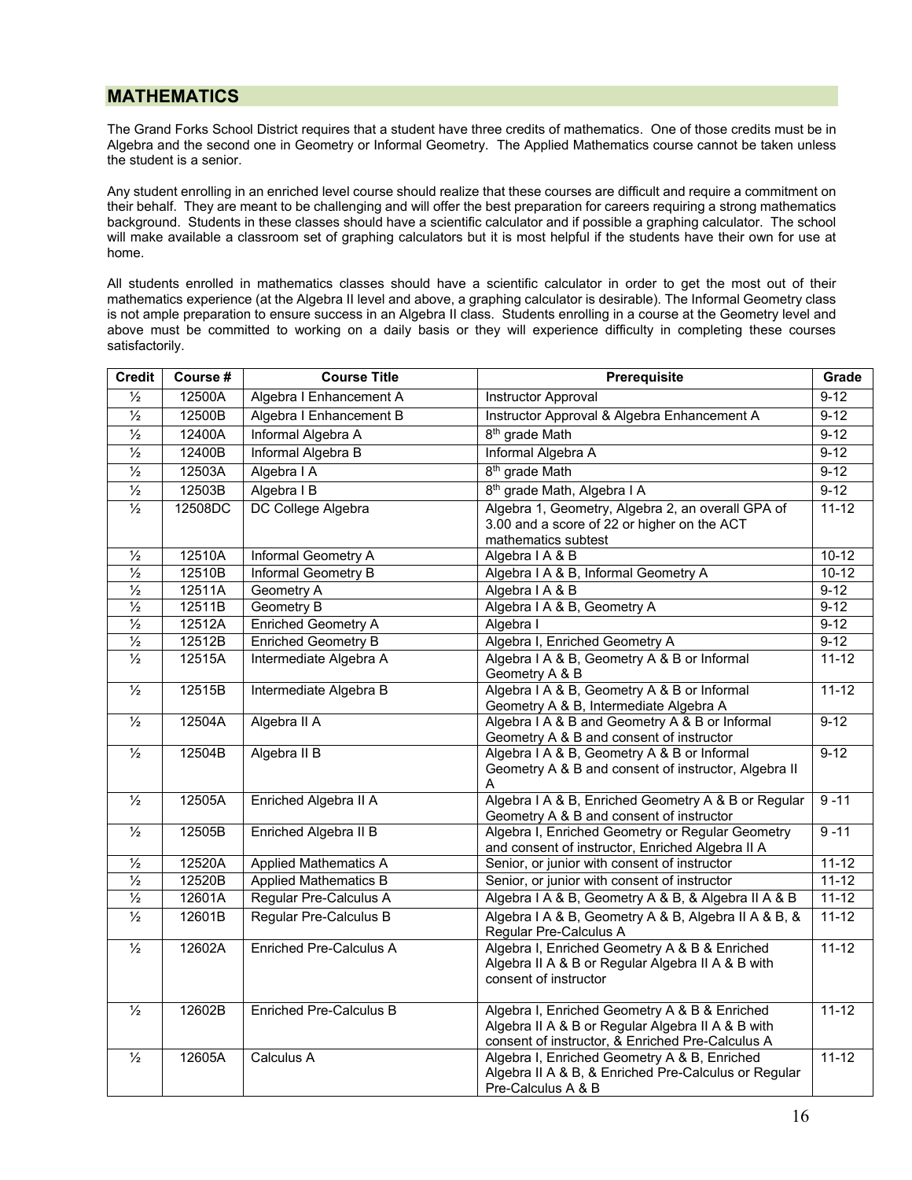## MATHEMATICS

The Grand Forks School District requires that a student have three credits of mathematics. One of those credits must be in Algebra and the second one in Geometry or Informal Geometry. The Applied Mathematics course cannot be taken unless the student is a senior.

Any student enrolling in an enriched level course should realize that these courses are difficult and require a commitment on their behalf. They are meant to be challenging and will offer the best preparation for careers requiring a strong mathematics background. Students in these classes should have a scientific calculator and if possible a graphing calculator. The school will make available a classroom set of graphing calculators but it is most helpful if the students have their own for use at home.

All students enrolled in mathematics classes should have a scientific calculator in order to get the most out of their mathematics experience (at the Algebra II level and above, a graphing calculator is desirable). The Informal Geometry class is not ample preparation to ensure success in an Algebra II class. Students enrolling in a course at the Geometry level and above must be committed to working on a daily basis or they will experience difficulty in completing these courses satisfactorily.

| Credit | Course # | Course Title | Prerequisite | Grade |
|---|---|---|---|---|
| ½ | 12500A | Algebra I Enhancement A | Instructor Approval | 9-12 |
| ½ | 12500B | Algebra I Enhancement B | Instructor Approval & Algebra Enhancement A | 9-12 |
| ½ | 12400A | Informal Algebra A | 8th grade Math | 9-12 |
| ½ | 12400B | Informal Algebra B | Informal Algebra A | 9-12 |
| ½ | 12503A | Algebra I A | 8th grade Math | 9-12 |
| ½ | 12503B | Algebra I B | 8th grade Math, Algebra I A | 9-12 |
| ½ | 12508DC | DC College Algebra | Algebra 1, Geometry, Algebra 2, an overall GPA of 3.00 and a score of 22 or higher on the ACT mathematics subtest | 11-12 |
| ½ | 12510A | Informal Geometry A | Algebra I A & B | 10-12 |
| ½ | 12510B | Informal Geometry B | Algebra I A & B, Informal Geometry A | 10-12 |
| ½ | 12511A | Geometry A | Algebra I A & B | 9-12 |
| ½ | 12511B | Geometry B | Algebra I A & B, Geometry A | 9-12 |
| ½ | 12512A | Enriched Geometry A | Algebra I | 9-12 |
| ½ | 12512B | Enriched Geometry B | Algebra I, Enriched Geometry A | 9-12 |
| ½ | 12515A | Intermediate Algebra A | Algebra I A & B, Geometry A & B or Informal Geometry A & B | 11-12 |
| ½ | 12515B | Intermediate Algebra B | Algebra I A & B, Geometry A & B or Informal Geometry A & B, Intermediate Algebra A | 11-12 |
| ½ | 12504A | Algebra II A | Algebra I A & B and Geometry A & B or Informal Geometry A & B and consent of instructor | 9-12 |
| ½ | 12504B | Algebra II B | Algebra I A & B, Geometry A & B or Informal Geometry A & B and consent of instructor, Algebra II A | 9-12 |
| ½ | 12505A | Enriched Algebra II A | Algebra I A & B, Enriched Geometry A & B or Regular Geometry A & B and consent of instructor | 9 -11 |
| ½ | 12505B | Enriched Algebra II B | Algebra I, Enriched Geometry or Regular Geometry and consent of instructor, Enriched Algebra II A | 9 -11 |
| ½ | 12520A | Applied Mathematics A | Senior, or junior with consent of instructor | 11-12 |
| ½ | 12520B | Applied Mathematics B | Senior, or junior with consent of instructor | 11-12 |
| ½ | 12601A | Regular Pre-Calculus A | Algebra I A & B, Geometry A & B, & Algebra II A & B | 11-12 |
| ½ | 12601B | Regular Pre-Calculus B | Algebra I A & B, Geometry A & B, Algebra II A & B, & Regular Pre-Calculus A | 11-12 |
| ½ | 12602A | Enriched Pre-Calculus A | Algebra I, Enriched Geometry A & B & Enriched Algebra II A & B or Regular Algebra II A & B with consent of instructor | 11-12 |
| ½ | 12602B | Enriched Pre-Calculus B | Algebra I, Enriched Geometry A & B & Enriched Algebra II A & B or Regular Algebra II A & B with consent of instructor, & Enriched Pre-Calculus A | 11-12 |
| ½ | 12605A | Calculus A | Algebra I, Enriched Geometry A & B, Enriched Algebra II A & B, & Enriched Pre-Calculus or Regular Pre-Calculus A & B | 11-12 |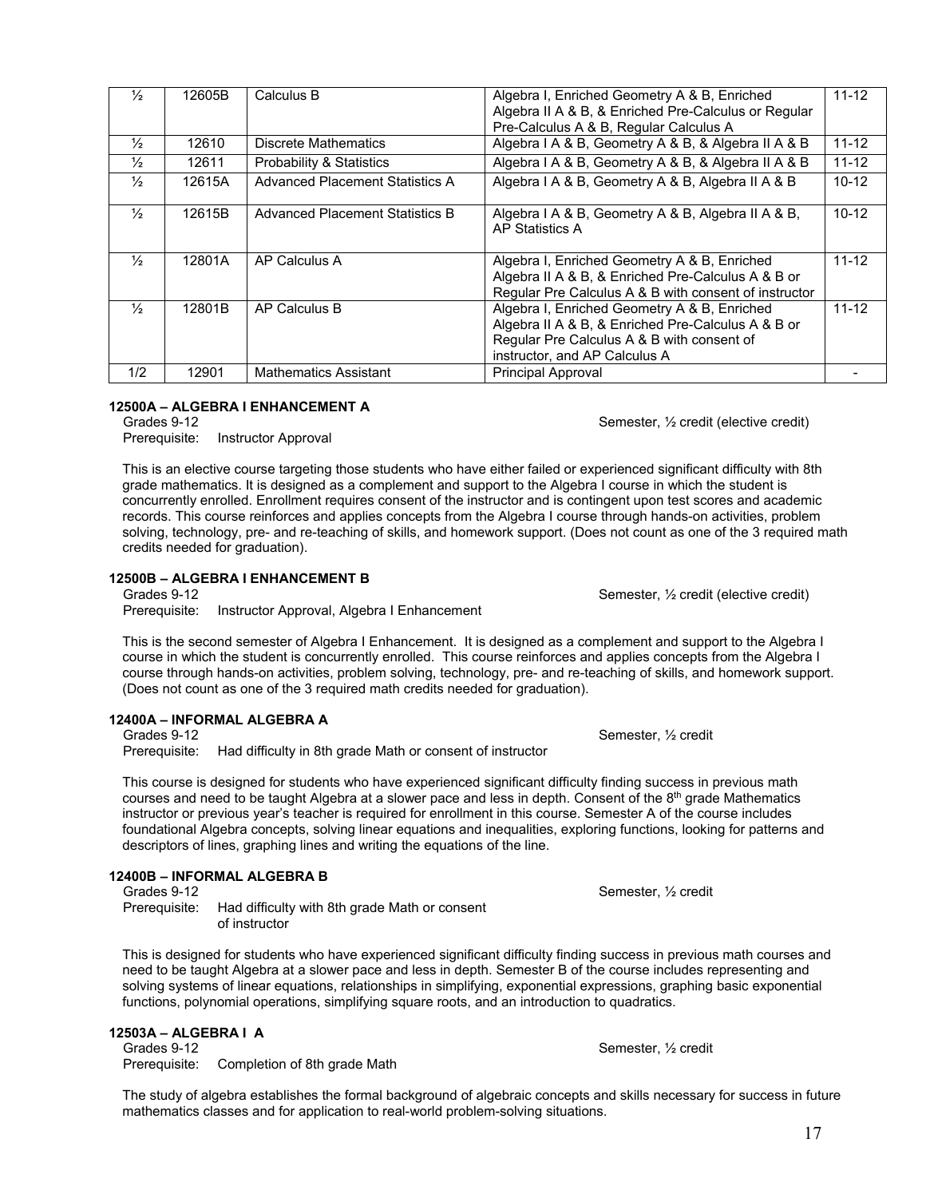| | | | | |
|---|---|---|---|---|
| ½ | 12605B | Calculus B | Algebra I, Enriched Geometry A & B, Enriched Algebra II A & B, & Enriched Pre-Calculus or Regular Pre-Calculus A & B, Regular Calculus A | 11-12 |
| ½ | 12610 | Discrete Mathematics | Algebra I A & B, Geometry A & B, & Algebra II A & B | 11-12 |
| ½ | 12611 | Probability & Statistics | Algebra I A & B, Geometry A & B, & Algebra II A & B | 11-12 |
| ½ | 12615A | Advanced Placement Statistics A | Algebra I A & B, Geometry A & B, Algebra II A & B | 10-12 |
| ½ | 12615B | Advanced Placement Statistics B | Algebra I A & B, Geometry A & B, Algebra II A & B, AP Statistics A | 10-12 |
| ½ | 12801A | AP Calculus A | Algebra I, Enriched Geometry A & B, Enriched Algebra II A & B, & Enriched Pre-Calculus A & B or Regular Pre Calculus A & B with consent of instructor | 11-12 |
| ½ | 12801B | AP Calculus B | Algebra I, Enriched Geometry A & B, Enriched Algebra II A & B, & Enriched Pre-Calculus A & B or Regular Pre Calculus A & B with consent of instructor, and AP Calculus A | 11-12 |
| 1/2 | 12901 | Mathematics Assistant | Principal Approval | - |

**12500A – ALGEBRA I ENHANCEMENT A**

Grades 9-12 — Semester, ½ credit (elective credit)

Prerequisite: Instructor Approval

This is an elective course targeting those students who have either failed or experienced significant difficulty with 8th grade mathematics. It is designed as a complement and support to the Algebra I course in which the student is concurrently enrolled. Enrollment requires consent of the instructor and is contingent upon test scores and academic records. This course reinforces and applies concepts from the Algebra I course through hands-on activities, problem solving, technology, pre- and re-teaching of skills, and homework support. (Does not count as one of the 3 required math credits needed for graduation).

**12500B – ALGEBRA I ENHANCEMENT B**

Grades 9-12 — Semester, ½ credit (elective credit)

Prerequisite: Instructor Approval, Algebra I Enhancement

This is the second semester of Algebra I Enhancement. It is designed as a complement and support to the Algebra I course in which the student is concurrently enrolled. This course reinforces and applies concepts from the Algebra I course through hands-on activities, problem solving, technology, pre- and re-teaching of skills, and homework support. (Does not count as one of the 3 required math credits needed for graduation).

**12400A – INFORMAL ALGEBRA A**

Grades 9-12 — Semester, ½ credit

Prerequisite: Had difficulty in 8th grade Math or consent of instructor

This course is designed for students who have experienced significant difficulty finding success in previous math courses and need to be taught Algebra at a slower pace and less in depth. Consent of the 8th grade Mathematics instructor or previous year's teacher is required for enrollment in this course. Semester A of the course includes foundational Algebra concepts, solving linear equations and inequalities, exploring functions, looking for patterns and descriptors of lines, graphing lines and writing the equations of the line.

**12400B – INFORMAL ALGEBRA B**

Grades 9-12 — Semester, ½ credit

Prerequisite: Had difficulty with 8th grade Math or consent of instructor

This is designed for students who have experienced significant difficulty finding success in previous math courses and need to be taught Algebra at a slower pace and less in depth. Semester B of the course includes representing and solving systems of linear equations, relationships in simplifying, exponential expressions, graphing basic exponential functions, polynomial operations, simplifying square roots, and an introduction to quadratics.

**12503A – ALGEBRA I A**

Grades 9-12 — Semester, ½ credit

Prerequisite: Completion of 8th grade Math

The study of algebra establishes the formal background of algebraic concepts and skills necessary for success in future mathematics classes and for application to real-world problem-solving situations.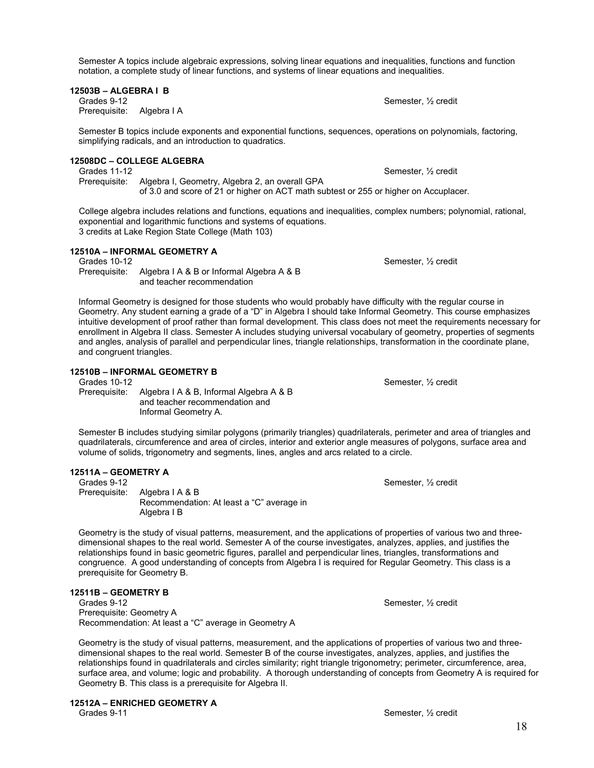Semester A topics include algebraic expressions, solving linear equations and inequalities, functions and function notation, a complete study of linear functions, and systems of linear equations and inequalities.

### 12503B – ALGEBRA I B

Grades 9-12 — Semester, ½ credit
Prerequisite: Algebra I A

Semester B topics include exponents and exponential functions, sequences, operations on polynomials, factoring, simplifying radicals, and an introduction to quadratics.

### 12508DC – COLLEGE ALGEBRA

Grades 11-12 — Semester, ½ credit
Prerequisite: Algebra I, Geometry, Algebra 2, an overall GPA of 3.0 and score of 21 or higher on ACT math subtest or 255 or higher on Accuplacer.

College algebra includes relations and functions, equations and inequalities, complex numbers; polynomial, rational, exponential and logarithmic functions and systems of equations.
3 credits at Lake Region State College (Math 103)

### 12510A – INFORMAL GEOMETRY A

Grades 10-12 — Semester, ½ credit
Prerequisite: Algebra I A & B or Informal Algebra A & B and teacher recommendation

Informal Geometry is designed for those students who would probably have difficulty with the regular course in Geometry. Any student earning a grade of a "D" in Algebra I should take Informal Geometry. This course emphasizes intuitive development of proof rather than formal development. This class does not meet the requirements necessary for enrollment in Algebra II class. Semester A includes studying universal vocabulary of geometry, properties of segments and angles, analysis of parallel and perpendicular lines, triangle relationships, transformation in the coordinate plane, and congruent triangles.

### 12510B – INFORMAL GEOMETRY B

Grades 10-12 — Semester, ½ credit
Prerequisite: Algebra I A & B, Informal Algebra A & B and teacher recommendation and Informal Geometry A.

Semester B includes studying similar polygons (primarily triangles) quadrilaterals, perimeter and area of triangles and quadrilaterals, circumference and area of circles, interior and exterior angle measures of polygons, surface area and volume of solids, trigonometry and segments, lines, angles and arcs related to a circle.

### 12511A – GEOMETRY A

Grades 9-12 — Semester, ½ credit
Prerequisite: Algebra I A & B
Recommendation: At least a "C" average in Algebra I B

Geometry is the study of visual patterns, measurement, and the applications of properties of various two and three-dimensional shapes to the real world. Semester A of the course investigates, analyzes, applies, and justifies the relationships found in basic geometric figures, parallel and perpendicular lines, triangles, transformations and congruence. A good understanding of concepts from Algebra I is required for Regular Geometry. This class is a prerequisite for Geometry B.

### 12511B – GEOMETRY B

Grades 9-12 — Semester, ½ credit
Prerequisite: Geometry A
Recommendation: At least a "C" average in Geometry A

Geometry is the study of visual patterns, measurement, and the applications of properties of various two and three-dimensional shapes to the real world. Semester B of the course investigates, analyzes, applies, and justifies the relationships found in quadrilaterals and circles similarity; right triangle trigonometry; perimeter, circumference, area, surface area, and volume; logic and probability. A thorough understanding of concepts from Geometry A is required for Geometry B. This class is a prerequisite for Algebra II.

### 12512A – ENRICHED GEOMETRY A

Grades 9-11 — Semester, ½ credit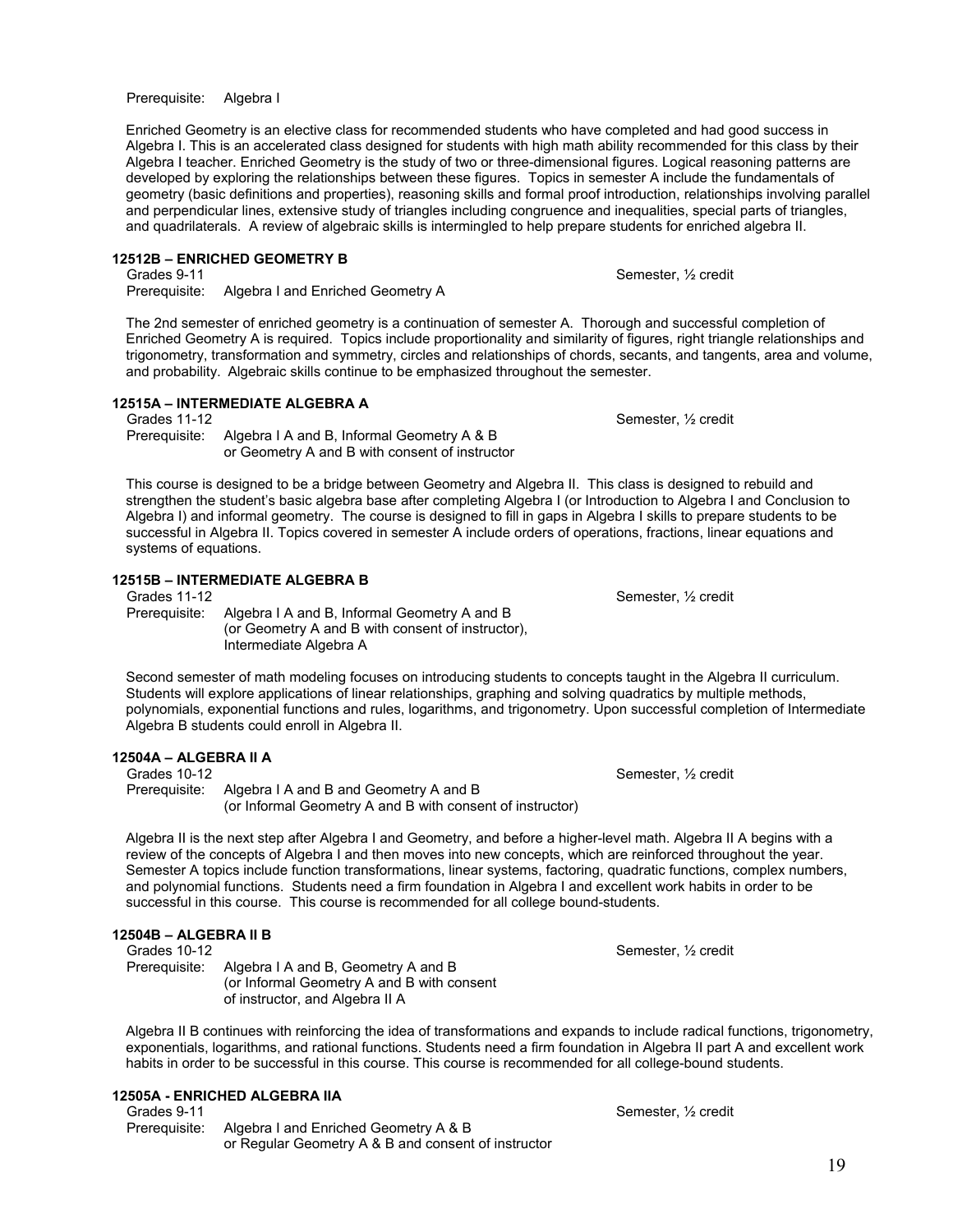Prerequisite: Algebra I

Enriched Geometry is an elective class for recommended students who have completed and had good success in Algebra I. This is an accelerated class designed for students with high math ability recommended for this class by their Algebra I teacher. Enriched Geometry is the study of two or three-dimensional figures. Logical reasoning patterns are developed by exploring the relationships between these figures. Topics in semester A include the fundamentals of geometry (basic definitions and properties), reasoning skills and formal proof introduction, relationships involving parallel and perpendicular lines, extensive study of triangles including congruence and inequalities, special parts of triangles, and quadrilaterals. A review of algebraic skills is intermingled to help prepare students for enriched algebra II.

### 12512B – ENRICHED GEOMETRY B

Grades 9-11 — Semester, ½ credit
Prerequisite: Algebra I and Enriched Geometry A

The 2nd semester of enriched geometry is a continuation of semester A. Thorough and successful completion of Enriched Geometry A is required. Topics include proportionality and similarity of figures, right triangle relationships and trigonometry, transformation and symmetry, circles and relationships of chords, secants, and tangents, area and volume, and probability. Algebraic skills continue to be emphasized throughout the semester.

### 12515A – INTERMEDIATE ALGEBRA A

Grades 11-12 — Semester, ½ credit
Prerequisite: Algebra I A and B, Informal Geometry A & B or Geometry A and B with consent of instructor

This course is designed to be a bridge between Geometry and Algebra II. This class is designed to rebuild and strengthen the student's basic algebra base after completing Algebra I (or Introduction to Algebra I and Conclusion to Algebra I) and informal geometry. The course is designed to fill in gaps in Algebra I skills to prepare students to be successful in Algebra II. Topics covered in semester A include orders of operations, fractions, linear equations and systems of equations.

### 12515B – INTERMEDIATE ALGEBRA B

Grades 11-12 — Semester, ½ credit
Prerequisite: Algebra I A and B, Informal Geometry A and B (or Geometry A and B with consent of instructor), Intermediate Algebra A

Second semester of math modeling focuses on introducing students to concepts taught in the Algebra II curriculum. Students will explore applications of linear relationships, graphing and solving quadratics by multiple methods, polynomials, exponential functions and rules, logarithms, and trigonometry. Upon successful completion of Intermediate Algebra B students could enroll in Algebra II.

### 12504A – ALGEBRA II A

Grades 10-12 — Semester, ½ credit
Prerequisite: Algebra I A and B and Geometry A and B (or Informal Geometry A and B with consent of instructor)

Algebra II is the next step after Algebra I and Geometry, and before a higher-level math. Algebra II A begins with a review of the concepts of Algebra I and then moves into new concepts, which are reinforced throughout the year. Semester A topics include function transformations, linear systems, factoring, quadratic functions, complex numbers, and polynomial functions. Students need a firm foundation in Algebra I and excellent work habits in order to be successful in this course. This course is recommended for all college bound-students.

### 12504B – ALGEBRA II B

Grades 10-12 — Semester, ½ credit
Prerequisite: Algebra I A and B, Geometry A and B (or Informal Geometry A and B with consent of instructor, and Algebra II A

Algebra II B continues with reinforcing the idea of transformations and expands to include radical functions, trigonometry, exponentials, logarithms, and rational functions. Students need a firm foundation in Algebra II part A and excellent work habits in order to be successful in this course. This course is recommended for all college-bound students.

### 12505A - ENRICHED ALGEBRA IIA

Grades 9-11 — Semester, ½ credit
Prerequisite: Algebra I and Enriched Geometry A & B or Regular Geometry A & B and consent of instructor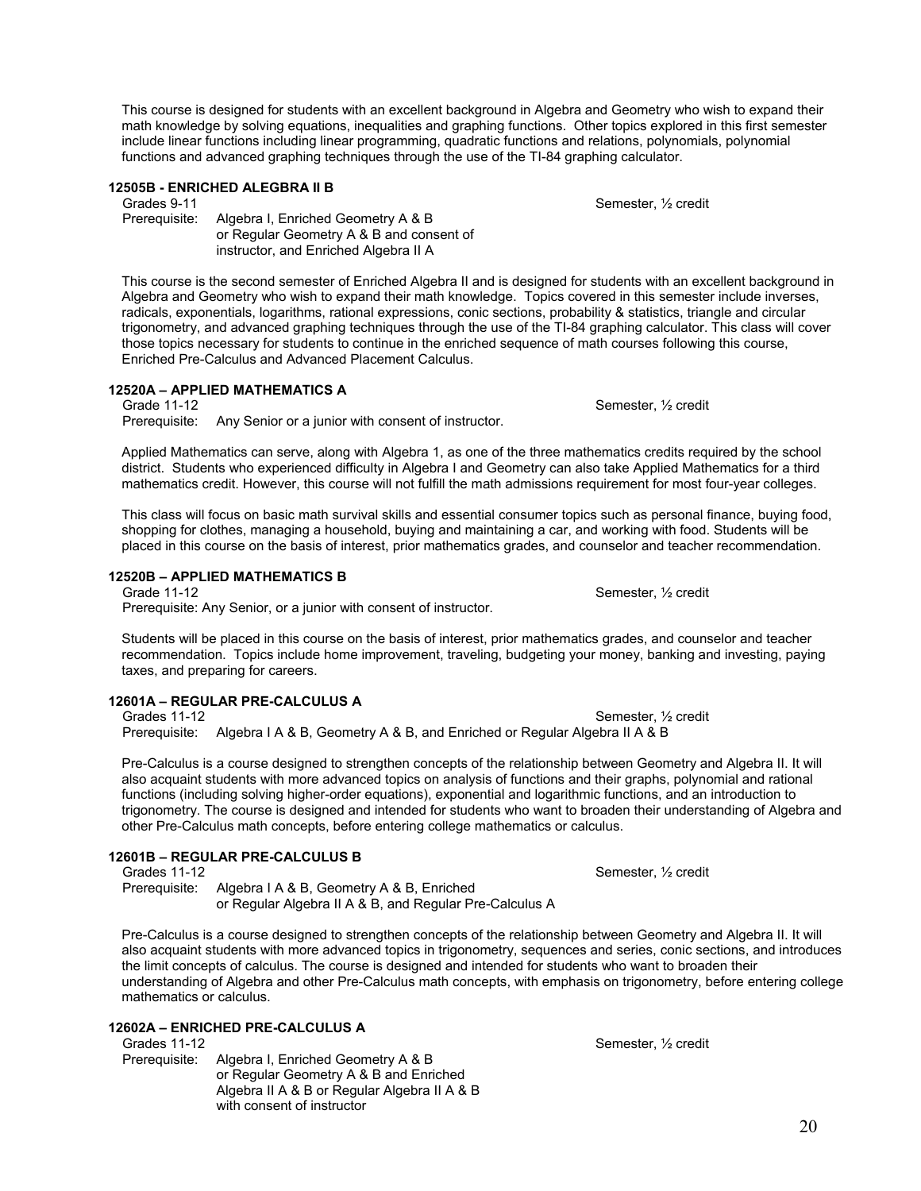This course is designed for students with an excellent background in Algebra and Geometry who wish to expand their math knowledge by solving equations, inequalities and graphing functions. Other topics explored in this first semester include linear functions including linear programming, quadratic functions and relations, polynomials, polynomial functions and advanced graphing techniques through the use of the TI-84 graphing calculator.

### 12505B - ENRICHED ALEGBRA II B

Grades 9-11 — Semester, ½ credit

Prerequisite: Algebra I, Enriched Geometry A & B or Regular Geometry A & B and consent of instructor, and Enriched Algebra II A

This course is the second semester of Enriched Algebra II and is designed for students with an excellent background in Algebra and Geometry who wish to expand their math knowledge. Topics covered in this semester include inverses, radicals, exponentials, logarithms, rational expressions, conic sections, probability & statistics, triangle and circular trigonometry, and advanced graphing techniques through the use of the TI-84 graphing calculator. This class will cover those topics necessary for students to continue in the enriched sequence of math courses following this course, Enriched Pre-Calculus and Advanced Placement Calculus.

### 12520A – APPLIED MATHEMATICS A

Grade 11-12 — Semester, ½ credit

Prerequisite: Any Senior or a junior with consent of instructor.

Applied Mathematics can serve, along with Algebra 1, as one of the three mathematics credits required by the school district. Students who experienced difficulty in Algebra I and Geometry can also take Applied Mathematics for a third mathematics credit. However, this course will not fulfill the math admissions requirement for most four-year colleges.

This class will focus on basic math survival skills and essential consumer topics such as personal finance, buying food, shopping for clothes, managing a household, buying and maintaining a car, and working with food. Students will be placed in this course on the basis of interest, prior mathematics grades, and counselor and teacher recommendation.

### 12520B – APPLIED MATHEMATICS B

Grade 11-12 — Semester, ½ credit

Prerequisite: Any Senior, or a junior with consent of instructor.

Students will be placed in this course on the basis of interest, prior mathematics grades, and counselor and teacher recommendation. Topics include home improvement, traveling, budgeting your money, banking and investing, paying taxes, and preparing for careers.

### 12601A – REGULAR PRE-CALCULUS A

Grades 11-12 — Semester, ½ credit

Prerequisite: Algebra I A & B, Geometry A & B, and Enriched or Regular Algebra II A & B

Pre-Calculus is a course designed to strengthen concepts of the relationship between Geometry and Algebra II. It will also acquaint students with more advanced topics on analysis of functions and their graphs, polynomial and rational functions (including solving higher-order equations), exponential and logarithmic functions, and an introduction to trigonometry. The course is designed and intended for students who want to broaden their understanding of Algebra and other Pre-Calculus math concepts, before entering college mathematics or calculus.

### 12601B – REGULAR PRE-CALCULUS B

Grades 11-12 — Semester, ½ credit

Prerequisite: Algebra I A & B, Geometry A & B, Enriched or Regular Algebra II A & B, and Regular Pre-Calculus A

Pre-Calculus is a course designed to strengthen concepts of the relationship between Geometry and Algebra II. It will also acquaint students with more advanced topics in trigonometry, sequences and series, conic sections, and introduces the limit concepts of calculus. The course is designed and intended for students who want to broaden their understanding of Algebra and other Pre-Calculus math concepts, with emphasis on trigonometry, before entering college mathematics or calculus.

### 12602A – ENRICHED PRE-CALCULUS A

Grades 11-12 — Semester, ½ credit

Prerequisite: Algebra I, Enriched Geometry A & B or Regular Geometry A & B and Enriched Algebra II A & B or Regular Algebra II A & B with consent of instructor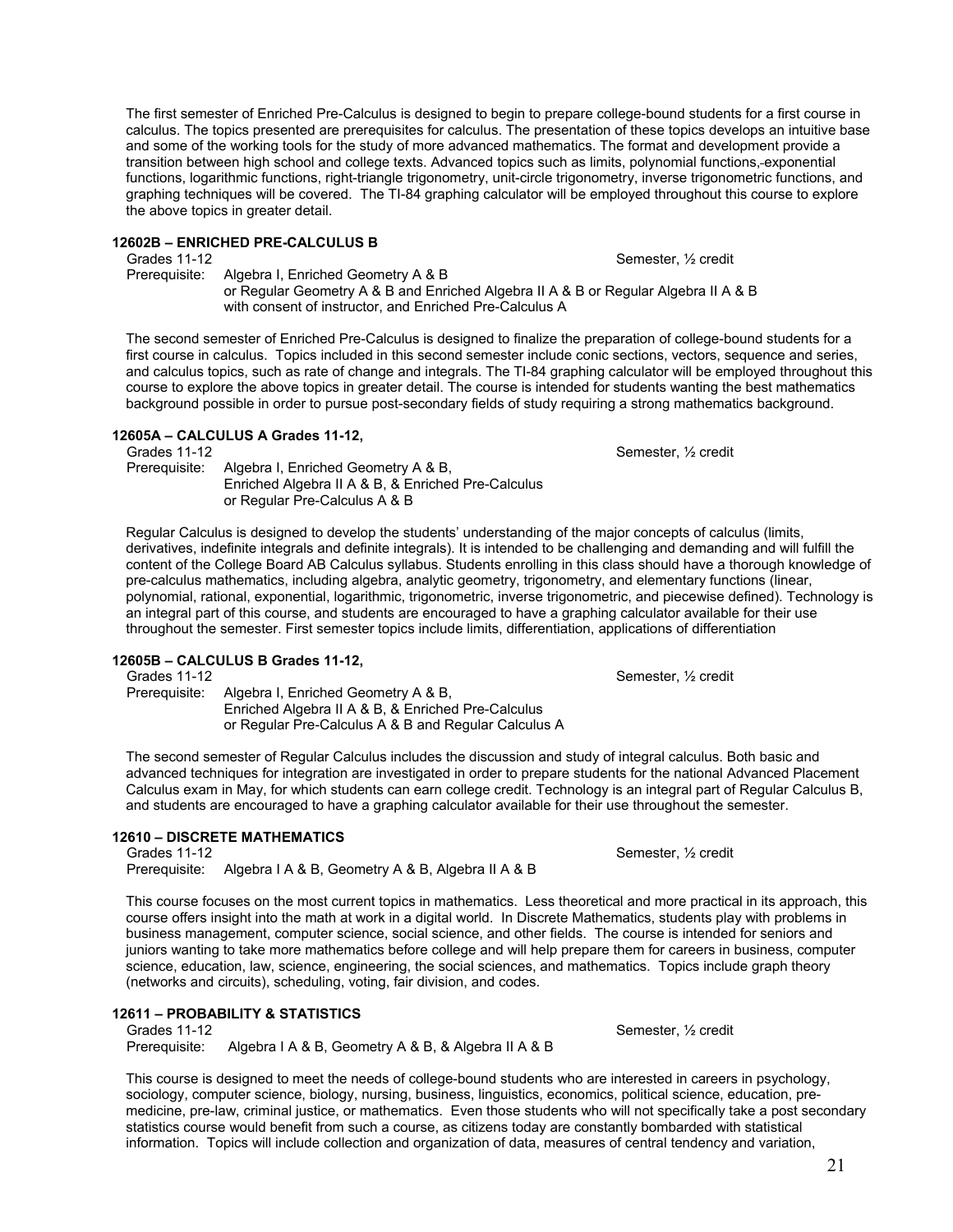The first semester of Enriched Pre-Calculus is designed to begin to prepare college-bound students for a first course in calculus. The topics presented are prerequisites for calculus. The presentation of these topics develops an intuitive base and some of the working tools for the study of more advanced mathematics. The format and development provide a transition between high school and college texts. Advanced topics such as limits, polynomial functions, exponential functions, logarithmic functions, right-triangle trigonometry, unit-circle trigonometry, inverse trigonometric functions, and graphing techniques will be covered. The TI-84 graphing calculator will be employed throughout this course to explore the above topics in greater detail.

### 12602B – ENRICHED PRE-CALCULUS B

Grades 11-12 — Semester, ½ credit

Prerequisite: Algebra I, Enriched Geometry A & B
or Regular Geometry A & B and Enriched Algebra II A & B or Regular Algebra II A & B
with consent of instructor, and Enriched Pre-Calculus A

The second semester of Enriched Pre-Calculus is designed to finalize the preparation of college-bound students for a first course in calculus. Topics included in this second semester include conic sections, vectors, sequence and series, and calculus topics, such as rate of change and integrals. The TI-84 graphing calculator will be employed throughout this course to explore the above topics in greater detail. The course is intended for students wanting the best mathematics background possible in order to pursue post-secondary fields of study requiring a strong mathematics background.

### 12605A – CALCULUS A Grades 11-12,

Grades 11-12 — Semester, ½ credit

Prerequisite: Algebra I, Enriched Geometry A & B,
Enriched Algebra II A & B, & Enriched Pre-Calculus
or Regular Pre-Calculus A & B

Regular Calculus is designed to develop the students' understanding of the major concepts of calculus (limits, derivatives, indefinite integrals and definite integrals). It is intended to be challenging and demanding and will fulfill the content of the College Board AB Calculus syllabus. Students enrolling in this class should have a thorough knowledge of pre-calculus mathematics, including algebra, analytic geometry, trigonometry, and elementary functions (linear, polynomial, rational, exponential, logarithmic, trigonometric, inverse trigonometric, and piecewise defined). Technology is an integral part of this course, and students are encouraged to have a graphing calculator available for their use throughout the semester. First semester topics include limits, differentiation, applications of differentiation

### 12605B – CALCULUS B Grades 11-12,

Grades 11-12 — Semester, ½ credit

Prerequisite: Algebra I, Enriched Geometry A & B,
Enriched Algebra II A & B, & Enriched Pre-Calculus
or Regular Pre-Calculus A & B and Regular Calculus A

The second semester of Regular Calculus includes the discussion and study of integral calculus. Both basic and advanced techniques for integration are investigated in order to prepare students for the national Advanced Placement Calculus exam in May, for which students can earn college credit. Technology is an integral part of Regular Calculus B, and students are encouraged to have a graphing calculator available for their use throughout the semester.

### 12610 – DISCRETE MATHEMATICS

Grades 11-12 — Semester, ½ credit

Prerequisite: Algebra I A & B, Geometry A & B, Algebra II A & B

This course focuses on the most current topics in mathematics. Less theoretical and more practical in its approach, this course offers insight into the math at work in a digital world. In Discrete Mathematics, students play with problems in business management, computer science, social science, and other fields. The course is intended for seniors and juniors wanting to take more mathematics before college and will help prepare them for careers in business, computer science, education, law, science, engineering, the social sciences, and mathematics. Topics include graph theory (networks and circuits), scheduling, voting, fair division, and codes.

### 12611 – PROBABILITY & STATISTICS

Grades 11-12 — Semester, ½ credit

Prerequisite: Algebra I A & B, Geometry A & B, & Algebra II A & B

This course is designed to meet the needs of college-bound students who are interested in careers in psychology, sociology, computer science, biology, nursing, business, linguistics, economics, political science, education, pre-medicine, pre-law, criminal justice, or mathematics. Even those students who will not specifically take a post secondary statistics course would benefit from such a course, as citizens today are constantly bombarded with statistical information. Topics will include collection and organization of data, measures of central tendency and variation,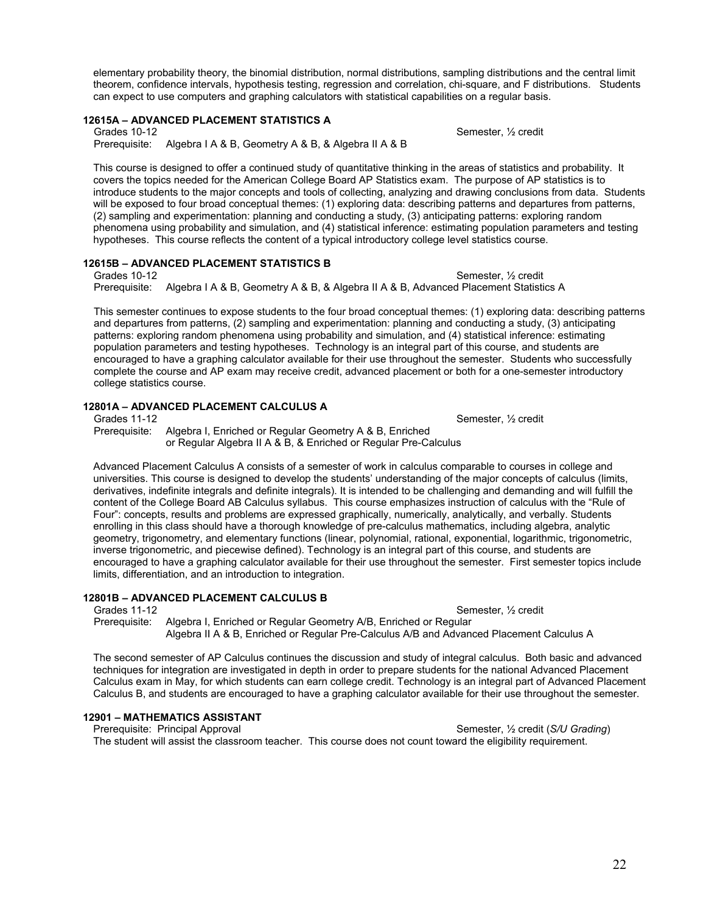elementary probability theory, the binomial distribution, normal distributions, sampling distributions and the central limit theorem, confidence intervals, hypothesis testing, regression and correlation, chi-square, and F distributions. Students can expect to use computers and graphing calculators with statistical capabilities on a regular basis.

### 12615A – ADVANCED PLACEMENT STATISTICS A

Grades 10-12 — Semester, ½ credit
Prerequisite: Algebra I A & B, Geometry A & B, & Algebra II A & B

This course is designed to offer a continued study of quantitative thinking in the areas of statistics and probability. It covers the topics needed for the American College Board AP Statistics exam. The purpose of AP statistics is to introduce students to the major concepts and tools of collecting, analyzing and drawing conclusions from data. Students will be exposed to four broad conceptual themes: (1) exploring data: describing patterns and departures from patterns, (2) sampling and experimentation: planning and conducting a study, (3) anticipating patterns: exploring random phenomena using probability and simulation, and (4) statistical inference: estimating population parameters and testing hypotheses. This course reflects the content of a typical introductory college level statistics course.

### 12615B – ADVANCED PLACEMENT STATISTICS B

Grades 10-12 — Semester, ½ credit
Prerequisite: Algebra I A & B, Geometry A & B, & Algebra II A & B, Advanced Placement Statistics A

This semester continues to expose students to the four broad conceptual themes: (1) exploring data: describing patterns and departures from patterns, (2) sampling and experimentation: planning and conducting a study, (3) anticipating patterns: exploring random phenomena using probability and simulation, and (4) statistical inference: estimating population parameters and testing hypotheses. Technology is an integral part of this course, and students are encouraged to have a graphing calculator available for their use throughout the semester. Students who successfully complete the course and AP exam may receive credit, advanced placement or both for a one-semester introductory college statistics course.

### 12801A – ADVANCED PLACEMENT CALCULUS A

Grades 11-12 — Semester, ½ credit
Prerequisite: Algebra I, Enriched or Regular Geometry A & B, Enriched or Regular Algebra II A & B, & Enriched or Regular Pre-Calculus

Advanced Placement Calculus A consists of a semester of work in calculus comparable to courses in college and universities. This course is designed to develop the students' understanding of the major concepts of calculus (limits, derivatives, indefinite integrals and definite integrals). It is intended to be challenging and demanding and will fulfill the content of the College Board AB Calculus syllabus. This course emphasizes instruction of calculus with the "Rule of Four": concepts, results and problems are expressed graphically, numerically, analytically, and verbally. Students enrolling in this class should have a thorough knowledge of pre-calculus mathematics, including algebra, analytic geometry, trigonometry, and elementary functions (linear, polynomial, rational, exponential, logarithmic, trigonometric, inverse trigonometric, and piecewise defined). Technology is an integral part of this course, and students are encouraged to have a graphing calculator available for their use throughout the semester. First semester topics include limits, differentiation, and an introduction to integration.

### 12801B – ADVANCED PLACEMENT CALCULUS B

Grades 11-12 — Semester, ½ credit
Prerequisite: Algebra I, Enriched or Regular Geometry A/B, Enriched or Regular Algebra II A & B, Enriched or Regular Pre-Calculus A/B and Advanced Placement Calculus A

The second semester of AP Calculus continues the discussion and study of integral calculus. Both basic and advanced techniques for integration are investigated in depth in order to prepare students for the national Advanced Placement Calculus exam in May, for which students can earn college credit. Technology is an integral part of Advanced Placement Calculus B, and students are encouraged to have a graphing calculator available for their use throughout the semester.

### 12901 – MATHEMATICS ASSISTANT

Prerequisite: Principal Approval — Semester, ½ credit (*S/U Grading*)

The student will assist the classroom teacher. This course does not count toward the eligibility requirement.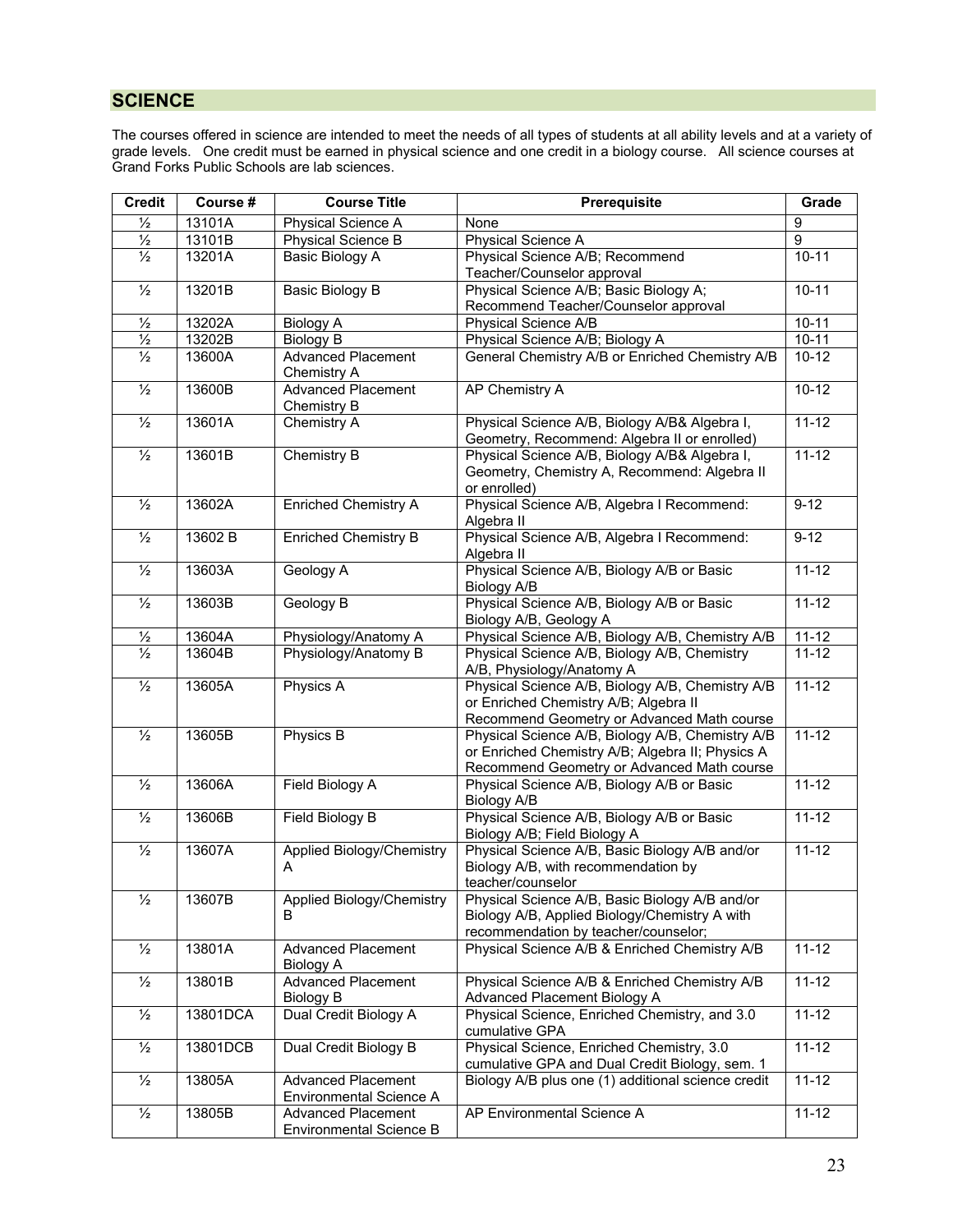## SCIENCE

The courses offered in science are intended to meet the needs of all types of students at all ability levels and at a variety of grade levels. One credit must be earned in physical science and one credit in a biology course. All science courses at Grand Forks Public Schools are lab sciences.

| Credit | Course # | Course Title | Prerequisite | Grade |
|---|---|---|---|---|
| ½ | 13101A | Physical Science A | None | 9 |
| ½ | 13101B | Physical Science B | Physical Science A | 9 |
| ½ | 13201A | Basic Biology A | Physical Science A/B; Recommend Teacher/Counselor approval | 10-11 |
| ½ | 13201B | Basic Biology B | Physical Science A/B; Basic Biology A; Recommend Teacher/Counselor approval | 10-11 |
| ½ | 13202A | Biology A | Physical Science A/B | 10-11 |
| ½ | 13202B | Biology B | Physical Science A/B; Biology A | 10-11 |
| ½ | 13600A | Advanced Placement Chemistry A | General Chemistry A/B or Enriched Chemistry A/B | 10-12 |
| ½ | 13600B | Advanced Placement Chemistry B | AP Chemistry A | 10-12 |
| ½ | 13601A | Chemistry A | Physical Science A/B, Biology A/B& Algebra I, Geometry, Recommend: Algebra II or enrolled) | 11-12 |
| ½ | 13601B | Chemistry B | Physical Science A/B, Biology A/B& Algebra I, Geometry, Chemistry A, Recommend: Algebra II or enrolled) | 11-12 |
| ½ | 13602A | Enriched Chemistry A | Physical Science A/B, Algebra I Recommend: Algebra II | 9-12 |
| ½ | 13602 B | Enriched Chemistry B | Physical Science A/B, Algebra I Recommend: Algebra II | 9-12 |
| ½ | 13603A | Geology A | Physical Science A/B, Biology A/B or Basic Biology A/B | 11-12 |
| ½ | 13603B | Geology B | Physical Science A/B, Biology A/B or Basic Biology A/B, Geology A | 11-12 |
| ½ | 13604A | Physiology/Anatomy A | Physical Science A/B, Biology A/B, Chemistry A/B | 11-12 |
| ½ | 13604B | Physiology/Anatomy B | Physical Science A/B, Biology A/B, Chemistry A/B, Physiology/Anatomy A | 11-12 |
| ½ | 13605A | Physics A | Physical Science A/B, Biology A/B, Chemistry A/B or Enriched Chemistry A/B; Algebra II Recommend Geometry or Advanced Math course | 11-12 |
| ½ | 13605B | Physics B | Physical Science A/B, Biology A/B, Chemistry A/B or Enriched Chemistry A/B; Algebra II; Physics A Recommend Geometry or Advanced Math course | 11-12 |
| ½ | 13606A | Field Biology A | Physical Science A/B, Biology A/B or Basic Biology A/B | 11-12 |
| ½ | 13606B | Field Biology B | Physical Science A/B, Biology A/B or Basic Biology A/B; Field Biology A | 11-12 |
| ½ | 13607A | Applied Biology/Chemistry A | Physical Science A/B, Basic Biology A/B and/or Biology A/B, with recommendation by teacher/counselor | 11-12 |
| ½ | 13607B | Applied Biology/Chemistry B | Physical Science A/B, Basic Biology A/B and/or Biology A/B, Applied Biology/Chemistry A with recommendation by teacher/counselor; | |
| ½ | 13801A | Advanced Placement Biology A | Physical Science A/B & Enriched Chemistry A/B | 11-12 |
| ½ | 13801B | Advanced Placement Biology B | Physical Science A/B & Enriched Chemistry A/B Advanced Placement Biology A | 11-12 |
| ½ | 13801DCA | Dual Credit Biology A | Physical Science, Enriched Chemistry, and 3.0 cumulative GPA | 11-12 |
| ½ | 13801DCB | Dual Credit Biology B | Physical Science, Enriched Chemistry, 3.0 cumulative GPA and Dual Credit Biology, sem. 1 | 11-12 |
| ½ | 13805A | Advanced Placement Environmental Science A | Biology A/B plus one (1) additional science credit | 11-12 |
| ½ | 13805B | Advanced Placement Environmental Science B | AP Environmental Science A | 11-12 |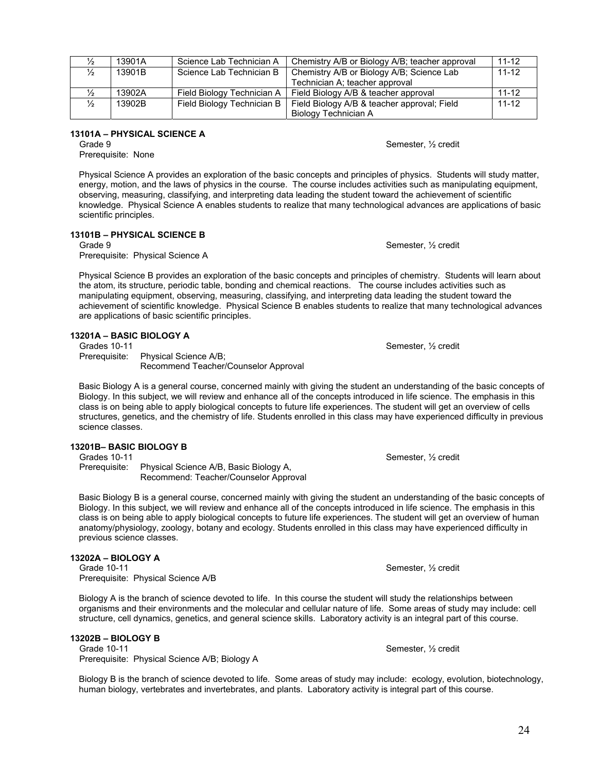| | | | | |
|---|---|---|---|---|
| ½ | 13901A | Science Lab Technician A | Chemistry A/B or Biology A/B; teacher approval | 11-12 |
| ½ | 13901B | Science Lab Technician B | Chemistry A/B or Biology A/B; Science Lab Technician A; teacher approval | 11-12 |
| ½ | 13902A | Field Biology Technician A | Field Biology A/B & teacher approval | 11-12 |
| ½ | 13902B | Field Biology Technician B | Field Biology A/B & teacher approval; Field Biology Technician A | 11-12 |

**13101A – PHYSICAL SCIENCE A**

Grade 9 — Semester, ½ credit

Prerequisite: None

Physical Science A provides an exploration of the basic concepts and principles of physics. Students will study matter, energy, motion, and the laws of physics in the course. The course includes activities such as manipulating equipment, observing, measuring, classifying, and interpreting data leading the student toward the achievement of scientific knowledge. Physical Science A enables students to realize that many technological advances are applications of basic scientific principles.

**13101B – PHYSICAL SCIENCE B**

Grade 9 — Semester, ½ credit

Prerequisite: Physical Science A

Physical Science B provides an exploration of the basic concepts and principles of chemistry. Students will learn about the atom, its structure, periodic table, bonding and chemical reactions. The course includes activities such as manipulating equipment, observing, measuring, classifying, and interpreting data leading the student toward the achievement of scientific knowledge. Physical Science B enables students to realize that many technological advances are applications of basic scientific principles.

**13201A – BASIC BIOLOGY A**

Grades 10-11 — Semester, ½ credit

Prerequisite: Physical Science A/B; Recommend Teacher/Counselor Approval

Basic Biology A is a general course, concerned mainly with giving the student an understanding of the basic concepts of Biology. In this subject, we will review and enhance all of the concepts introduced in life science. The emphasis in this class is on being able to apply biological concepts to future life experiences. The student will get an overview of cells structures, genetics, and the chemistry of life. Students enrolled in this class may have experienced difficulty in previous science classes.

**13201B– BASIC BIOLOGY B**

Grades 10-11 — Semester, ½ credit

Prerequisite: Physical Science A/B, Basic Biology A, Recommend: Teacher/Counselor Approval

Basic Biology B is a general course, concerned mainly with giving the student an understanding of the basic concepts of Biology. In this subject, we will review and enhance all of the concepts introduced in life science. The emphasis in this class is on being able to apply biological concepts to future life experiences. The student will get an overview of human anatomy/physiology, zoology, botany and ecology. Students enrolled in this class may have experienced difficulty in previous science classes.

**13202A – BIOLOGY A**

Grade 10-11 — Semester, ½ credit

Prerequisite: Physical Science A/B

Biology A is the branch of science devoted to life. In this course the student will study the relationships between organisms and their environments and the molecular and cellular nature of life. Some areas of study may include: cell structure, cell dynamics, genetics, and general science skills. Laboratory activity is an integral part of this course.

**13202B – BIOLOGY B**

Grade 10-11 — Semester, ½ credit

Prerequisite: Physical Science A/B; Biology A

Biology B is the branch of science devoted to life. Some areas of study may include: ecology, evolution, biotechnology, human biology, vertebrates and invertebrates, and plants. Laboratory activity is integral part of this course.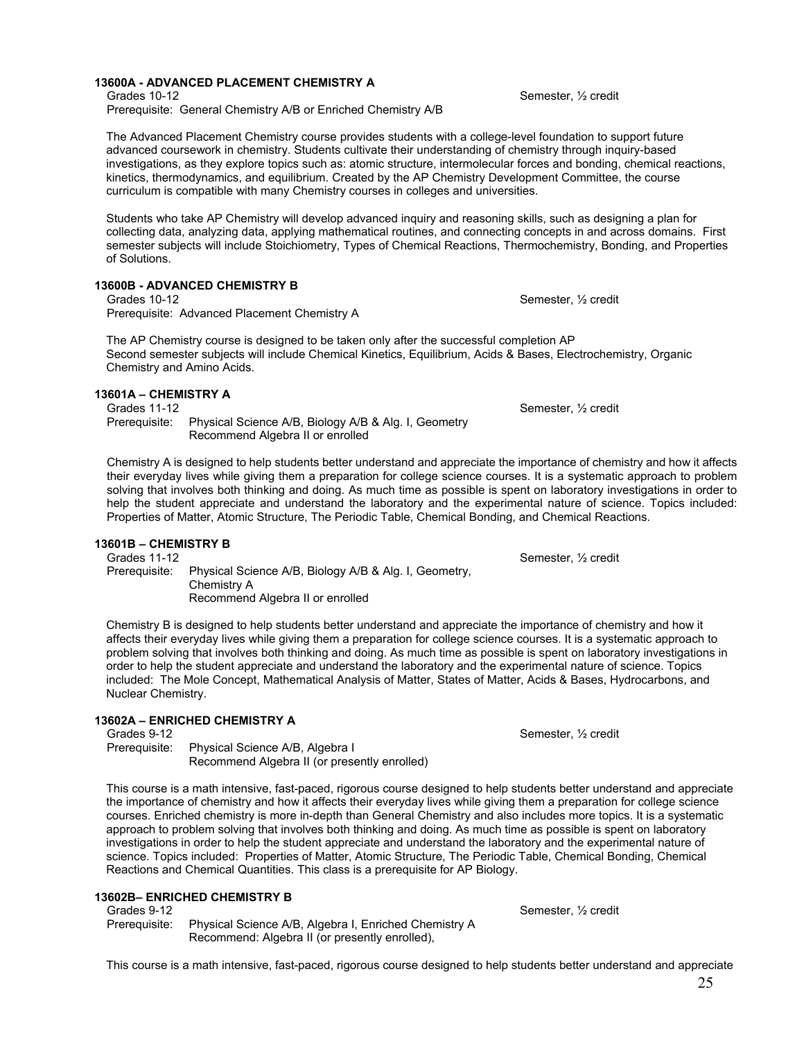### 13600A - ADVANCED PLACEMENT CHEMISTRY A

Grades 10-12 — Semester, ½ credit

Prerequisite: General Chemistry A/B or Enriched Chemistry A/B

The Advanced Placement Chemistry course provides students with a college-level foundation to support future advanced coursework in chemistry. Students cultivate their understanding of chemistry through inquiry-based investigations, as they explore topics such as: atomic structure, intermolecular forces and bonding, chemical reactions, kinetics, thermodynamics, and equilibrium. Created by the AP Chemistry Development Committee, the course curriculum is compatible with many Chemistry courses in colleges and universities.

Students who take AP Chemistry will develop advanced inquiry and reasoning skills, such as designing a plan for collecting data, analyzing data, applying mathematical routines, and connecting concepts in and across domains. First semester subjects will include Stoichiometry, Types of Chemical Reactions, Thermochemistry, Bonding, and Properties of Solutions.

### 13600B - ADVANCED CHEMISTRY B

Grades 10-12 — Semester, ½ credit

Prerequisite: Advanced Placement Chemistry A

The AP Chemistry course is designed to be taken only after the successful completion AP
Second semester subjects will include Chemical Kinetics, Equilibrium, Acids & Bases, Electrochemistry, Organic Chemistry and Amino Acids.

### 13601A – CHEMISTRY A

Grades 11-12 — Semester, ½ credit

Prerequisite: Physical Science A/B, Biology A/B & Alg. I, Geometry
Recommend Algebra II or enrolled

Chemistry A is designed to help students better understand and appreciate the importance of chemistry and how it affects their everyday lives while giving them a preparation for college science courses. It is a systematic approach to problem solving that involves both thinking and doing. As much time as possible is spent on laboratory investigations in order to help the student appreciate and understand the laboratory and the experimental nature of science. Topics included: Properties of Matter, Atomic Structure, The Periodic Table, Chemical Bonding, and Chemical Reactions.

### 13601B – CHEMISTRY B

Grades 11-12 — Semester, ½ credit

Prerequisite: Physical Science A/B, Biology A/B & Alg. I, Geometry,
Chemistry A
Recommend Algebra II or enrolled

Chemistry B is designed to help students better understand and appreciate the importance of chemistry and how it affects their everyday lives while giving them a preparation for college science courses. It is a systematic approach to problem solving that involves both thinking and doing. As much time as possible is spent on laboratory investigations in order to help the student appreciate and understand the laboratory and the experimental nature of science. Topics included: The Mole Concept, Mathematical Analysis of Matter, States of Matter, Acids & Bases, Hydrocarbons, and Nuclear Chemistry.

### 13602A – ENRICHED CHEMISTRY A

Grades 9-12 — Semester, ½ credit

Prerequisite: Physical Science A/B, Algebra I
Recommend Algebra II (or presently enrolled)

This course is a math intensive, fast-paced, rigorous course designed to help students better understand and appreciate the importance of chemistry and how it affects their everyday lives while giving them a preparation for college science courses. Enriched chemistry is more in-depth than General Chemistry and also includes more topics. It is a systematic approach to problem solving that involves both thinking and doing. As much time as possible is spent on laboratory investigations in order to help the student appreciate and understand the laboratory and the experimental nature of science. Topics included: Properties of Matter, Atomic Structure, The Periodic Table, Chemical Bonding, Chemical Reactions and Chemical Quantities. This class is a prerequisite for AP Biology.

### 13602B– ENRICHED CHEMISTRY B

Grades 9-12 — Semester, ½ credit

Prerequisite: Physical Science A/B, Algebra I, Enriched Chemistry A
Recommend: Algebra II (or presently enrolled),

This course is a math intensive, fast-paced, rigorous course designed to help students better understand and appreciate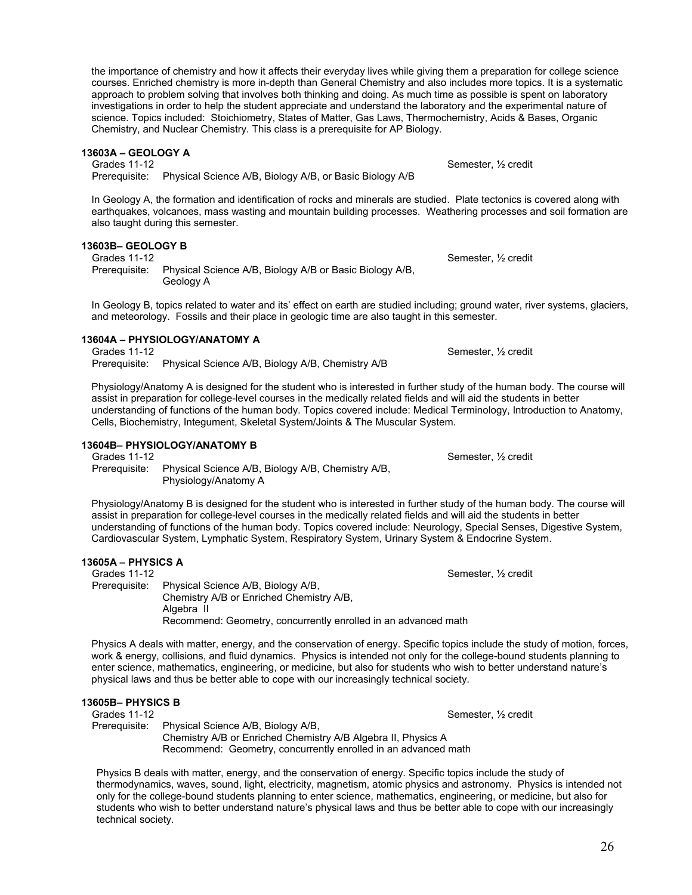the importance of chemistry and how it affects their everyday lives while giving them a preparation for college science courses. Enriched chemistry is more in-depth than General Chemistry and also includes more topics. It is a systematic approach to problem solving that involves both thinking and doing. As much time as possible is spent on laboratory investigations in order to help the student appreciate and understand the laboratory and the experimental nature of science. Topics included: Stoichiometry, States of Matter, Gas Laws, Thermochemistry, Acids & Bases, Organic Chemistry, and Nuclear Chemistry. This class is a prerequisite for AP Biology.

**13603A – GEOLOGY A**

Grades 11-12 — Semester, ½ credit
Prerequisite: Physical Science A/B, Biology A/B, or Basic Biology A/B

In Geology A, the formation and identification of rocks and minerals are studied. Plate tectonics is covered along with earthquakes, volcanoes, mass wasting and mountain building processes. Weathering processes and soil formation are also taught during this semester.

**13603B– GEOLOGY B**

Grades 11-12 — Semester, ½ credit
Prerequisite: Physical Science A/B, Biology A/B or Basic Biology A/B, Geology A

In Geology B, topics related to water and its' effect on earth are studied including; ground water, river systems, glaciers, and meteorology. Fossils and their place in geologic time are also taught in this semester.

**13604A – PHYSIOLOGY/ANATOMY A**

Grades 11-12 — Semester, ½ credit
Prerequisite: Physical Science A/B, Biology A/B, Chemistry A/B

Physiology/Anatomy A is designed for the student who is interested in further study of the human body. The course will assist in preparation for college-level courses in the medically related fields and will aid the students in better understanding of functions of the human body. Topics covered include: Medical Terminology, Introduction to Anatomy, Cells, Biochemistry, Integument, Skeletal System/Joints & The Muscular System.

**13604B– PHYSIOLOGY/ANATOMY B**

Grades 11-12 — Semester, ½ credit
Prerequisite: Physical Science A/B, Biology A/B, Chemistry A/B, Physiology/Anatomy A

Physiology/Anatomy B is designed for the student who is interested in further study of the human body. The course will assist in preparation for college-level courses in the medically related fields and will aid the students in better understanding of functions of the human body. Topics covered include: Neurology, Special Senses, Digestive System, Cardiovascular System, Lymphatic System, Respiratory System, Urinary System & Endocrine System.

**13605A – PHYSICS A**

Grades 11-12 — Semester, ½ credit
Prerequisite: Physical Science A/B, Biology A/B, Chemistry A/B or Enriched Chemistry A/B, Algebra II
Recommend: Geometry, concurrently enrolled in an advanced math

Physics A deals with matter, energy, and the conservation of energy. Specific topics include the study of motion, forces, work & energy, collisions, and fluid dynamics. Physics is intended not only for the college-bound students planning to enter science, mathematics, engineering, or medicine, but also for students who wish to better understand nature's physical laws and thus be better able to cope with our increasingly technical society.

**13605B– PHYSICS B**

Grades 11-12 — Semester, ½ credit
Prerequisite: Physical Science A/B, Biology A/B, Chemistry A/B or Enriched Chemistry A/B Algebra II, Physics A
Recommend: Geometry, concurrently enrolled in an advanced math

Physics B deals with matter, energy, and the conservation of energy. Specific topics include the study of thermodynamics, waves, sound, light, electricity, magnetism, atomic physics and astronomy. Physics is intended not only for the college-bound students planning to enter science, mathematics, engineering, or medicine, but also for students who wish to better understand nature's physical laws and thus be better able to cope with our increasingly technical society.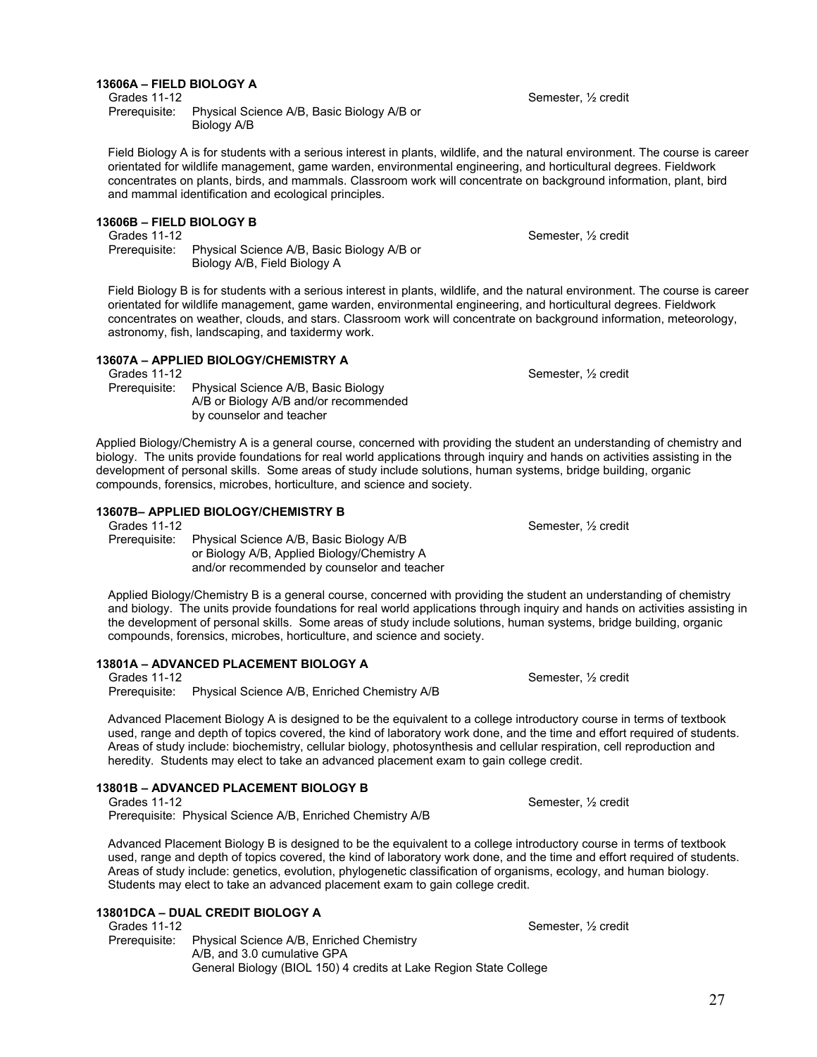### 13606A – FIELD BIOLOGY A

Grades 11-12 Semester, ½ credit
Prerequisite: Physical Science A/B, Basic Biology A/B or Biology A/B

Field Biology A is for students with a serious interest in plants, wildlife, and the natural environment. The course is career orientated for wildlife management, game warden, environmental engineering, and horticultural degrees. Fieldwork concentrates on plants, birds, and mammals. Classroom work will concentrate on background information, plant, bird and mammal identification and ecological principles.

### 13606B – FIELD BIOLOGY B

Grades 11-12 Semester, ½ credit
Prerequisite: Physical Science A/B, Basic Biology A/B or Biology A/B, Field Biology A

Field Biology B is for students with a serious interest in plants, wildlife, and the natural environment. The course is career orientated for wildlife management, game warden, environmental engineering, and horticultural degrees. Fieldwork concentrates on weather, clouds, and stars. Classroom work will concentrate on background information, meteorology, astronomy, fish, landscaping, and taxidermy work.

### 13607A – APPLIED BIOLOGY/CHEMISTRY A

Grades 11-12 Semester, ½ credit
Prerequisite: Physical Science A/B, Basic Biology A/B or Biology A/B and/or recommended by counselor and teacher

Applied Biology/Chemistry A is a general course, concerned with providing the student an understanding of chemistry and biology. The units provide foundations for real world applications through inquiry and hands on activities assisting in the development of personal skills. Some areas of study include solutions, human systems, bridge building, organic compounds, forensics, microbes, horticulture, and science and society.

### 13607B– APPLIED BIOLOGY/CHEMISTRY B

Grades 11-12 Semester, ½ credit
Prerequisite: Physical Science A/B, Basic Biology A/B or Biology A/B, Applied Biology/Chemistry A and/or recommended by counselor and teacher

Applied Biology/Chemistry B is a general course, concerned with providing the student an understanding of chemistry and biology. The units provide foundations for real world applications through inquiry and hands on activities assisting in the development of personal skills. Some areas of study include solutions, human systems, bridge building, organic compounds, forensics, microbes, horticulture, and science and society.

### 13801A – ADVANCED PLACEMENT BIOLOGY A

Grades 11-12 Semester, ½ credit
Prerequisite: Physical Science A/B, Enriched Chemistry A/B

Advanced Placement Biology A is designed to be the equivalent to a college introductory course in terms of textbook used, range and depth of topics covered, the kind of laboratory work done, and the time and effort required of students. Areas of study include: biochemistry, cellular biology, photosynthesis and cellular respiration, cell reproduction and heredity. Students may elect to take an advanced placement exam to gain college credit.

### 13801B – ADVANCED PLACEMENT BIOLOGY B

Grades 11-12 Semester, ½ credit
Prerequisite: Physical Science A/B, Enriched Chemistry A/B

Advanced Placement Biology B is designed to be the equivalent to a college introductory course in terms of textbook used, range and depth of topics covered, the kind of laboratory work done, and the time and effort required of students. Areas of study include: genetics, evolution, phylogenetic classification of organisms, ecology, and human biology. Students may elect to take an advanced placement exam to gain college credit.

### 13801DCA – DUAL CREDIT BIOLOGY A

Grades 11-12 Semester, ½ credit
Prerequisite: Physical Science A/B, Enriched Chemistry A/B, and 3.0 cumulative GPA
General Biology (BIOL 150) 4 credits at Lake Region State College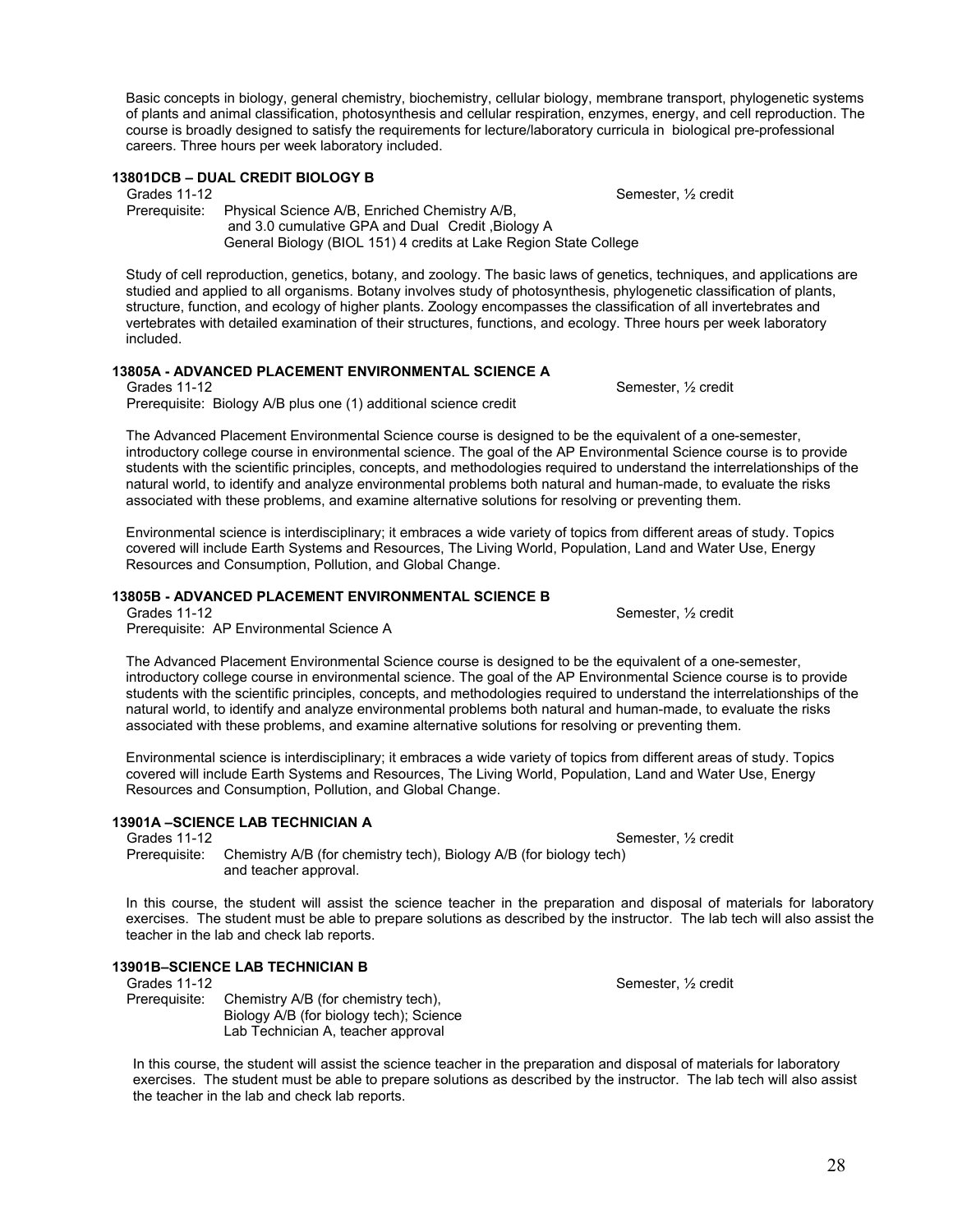Basic concepts in biology, general chemistry, biochemistry, cellular biology, membrane transport, phylogenetic systems of plants and animal classification, photosynthesis and cellular respiration, enzymes, energy, and cell reproduction. The course is broadly designed to satisfy the requirements for lecture/laboratory curricula in biological pre-professional careers. Three hours per week laboratory included.

### 13801DCB – DUAL CREDIT BIOLOGY B

Grades 11-12 Semester, ½ credit

Prerequisite: Physical Science A/B, Enriched Chemistry A/B, and 3.0 cumulative GPA and Dual Credit ,Biology A
General Biology (BIOL 151) 4 credits at Lake Region State College

Study of cell reproduction, genetics, botany, and zoology. The basic laws of genetics, techniques, and applications are studied and applied to all organisms. Botany involves study of photosynthesis, phylogenetic classification of plants, structure, function, and ecology of higher plants. Zoology encompasses the classification of all invertebrates and vertebrates with detailed examination of their structures, functions, and ecology. Three hours per week laboratory included.

### 13805A - ADVANCED PLACEMENT ENVIRONMENTAL SCIENCE A

Grades 11-12 Semester, ½ credit

Prerequisite: Biology A/B plus one (1) additional science credit

The Advanced Placement Environmental Science course is designed to be the equivalent of a one-semester, introductory college course in environmental science. The goal of the AP Environmental Science course is to provide students with the scientific principles, concepts, and methodologies required to understand the interrelationships of the natural world, to identify and analyze environmental problems both natural and human-made, to evaluate the risks associated with these problems, and examine alternative solutions for resolving or preventing them.

Environmental science is interdisciplinary; it embraces a wide variety of topics from different areas of study. Topics covered will include Earth Systems and Resources, The Living World, Population, Land and Water Use, Energy Resources and Consumption, Pollution, and Global Change.

### 13805B - ADVANCED PLACEMENT ENVIRONMENTAL SCIENCE B

Grades 11-12 Semester, ½ credit

Prerequisite: AP Environmental Science A

The Advanced Placement Environmental Science course is designed to be the equivalent of a one-semester, introductory college course in environmental science. The goal of the AP Environmental Science course is to provide students with the scientific principles, concepts, and methodologies required to understand the interrelationships of the natural world, to identify and analyze environmental problems both natural and human-made, to evaluate the risks associated with these problems, and examine alternative solutions for resolving or preventing them.

Environmental science is interdisciplinary; it embraces a wide variety of topics from different areas of study. Topics covered will include Earth Systems and Resources, The Living World, Population, Land and Water Use, Energy Resources and Consumption, Pollution, and Global Change.

### 13901A –SCIENCE LAB TECHNICIAN A

Grades 11-12 Semester, ½ credit

Prerequisite: Chemistry A/B (for chemistry tech), Biology A/B (for biology tech) and teacher approval.

In this course, the student will assist the science teacher in the preparation and disposal of materials for laboratory exercises. The student must be able to prepare solutions as described by the instructor. The lab tech will also assist the teacher in the lab and check lab reports.

### 13901B–SCIENCE LAB TECHNICIAN B

Grades 11-12 Semester, ½ credit

Prerequisite: Chemistry A/B (for chemistry tech), Biology A/B (for biology tech); Science Lab Technician A, teacher approval

In this course, the student will assist the science teacher in the preparation and disposal of materials for laboratory exercises. The student must be able to prepare solutions as described by the instructor. The lab tech will also assist the teacher in the lab and check lab reports.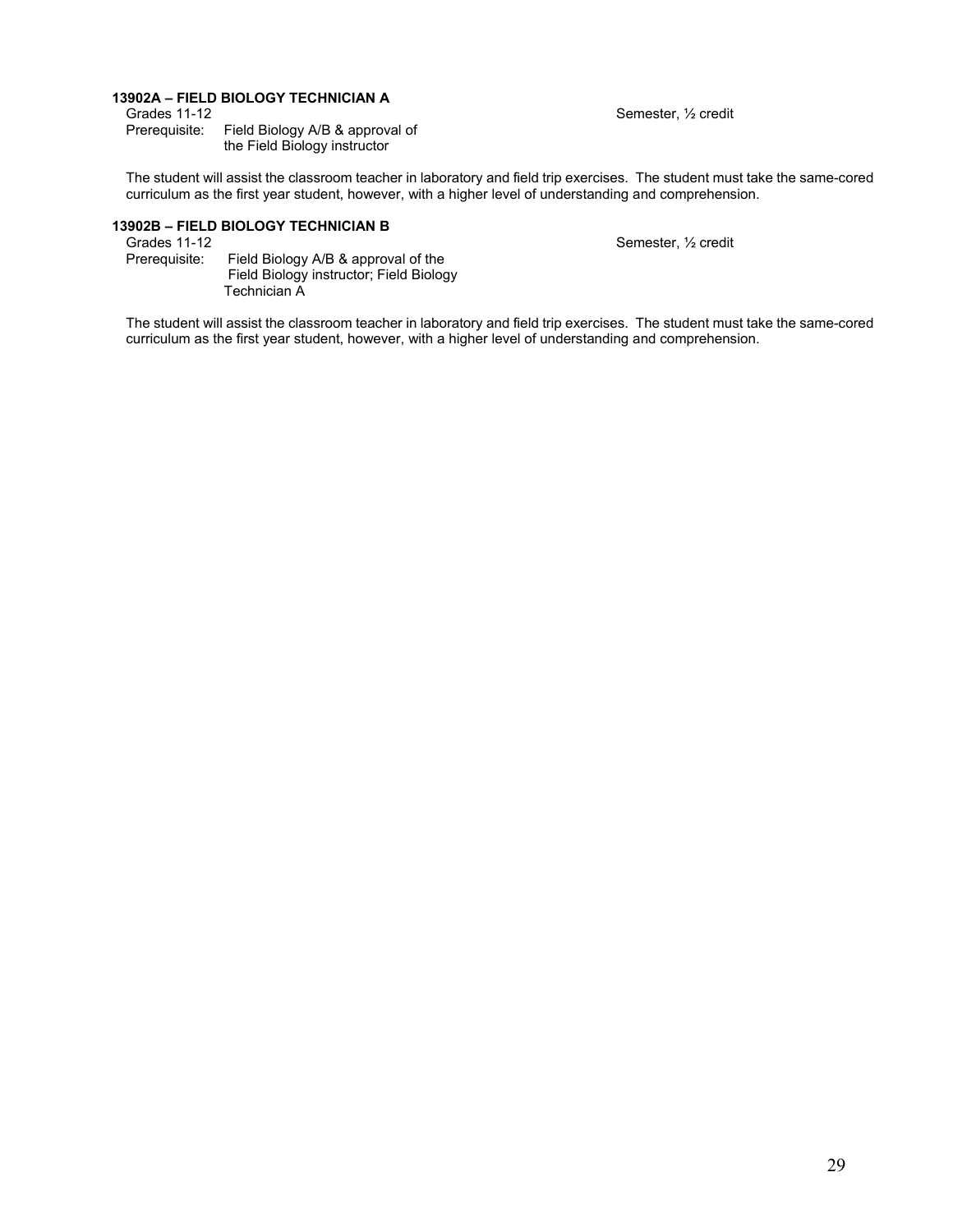**13902A – FIELD BIOLOGY TECHNICIAN A**

Grades 11-12 Semester, ½ credit

Prerequisite: Field Biology A/B & approval of the Field Biology instructor

The student will assist the classroom teacher in laboratory and field trip exercises. The student must take the same-cored curriculum as the first year student, however, with a higher level of understanding and comprehension.

**13902B – FIELD BIOLOGY TECHNICIAN B**

Grades 11-12 Semester, ½ credit

Prerequisite: Field Biology A/B & approval of the Field Biology instructor; Field Biology Technician A

The student will assist the classroom teacher in laboratory and field trip exercises. The student must take the same-cored curriculum as the first year student, however, with a higher level of understanding and comprehension.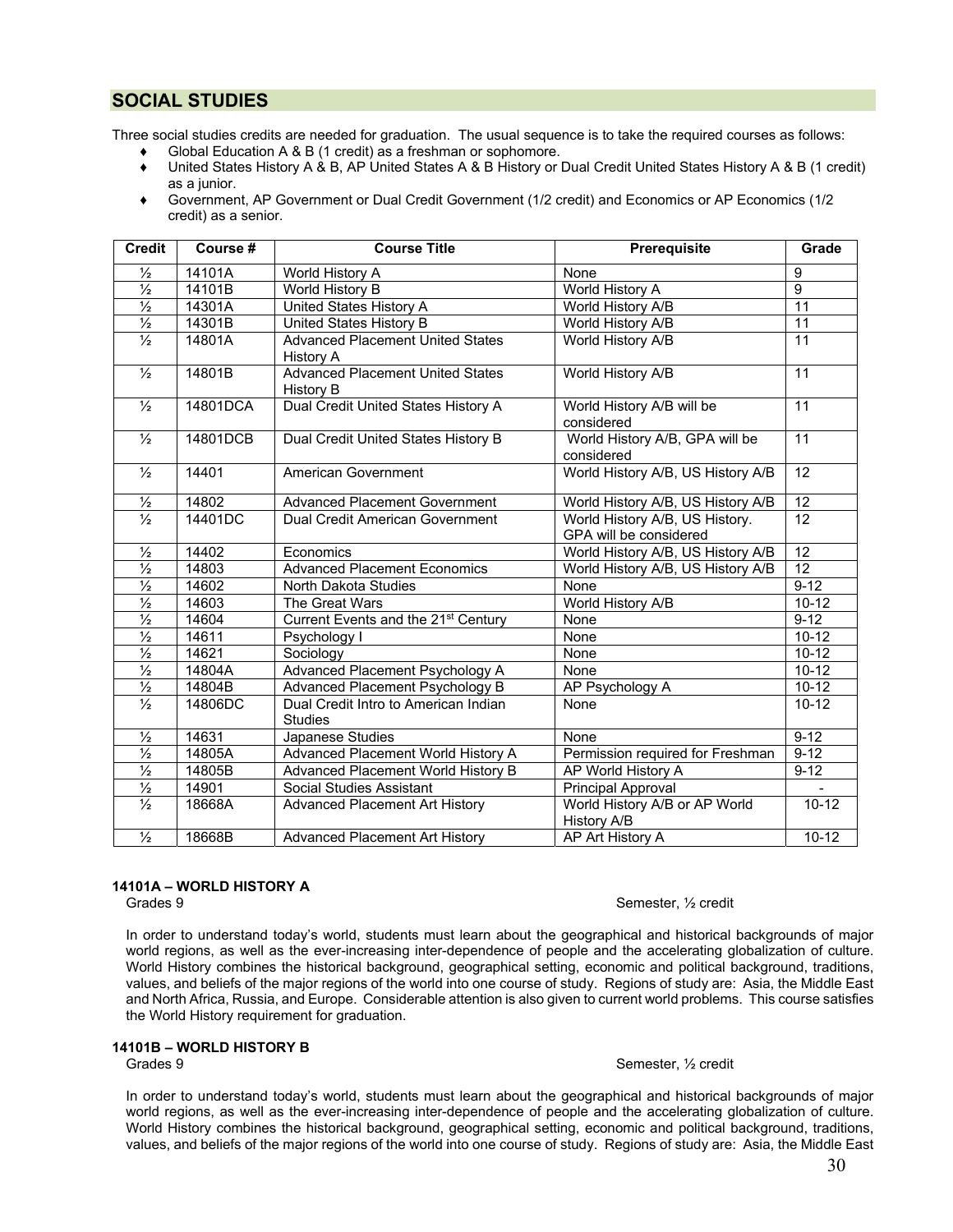## SOCIAL STUDIES

Three social studies credits are needed for graduation. The usual sequence is to take the required courses as follows:

- Global Education A & B (1 credit) as a freshman or sophomore.
- United States History A & B, AP United States A & B History or Dual Credit United States History A & B (1 credit) as a junior.
- Government, AP Government or Dual Credit Government (1/2 credit) and Economics or AP Economics (1/2 credit) as a senior.

| Credit | Course # | Course Title | Prerequisite | Grade |
|---|---|---|---|---|
| ½ | 14101A | World History A | None | 9 |
| ½ | 14101B | World History B | World History A | 9 |
| ½ | 14301A | United States History A | World History A/B | 11 |
| ½ | 14301B | United States History B | World History A/B | 11 |
| ½ | 14801A | Advanced Placement United States History A | World History A/B | 11 |
| ½ | 14801B | Advanced Placement United States History B | World History A/B | 11 |
| ½ | 14801DCA | Dual Credit United States History A | World History A/B will be considered | 11 |
| ½ | 14801DCB | Dual Credit United States History B | World History A/B, GPA will be considered | 11 |
| ½ | 14401 | American Government | World History A/B, US History A/B | 12 |
| ½ | 14802 | Advanced Placement Government | World History A/B, US History A/B | 12 |
| ½ | 14401DC | Dual Credit American Government | World History A/B, US History. GPA will be considered | 12 |
| ½ | 14402 | Economics | World History A/B, US History A/B | 12 |
| ½ | 14803 | Advanced Placement Economics | World History A/B, US History A/B | 12 |
| ½ | 14602 | North Dakota Studies | None | 9-12 |
| ½ | 14603 | The Great Wars | World History A/B | 10-12 |
| ½ | 14604 | Current Events and the 21st Century | None | 9-12 |
| ½ | 14611 | Psychology I | None | 10-12 |
| ½ | 14621 | Sociology | None | 10-12 |
| ½ | 14804A | Advanced Placement Psychology A | None | 10-12 |
| ½ | 14804B | Advanced Placement Psychology B | AP Psychology A | 10-12 |
| ½ | 14806DC | Dual Credit Intro to American Indian Studies | None | 10-12 |
| ½ | 14631 | Japanese Studies | None | 9-12 |
| ½ | 14805A | Advanced Placement World History A | Permission required for Freshman | 9-12 |
| ½ | 14805B | Advanced Placement World History B | AP World History A | 9-12 |
| ½ | 14901 | Social Studies Assistant | Principal Approval | - |
| ½ | 18668A | Advanced Placement Art History | World History A/B or AP World History A/B | 10-12 |
| ½ | 18668B | Advanced Placement Art History | AP Art History A | 10-12 |

### 14101A – WORLD HISTORY A

Grades 9 — Semester, ½ credit

In order to understand today's world, students must learn about the geographical and historical backgrounds of major world regions, as well as the ever-increasing inter-dependence of people and the accelerating globalization of culture. World History combines the historical background, geographical setting, economic and political background, traditions, values, and beliefs of the major regions of the world into one course of study. Regions of study are: Asia, the Middle East and North Africa, Russia, and Europe. Considerable attention is also given to current world problems. This course satisfies the World History requirement for graduation.

### 14101B – WORLD HISTORY B

Grades 9 — Semester, ½ credit

In order to understand today's world, students must learn about the geographical and historical backgrounds of major world regions, as well as the ever-increasing inter-dependence of people and the accelerating globalization of culture. World History combines the historical background, geographical setting, economic and political background, traditions, values, and beliefs of the major regions of the world into one course of study. Regions of study are: Asia, the Middle East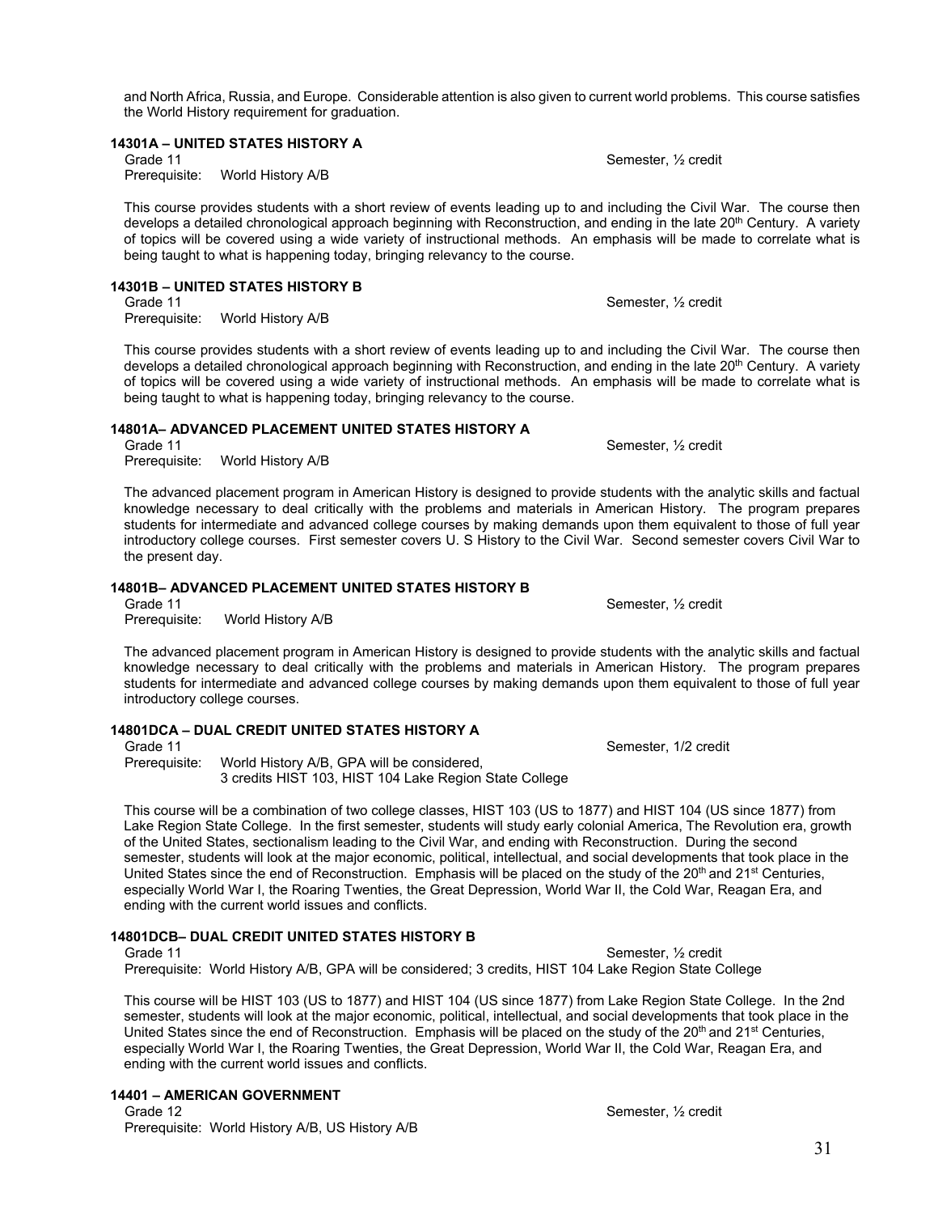and North Africa, Russia, and Europe. Considerable attention is also given to current world problems. This course satisfies the World History requirement for graduation.

### 14301A – UNITED STATES HISTORY A

Grade 11 Semester, ½ credit
Prerequisite: World History A/B

This course provides students with a short review of events leading up to and including the Civil War. The course then develops a detailed chronological approach beginning with Reconstruction, and ending in the late 20th Century. A variety of topics will be covered using a wide variety of instructional methods. An emphasis will be made to correlate what is being taught to what is happening today, bringing relevancy to the course.

### 14301B – UNITED STATES HISTORY B

Grade 11 Semester, ½ credit
Prerequisite: World History A/B

This course provides students with a short review of events leading up to and including the Civil War. The course then develops a detailed chronological approach beginning with Reconstruction, and ending in the late 20th Century. A variety of topics will be covered using a wide variety of instructional methods. An emphasis will be made to correlate what is being taught to what is happening today, bringing relevancy to the course.

### 14801A– ADVANCED PLACEMENT UNITED STATES HISTORY A

Grade 11 Semester, ½ credit
Prerequisite: World History A/B

The advanced placement program in American History is designed to provide students with the analytic skills and factual knowledge necessary to deal critically with the problems and materials in American History. The program prepares students for intermediate and advanced college courses by making demands upon them equivalent to those of full year introductory college courses. First semester covers U. S History to the Civil War. Second semester covers Civil War to the present day.

### 14801B– ADVANCED PLACEMENT UNITED STATES HISTORY B

Grade 11 Semester, ½ credit
Prerequisite: World History A/B

The advanced placement program in American History is designed to provide students with the analytic skills and factual knowledge necessary to deal critically with the problems and materials in American History. The program prepares students for intermediate and advanced college courses by making demands upon them equivalent to those of full year introductory college courses.

### 14801DCA – DUAL CREDIT UNITED STATES HISTORY A

Grade 11 Semester, 1/2 credit
Prerequisite: World History A/B, GPA will be considered,
3 credits HIST 103, HIST 104 Lake Region State College

This course will be a combination of two college classes, HIST 103 (US to 1877) and HIST 104 (US since 1877) from Lake Region State College. In the first semester, students will study early colonial America, The Revolution era, growth of the United States, sectionalism leading to the Civil War, and ending with Reconstruction. During the second semester, students will look at the major economic, political, intellectual, and social developments that took place in the United States since the end of Reconstruction. Emphasis will be placed on the study of the 20th and 21st Centuries, especially World War I, the Roaring Twenties, the Great Depression, World War II, the Cold War, Reagan Era, and ending with the current world issues and conflicts.

### 14801DCB– DUAL CREDIT UNITED STATES HISTORY B

Grade 11 Semester, ½ credit
Prerequisite: World History A/B, GPA will be considered; 3 credits, HIST 104 Lake Region State College

This course will be HIST 103 (US to 1877) and HIST 104 (US since 1877) from Lake Region State College. In the 2nd semester, students will look at the major economic, political, intellectual, and social developments that took place in the United States since the end of Reconstruction. Emphasis will be placed on the study of the 20th and 21st Centuries, especially World War I, the Roaring Twenties, the Great Depression, World War II, the Cold War, Reagan Era, and ending with the current world issues and conflicts.

### 14401 – AMERICAN GOVERNMENT

Grade 12 Semester, ½ credit
Prerequisite: World History A/B, US History A/B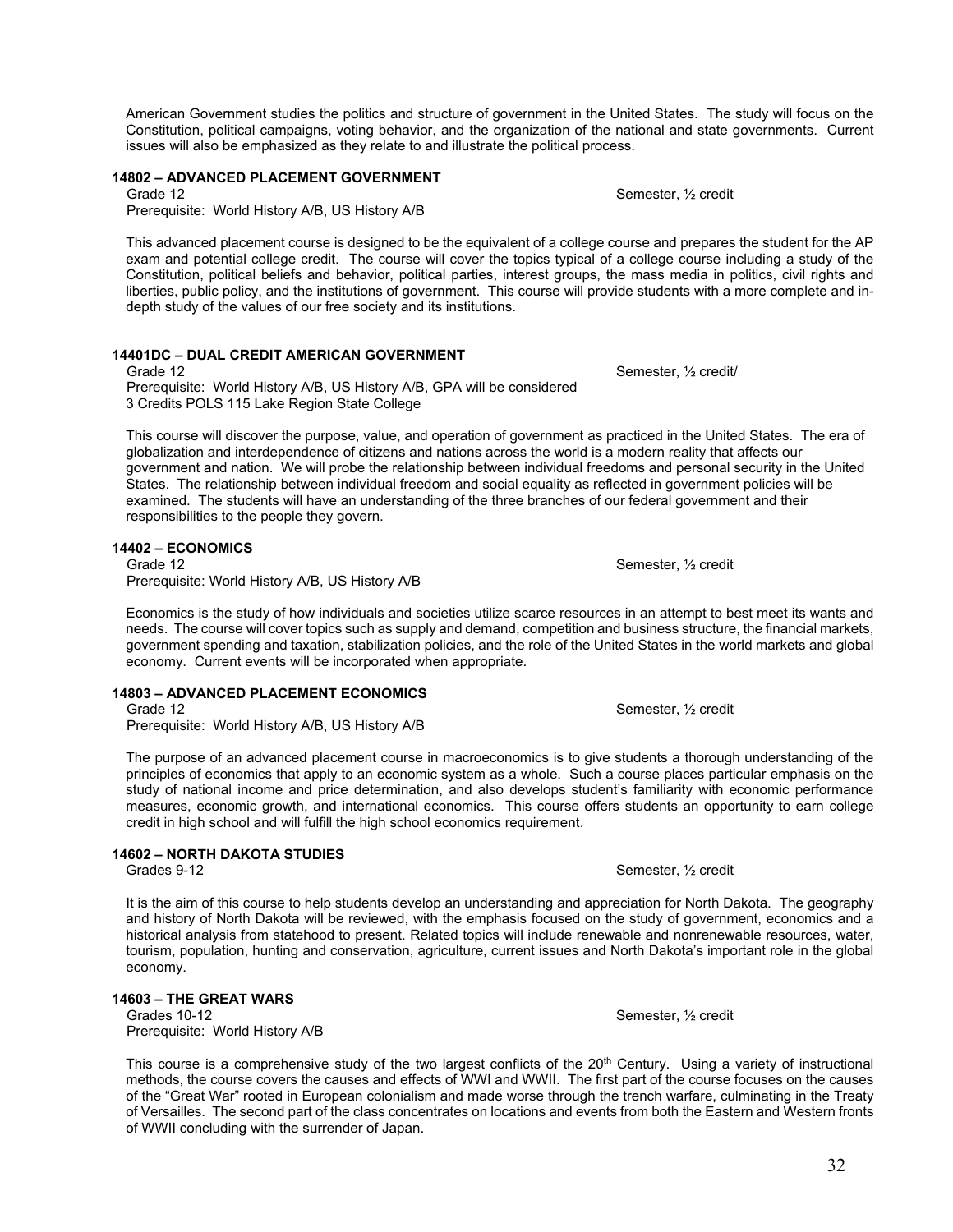American Government studies the politics and structure of government in the United States. The study will focus on the Constitution, political campaigns, voting behavior, and the organization of the national and state governments. Current issues will also be emphasized as they relate to and illustrate the political process.

### 14802 – ADVANCED PLACEMENT GOVERNMENT

Grade 12 — Semester, ½ credit
Prerequisite: World History A/B, US History A/B

This advanced placement course is designed to be the equivalent of a college course and prepares the student for the AP exam and potential college credit. The course will cover the topics typical of a college course including a study of the Constitution, political beliefs and behavior, political parties, interest groups, the mass media in politics, civil rights and liberties, public policy, and the institutions of government. This course will provide students with a more complete and in-depth study of the values of our free society and its institutions.

### 14401DC – DUAL CREDIT AMERICAN GOVERNMENT

Grade 12 — Semester, ½ credit/
Prerequisite: World History A/B, US History A/B, GPA will be considered
3 Credits POLS 115 Lake Region State College

This course will discover the purpose, value, and operation of government as practiced in the United States. The era of globalization and interdependence of citizens and nations across the world is a modern reality that affects our government and nation. We will probe the relationship between individual freedoms and personal security in the United States. The relationship between individual freedom and social equality as reflected in government policies will be examined. The students will have an understanding of the three branches of our federal government and their responsibilities to the people they govern.

### 14402 – ECONOMICS

Grade 12 — Semester, ½ credit
Prerequisite: World History A/B, US History A/B

Economics is the study of how individuals and societies utilize scarce resources in an attempt to best meet its wants and needs. The course will cover topics such as supply and demand, competition and business structure, the financial markets, government spending and taxation, stabilization policies, and the role of the United States in the world markets and global economy. Current events will be incorporated when appropriate.

### 14803 – ADVANCED PLACEMENT ECONOMICS

Grade 12 — Semester, ½ credit
Prerequisite: World History A/B, US History A/B

The purpose of an advanced placement course in macroeconomics is to give students a thorough understanding of the principles of economics that apply to an economic system as a whole. Such a course places particular emphasis on the study of national income and price determination, and also develops student's familiarity with economic performance measures, economic growth, and international economics. This course offers students an opportunity to earn college credit in high school and will fulfill the high school economics requirement.

### 14602 – NORTH DAKOTA STUDIES

Grades 9-12 — Semester, ½ credit

It is the aim of this course to help students develop an understanding and appreciation for North Dakota. The geography and history of North Dakota will be reviewed, with the emphasis focused on the study of government, economics and a historical analysis from statehood to present. Related topics will include renewable and nonrenewable resources, water, tourism, population, hunting and conservation, agriculture, current issues and North Dakota's important role in the global economy.

### 14603 – THE GREAT WARS

Grades 10-12 — Semester, ½ credit
Prerequisite: World History A/B

This course is a comprehensive study of the two largest conflicts of the 20th Century. Using a variety of instructional methods, the course covers the causes and effects of WWI and WWII. The first part of the course focuses on the causes of the "Great War" rooted in European colonialism and made worse through the trench warfare, culminating in the Treaty of Versailles. The second part of the class concentrates on locations and events from both the Eastern and Western fronts of WWII concluding with the surrender of Japan.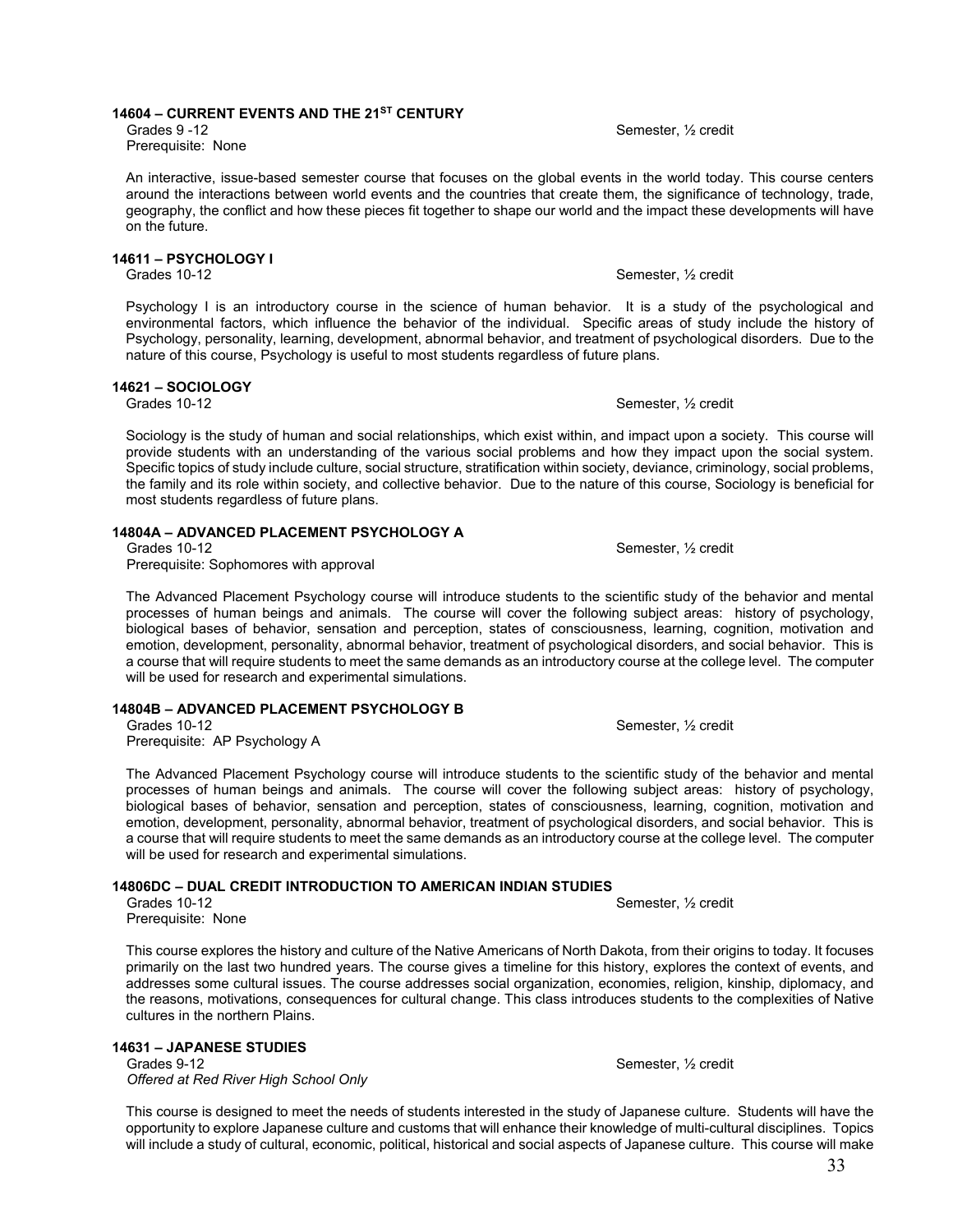**14604 – CURRENT EVENTS AND THE 21ST CENTURY**

Grades 9 -12 Semester, ½ credit

Prerequisite: None

An interactive, issue-based semester course that focuses on the global events in the world today. This course centers around the interactions between world events and the countries that create them, the significance of technology, trade, geography, the conflict and how these pieces fit together to shape our world and the impact these developments will have on the future.

**14611 – PSYCHOLOGY I**

Grades 10-12 Semester, ½ credit

Psychology I is an introductory course in the science of human behavior. It is a study of the psychological and environmental factors, which influence the behavior of the individual. Specific areas of study include the history of Psychology, personality, learning, development, abnormal behavior, and treatment of psychological disorders. Due to the nature of this course, Psychology is useful to most students regardless of future plans.

**14621 – SOCIOLOGY**

Grades 10-12 Semester, ½ credit

Sociology is the study of human and social relationships, which exist within, and impact upon a society. This course will provide students with an understanding of the various social problems and how they impact upon the social system. Specific topics of study include culture, social structure, stratification within society, deviance, criminology, social problems, the family and its role within society, and collective behavior. Due to the nature of this course, Sociology is beneficial for most students regardless of future plans.

**14804A – ADVANCED PLACEMENT PSYCHOLOGY A**

Grades 10-12 Semester, ½ credit

Prerequisite: Sophomores with approval

The Advanced Placement Psychology course will introduce students to the scientific study of the behavior and mental processes of human beings and animals. The course will cover the following subject areas: history of psychology, biological bases of behavior, sensation and perception, states of consciousness, learning, cognition, motivation and emotion, development, personality, abnormal behavior, treatment of psychological disorders, and social behavior. This is a course that will require students to meet the same demands as an introductory course at the college level. The computer will be used for research and experimental simulations.

**14804B – ADVANCED PLACEMENT PSYCHOLOGY B**

Grades 10-12 Semester, ½ credit

Prerequisite: AP Psychology A

The Advanced Placement Psychology course will introduce students to the scientific study of the behavior and mental processes of human beings and animals. The course will cover the following subject areas: history of psychology, biological bases of behavior, sensation and perception, states of consciousness, learning, cognition, motivation and emotion, development, personality, abnormal behavior, treatment of psychological disorders, and social behavior. This is a course that will require students to meet the same demands as an introductory course at the college level. The computer will be used for research and experimental simulations.

**14806DC – DUAL CREDIT INTRODUCTION TO AMERICAN INDIAN STUDIES**

Grades 10-12 Semester, ½ credit

Prerequisite: None

This course explores the history and culture of the Native Americans of North Dakota, from their origins to today. It focuses primarily on the last two hundred years. The course gives a timeline for this history, explores the context of events, and addresses some cultural issues. The course addresses social organization, economies, religion, kinship, diplomacy, and the reasons, motivations, consequences for cultural change. This class introduces students to the complexities of Native cultures in the northern Plains.

**14631 – JAPANESE STUDIES**

Grades 9-12 Semester, ½ credit

*Offered at Red River High School Only*

This course is designed to meet the needs of students interested in the study of Japanese culture. Students will have the opportunity to explore Japanese culture and customs that will enhance their knowledge of multi-cultural disciplines. Topics will include a study of cultural, economic, political, historical and social aspects of Japanese culture. This course will make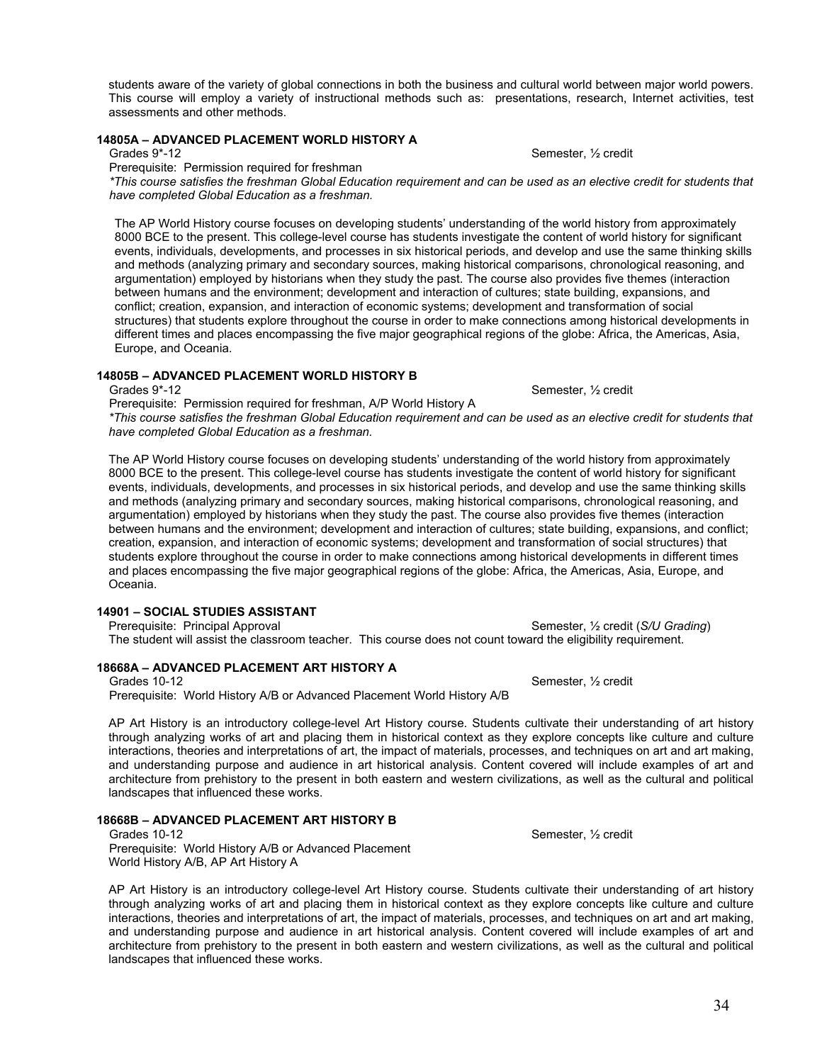students aware of the variety of global connections in both the business and cultural world between major world powers. This course will employ a variety of instructional methods such as: presentations, research, Internet activities, test assessments and other methods.

### 14805A – ADVANCED PLACEMENT WORLD HISTORY A

Grades 9*-12 Semester, ½ credit

Prerequisite: Permission required for freshman

*\*This course satisfies the freshman Global Education requirement and can be used as an elective credit for students that have completed Global Education as a freshman.*

The AP World History course focuses on developing students' understanding of the world history from approximately 8000 BCE to the present. This college-level course has students investigate the content of world history for significant events, individuals, developments, and processes in six historical periods, and develop and use the same thinking skills and methods (analyzing primary and secondary sources, making historical comparisons, chronological reasoning, and argumentation) employed by historians when they study the past. The course also provides five themes (interaction between humans and the environment; development and interaction of cultures; state building, expansions, and conflict; creation, expansion, and interaction of economic systems; development and transformation of social structures) that students explore throughout the course in order to make connections among historical developments in different times and places encompassing the five major geographical regions of the globe: Africa, the Americas, Asia, Europe, and Oceania.

### 14805B – ADVANCED PLACEMENT WORLD HISTORY B

Grades 9*-12 Semester, ½ credit

Prerequisite: Permission required for freshman, A/P World History A

*\*This course satisfies the freshman Global Education requirement and can be used as an elective credit for students that have completed Global Education as a freshman.*

The AP World History course focuses on developing students' understanding of the world history from approximately 8000 BCE to the present. This college-level course has students investigate the content of world history for significant events, individuals, developments, and processes in six historical periods, and develop and use the same thinking skills and methods (analyzing primary and secondary sources, making historical comparisons, chronological reasoning, and argumentation) employed by historians when they study the past. The course also provides five themes (interaction between humans and the environment; development and interaction of cultures; state building, expansions, and conflict; creation, expansion, and interaction of economic systems; development and transformation of social structures) that students explore throughout the course in order to make connections among historical developments in different times and places encompassing the five major geographical regions of the globe: Africa, the Americas, Asia, Europe, and Oceania.

### 14901 – SOCIAL STUDIES ASSISTANT

Prerequisite: Principal Approval Semester, ½ credit (*S/U Grading*)

The student will assist the classroom teacher. This course does not count toward the eligibility requirement.

### 18668A – ADVANCED PLACEMENT ART HISTORY A

Grades 10-12 Semester, ½ credit

Prerequisite: World History A/B or Advanced Placement World History A/B

AP Art History is an introductory college-level Art History course. Students cultivate their understanding of art history through analyzing works of art and placing them in historical context as they explore concepts like culture and culture interactions, theories and interpretations of art, the impact of materials, processes, and techniques on art and art making, and understanding purpose and audience in art historical analysis. Content covered will include examples of art and architecture from prehistory to the present in both eastern and western civilizations, as well as the cultural and political landscapes that influenced these works.

### 18668B – ADVANCED PLACEMENT ART HISTORY B

Grades 10-12 Semester, ½ credit

Prerequisite: World History A/B or Advanced Placement World History A/B, AP Art History A

AP Art History is an introductory college-level Art History course. Students cultivate their understanding of art history through analyzing works of art and placing them in historical context as they explore concepts like culture and culture interactions, theories and interpretations of art, the impact of materials, processes, and techniques on art and art making, and understanding purpose and audience in art historical analysis. Content covered will include examples of art and architecture from prehistory to the present in both eastern and western civilizations, as well as the cultural and political landscapes that influenced these works.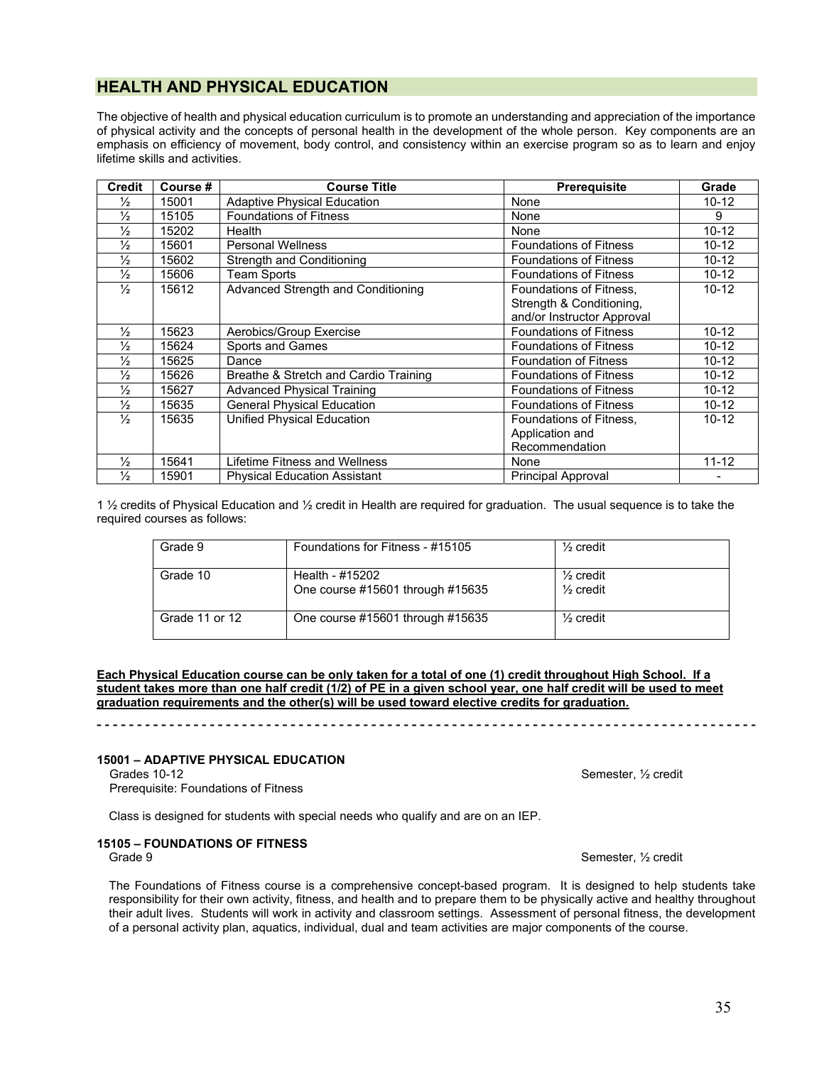## HEALTH AND PHYSICAL EDUCATION

The objective of health and physical education curriculum is to promote an understanding and appreciation of the importance of physical activity and the concepts of personal health in the development of the whole person. Key components are an emphasis on efficiency of movement, body control, and consistency within an exercise program so as to learn and enjoy lifetime skills and activities.

| Credit | Course # | Course Title | Prerequisite | Grade |
|---|---|---|---|---|
| ½ | 15001 | Adaptive Physical Education | None | 10-12 |
| ½ | 15105 | Foundations of Fitness | None | 9 |
| ½ | 15202 | Health | None | 10-12 |
| ½ | 15601 | Personal Wellness | Foundations of Fitness | 10-12 |
| ½ | 15602 | Strength and Conditioning | Foundations of Fitness | 10-12 |
| ½ | 15606 | Team Sports | Foundations of Fitness | 10-12 |
| ½ | 15612 | Advanced Strength and Conditioning | Foundations of Fitness, Strength & Conditioning, and/or Instructor Approval | 10-12 |
| ½ | 15623 | Aerobics/Group Exercise | Foundations of Fitness | 10-12 |
| ½ | 15624 | Sports and Games | Foundations of Fitness | 10-12 |
| ½ | 15625 | Dance | Foundation of Fitness | 10-12 |
| ½ | 15626 | Breathe & Stretch and Cardio Training | Foundations of Fitness | 10-12 |
| ½ | 15627 | Advanced Physical Training | Foundations of Fitness | 10-12 |
| ½ | 15635 | General Physical Education | Foundations of Fitness | 10-12 |
| ½ | 15635 | Unified Physical Education | Foundations of Fitness, Application and Recommendation | 10-12 |
| ½ | 15641 | Lifetime Fitness and Wellness | None | 11-12 |
| ½ | 15901 | Physical Education Assistant | Principal Approval | - |

1 ½ credits of Physical Education and ½ credit in Health are required for graduation. The usual sequence is to take the required courses as follows:

| | | |
|---|---|---|
| Grade 9 | Foundations for Fitness - #15105 | ½ credit |
| Grade 10 | Health - #15202<br>One course #15601 through #15635 | ½ credit<br>½ credit |
| Grade 11 or 12 | One course #15601 through #15635 | ½ credit |

**Each Physical Education course can be only taken for a total of one (1) credit throughout High School. If a student takes more than one half credit (1/2) of PE in a given school year, one half credit will be used to meet graduation requirements and the other(s) will be used toward elective credits for graduation.**

---

**15001 – ADAPTIVE PHYSICAL EDUCATION**
Grades 10-12 — Semester, ½ credit
Prerequisite: Foundations of Fitness

Class is designed for students with special needs who qualify and are on an IEP.

**15105 – FOUNDATIONS OF FITNESS**
Grade 9 — Semester, ½ credit

The Foundations of Fitness course is a comprehensive concept-based program. It is designed to help students take responsibility for their own activity, fitness, and health and to prepare them to be physically active and healthy throughout their adult lives. Students will work in activity and classroom settings. Assessment of personal fitness, the development of a personal activity plan, aquatics, individual, dual and team activities are major components of the course.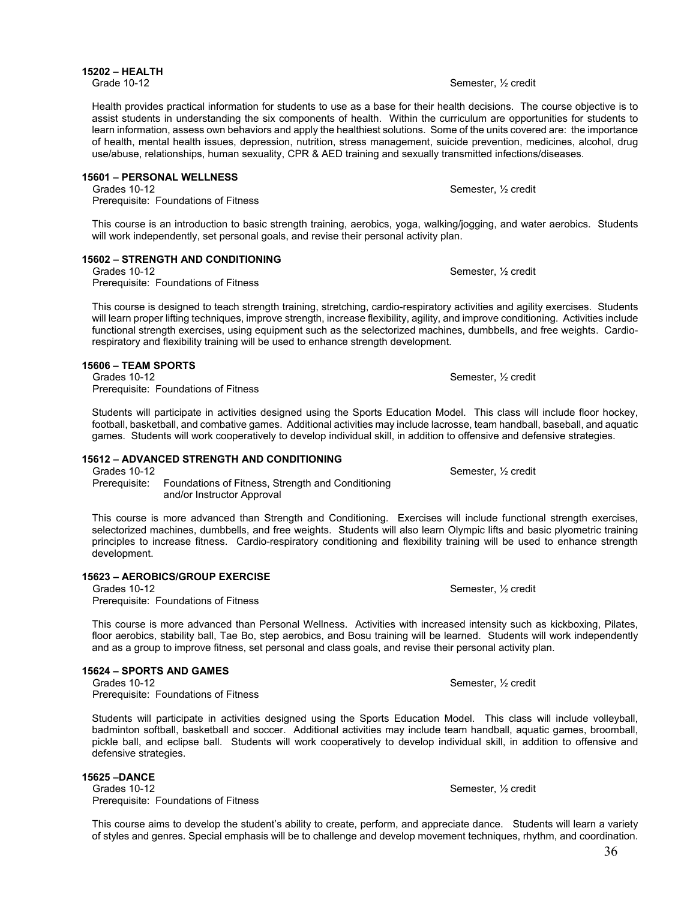### 15202 – HEALTH

Grade 10-12 Semester, ½ credit

Health provides practical information for students to use as a base for their health decisions. The course objective is to assist students in understanding the six components of health. Within the curriculum are opportunities for students to learn information, assess own behaviors and apply the healthiest solutions. Some of the units covered are: the importance of health, mental health issues, depression, nutrition, stress management, suicide prevention, medicines, alcohol, drug use/abuse, relationships, human sexuality, CPR & AED training and sexually transmitted infections/diseases.

### 15601 – PERSONAL WELLNESS

Grades 10-12 Semester, ½ credit
Prerequisite: Foundations of Fitness

This course is an introduction to basic strength training, aerobics, yoga, walking/jogging, and water aerobics. Students will work independently, set personal goals, and revise their personal activity plan.

### 15602 – STRENGTH AND CONDITIONING

Grades 10-12 Semester, ½ credit
Prerequisite: Foundations of Fitness

This course is designed to teach strength training, stretching, cardio-respiratory activities and agility exercises. Students will learn proper lifting techniques, improve strength, increase flexibility, agility, and improve conditioning. Activities include functional strength exercises, using equipment such as the selectorized machines, dumbbells, and free weights. Cardio-respiratory and flexibility training will be used to enhance strength development.

### 15606 – TEAM SPORTS

Grades 10-12 Semester, ½ credit
Prerequisite: Foundations of Fitness

Students will participate in activities designed using the Sports Education Model. This class will include floor hockey, football, basketball, and combative games. Additional activities may include lacrosse, team handball, baseball, and aquatic games. Students will work cooperatively to develop individual skill, in addition to offensive and defensive strategies.

### 15612 – ADVANCED STRENGTH AND CONDITIONING

Grades 10-12 Semester, ½ credit
Prerequisite: Foundations of Fitness, Strength and Conditioning and/or Instructor Approval

This course is more advanced than Strength and Conditioning. Exercises will include functional strength exercises, selectorized machines, dumbbells, and free weights. Students will also learn Olympic lifts and basic plyometric training principles to increase fitness. Cardio-respiratory conditioning and flexibility training will be used to enhance strength development.

### 15623 – AEROBICS/GROUP EXERCISE

Grades 10-12 Semester, ½ credit
Prerequisite: Foundations of Fitness

This course is more advanced than Personal Wellness. Activities with increased intensity such as kickboxing, Pilates, floor aerobics, stability ball, Tae Bo, step aerobics, and Bosu training will be learned. Students will work independently and as a group to improve fitness, set personal and class goals, and revise their personal activity plan.

### 15624 – SPORTS AND GAMES

Grades 10-12 Semester, ½ credit
Prerequisite: Foundations of Fitness

Students will participate in activities designed using the Sports Education Model. This class will include volleyball, badminton softball, basketball and soccer. Additional activities may include team handball, aquatic games, broomball, pickle ball, and eclipse ball. Students will work cooperatively to develop individual skill, in addition to offensive and defensive strategies.

### 15625 –DANCE

Grades 10-12 Semester, ½ credit
Prerequisite: Foundations of Fitness

This course aims to develop the student's ability to create, perform, and appreciate dance. Students will learn a variety of styles and genres. Special emphasis will be to challenge and develop movement techniques, rhythm, and coordination.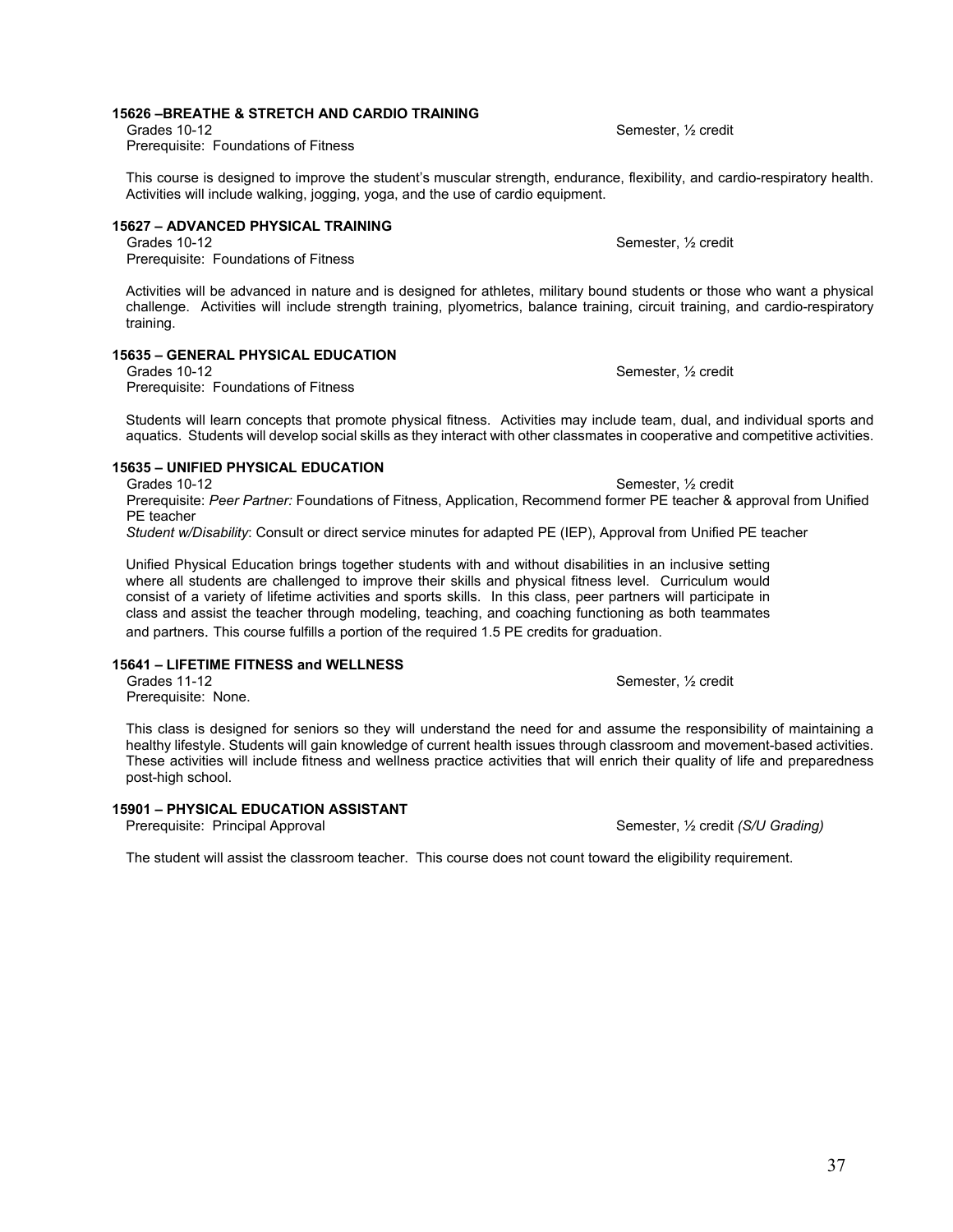#### 15626 –BREATHE & STRETCH AND CARDIO TRAINING

Grades 10-12 Semester, ½ credit
Prerequisite: Foundations of Fitness

This course is designed to improve the student's muscular strength, endurance, flexibility, and cardio-respiratory health. Activities will include walking, jogging, yoga, and the use of cardio equipment.

#### 15627 – ADVANCED PHYSICAL TRAINING

Grades 10-12 Semester, ½ credit
Prerequisite: Foundations of Fitness

Activities will be advanced in nature and is designed for athletes, military bound students or those who want a physical challenge. Activities will include strength training, plyometrics, balance training, circuit training, and cardio-respiratory training.

#### 15635 – GENERAL PHYSICAL EDUCATION

Grades 10-12 Semester, ½ credit
Prerequisite: Foundations of Fitness

Students will learn concepts that promote physical fitness. Activities may include team, dual, and individual sports and aquatics. Students will develop social skills as they interact with other classmates in cooperative and competitive activities.

#### 15635 – UNIFIED PHYSICAL EDUCATION

Grades 10-12 Semester, ½ credit
Prerequisite: *Peer Partner:* Foundations of Fitness, Application, Recommend former PE teacher & approval from Unified PE teacher
*Student w/Disability*: Consult or direct service minutes for adapted PE (IEP), Approval from Unified PE teacher

Unified Physical Education brings together students with and without disabilities in an inclusive setting where all students are challenged to improve their skills and physical fitness level. Curriculum would consist of a variety of lifetime activities and sports skills. In this class, peer partners will participate in class and assist the teacher through modeling, teaching, and coaching functioning as both teammates and partners. This course fulfills a portion of the required 1.5 PE credits for graduation.

#### 15641 – LIFETIME FITNESS and WELLNESS

Grades 11-12 Semester, ½ credit
Prerequisite: None.

This class is designed for seniors so they will understand the need for and assume the responsibility of maintaining a healthy lifestyle. Students will gain knowledge of current health issues through classroom and movement-based activities. These activities will include fitness and wellness practice activities that will enrich their quality of life and preparedness post-high school.

#### 15901 – PHYSICAL EDUCATION ASSISTANT

Prerequisite: Principal Approval Semester, ½ credit *(S/U Grading)*

The student will assist the classroom teacher. This course does not count toward the eligibility requirement.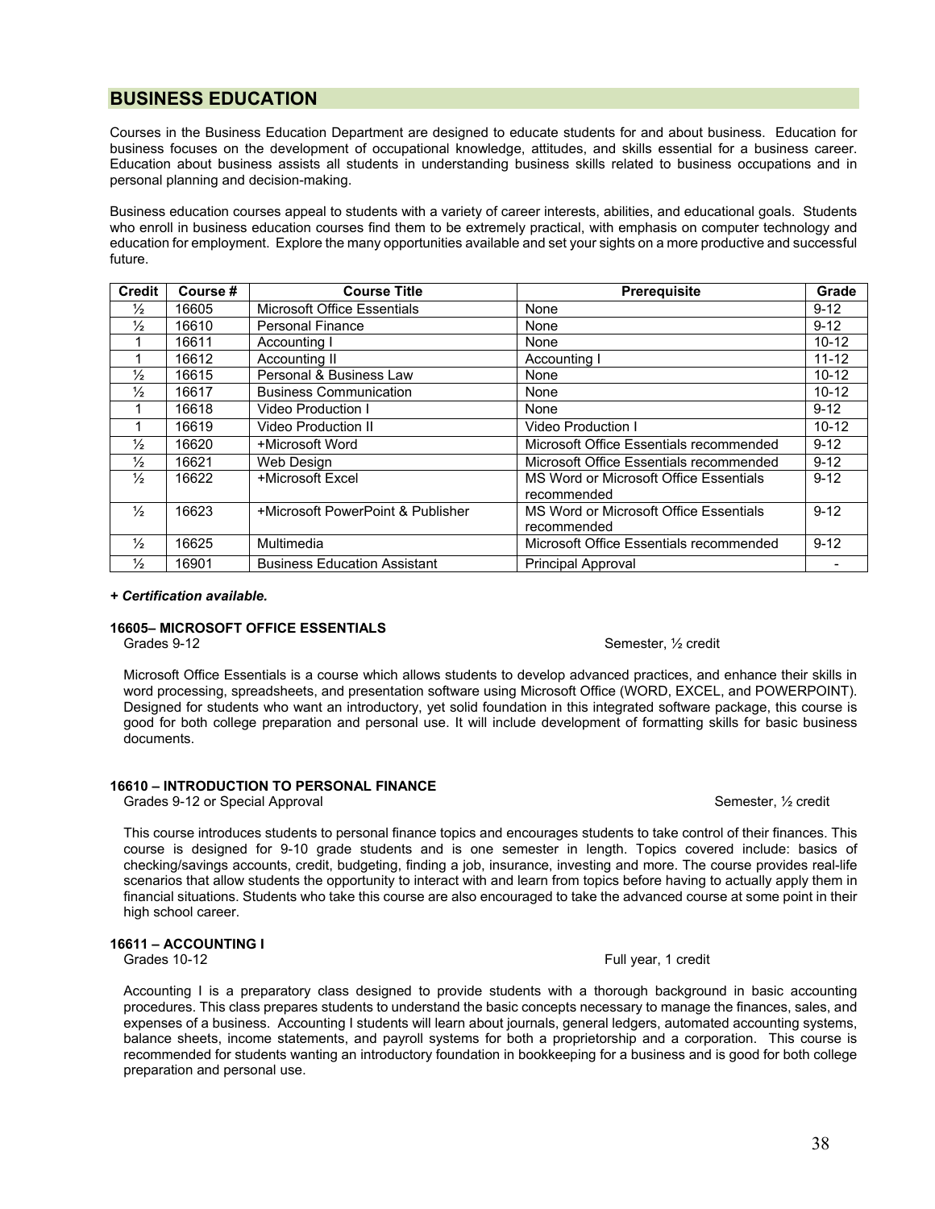## BUSINESS EDUCATION

Courses in the Business Education Department are designed to educate students for and about business. Education for business focuses on the development of occupational knowledge, attitudes, and skills essential for a business career. Education about business assists all students in understanding business skills related to business occupations and in personal planning and decision-making.

Business education courses appeal to students with a variety of career interests, abilities, and educational goals. Students who enroll in business education courses find them to be extremely practical, with emphasis on computer technology and education for employment. Explore the many opportunities available and set your sights on a more productive and successful future.

| Credit | Course # | Course Title | Prerequisite | Grade |
|---|---|---|---|---|
| ½ | 16605 | Microsoft Office Essentials | None | 9-12 |
| ½ | 16610 | Personal Finance | None | 9-12 |
| 1 | 16611 | Accounting I | None | 10-12 |
| 1 | 16612 | Accounting II | Accounting I | 11-12 |
| ½ | 16615 | Personal & Business Law | None | 10-12 |
| ½ | 16617 | Business Communication | None | 10-12 |
| 1 | 16618 | Video Production I | None | 9-12 |
| 1 | 16619 | Video Production II | Video Production I | 10-12 |
| ½ | 16620 | +Microsoft Word | Microsoft Office Essentials recommended | 9-12 |
| ½ | 16621 | Web Design | Microsoft Office Essentials recommended | 9-12 |
| ½ | 16622 | +Microsoft Excel | MS Word or Microsoft Office Essentials recommended | 9-12 |
| ½ | 16623 | +Microsoft PowerPoint & Publisher | MS Word or Microsoft Office Essentials recommended | 9-12 |
| ½ | 16625 | Multimedia | Microsoft Office Essentials recommended | 9-12 |
| ½ | 16901 | Business Education Assistant | Principal Approval | - |

***+ Certification available.***

#### 16605– MICROSOFT OFFICE ESSENTIALS

Grades 9-12 — Semester, ½ credit

Microsoft Office Essentials is a course which allows students to develop advanced practices, and enhance their skills in word processing, spreadsheets, and presentation software using Microsoft Office (WORD, EXCEL, and POWERPOINT). Designed for students who want an introductory, yet solid foundation in this integrated software package, this course is good for both college preparation and personal use. It will include development of formatting skills for basic business documents.

#### 16610 – INTRODUCTION TO PERSONAL FINANCE

Grades 9-12 or Special Approval — Semester, ½ credit

This course introduces students to personal finance topics and encourages students to take control of their finances. This course is designed for 9-10 grade students and is one semester in length. Topics covered include: basics of checking/savings accounts, credit, budgeting, finding a job, insurance, investing and more. The course provides real-life scenarios that allow students the opportunity to interact with and learn from topics before having to actually apply them in financial situations. Students who take this course are also encouraged to take the advanced course at some point in their high school career.

#### 16611 – ACCOUNTING I

Grades 10-12 — Full year, 1 credit

Accounting I is a preparatory class designed to provide students with a thorough background in basic accounting procedures. This class prepares students to understand the basic concepts necessary to manage the finances, sales, and expenses of a business. Accounting I students will learn about journals, general ledgers, automated accounting systems, balance sheets, income statements, and payroll systems for both a proprietorship and a corporation. This course is recommended for students wanting an introductory foundation in bookkeeping for a business and is good for both college preparation and personal use.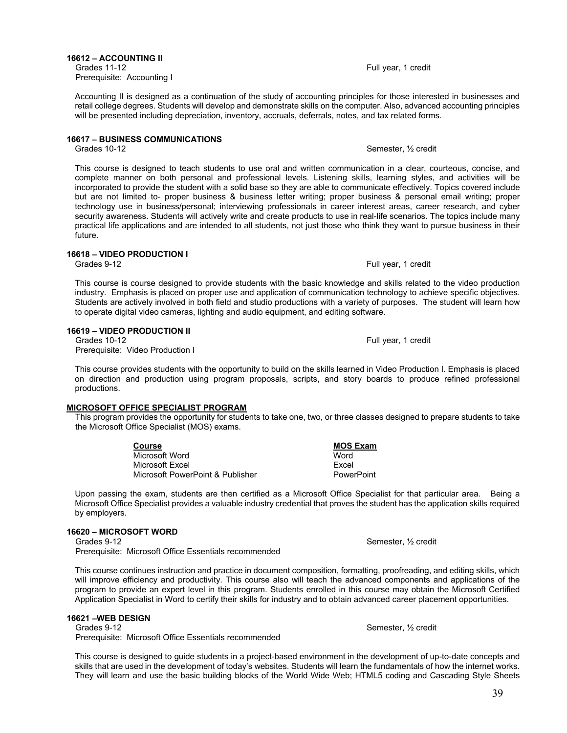### 16612 – ACCOUNTING II

Grades 11-12 — Full year, 1 credit
Prerequisite: Accounting I

Accounting II is designed as a continuation of the study of accounting principles for those interested in businesses and retail college degrees. Students will develop and demonstrate skills on the computer. Also, advanced accounting principles will be presented including depreciation, inventory, accruals, deferrals, notes, and tax related forms.

### 16617 – BUSINESS COMMUNICATIONS

Grades 10-12 — Semester, ½ credit

This course is designed to teach students to use oral and written communication in a clear, courteous, concise, and complete manner on both personal and professional levels. Listening skills, learning styles, and activities will be incorporated to provide the student with a solid base so they are able to communicate effectively. Topics covered include but are not limited to- proper business & business letter writing; proper business & personal email writing; proper technology use in business/personal; interviewing professionals in career interest areas, career research, and cyber security awareness. Students will actively write and create products to use in real-life scenarios. The topics include many practical life applications and are intended to all students, not just those who think they want to pursue business in their future.

### 16618 – VIDEO PRODUCTION I

Grades 9-12 — Full year, 1 credit

This course is course designed to provide students with the basic knowledge and skills related to the video production industry. Emphasis is placed on proper use and application of communication technology to achieve specific objectives. Students are actively involved in both field and studio productions with a variety of purposes. The student will learn how to operate digital video cameras, lighting and audio equipment, and editing software.

### 16619 – VIDEO PRODUCTION II

Grades 10-12 — Full year, 1 credit
Prerequisite: Video Production I

This course provides students with the opportunity to build on the skills learned in Video Production I. Emphasis is placed on direction and production using program proposals, scripts, and story boards to produce refined professional productions.

### MICROSOFT OFFICE SPECIALIST PROGRAM

This program provides the opportunity for students to take one, two, or three classes designed to prepare students to take the Microsoft Office Specialist (MOS) exams.

| Course | MOS Exam |
|---|---|
| Microsoft Word | Word |
| Microsoft Excel | Excel |
| Microsoft PowerPoint & Publisher | PowerPoint |

Upon passing the exam, students are then certified as a Microsoft Office Specialist for that particular area. Being a Microsoft Office Specialist provides a valuable industry credential that proves the student has the application skills required by employers.

### 16620 – MICROSOFT WORD

Grades 9-12 — Semester, ½ credit
Prerequisite: Microsoft Office Essentials recommended

This course continues instruction and practice in document composition, formatting, proofreading, and editing skills, which will improve efficiency and productivity. This course also will teach the advanced components and applications of the program to provide an expert level in this program. Students enrolled in this course may obtain the Microsoft Certified Application Specialist in Word to certify their skills for industry and to obtain advanced career placement opportunities.

### 16621 –WEB DESIGN

Grades 9-12 — Semester, ½ credit
Prerequisite: Microsoft Office Essentials recommended

This course is designed to guide students in a project-based environment in the development of up-to-date concepts and skills that are used in the development of today's websites. Students will learn the fundamentals of how the internet works. They will learn and use the basic building blocks of the World Wide Web; HTML5 coding and Cascading Style Sheets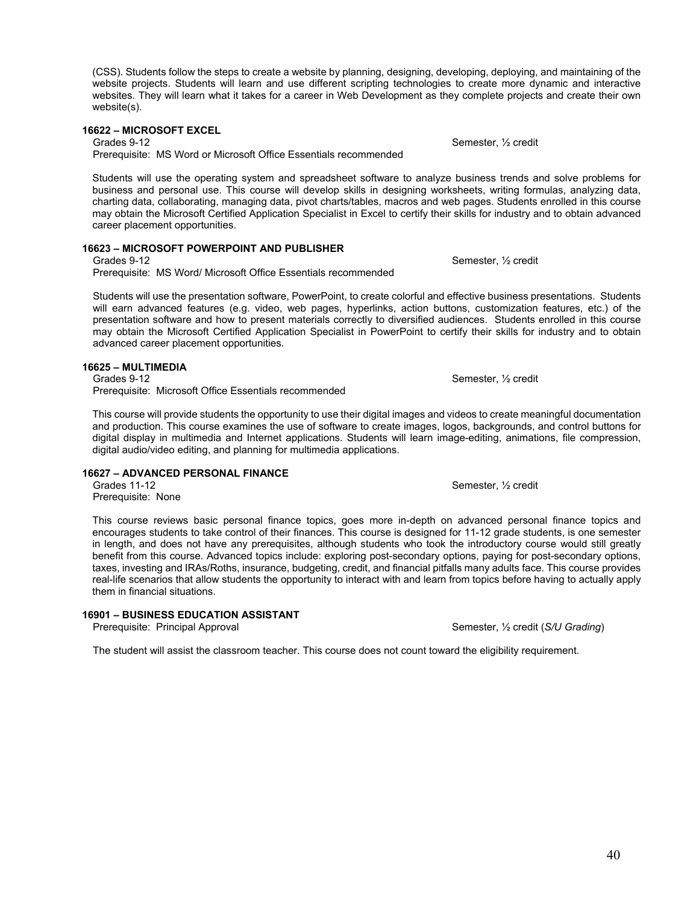(CSS). Students follow the steps to create a website by planning, designing, developing, deploying, and maintaining of the website projects. Students will learn and use different scripting technologies to create more dynamic and interactive websites. They will learn what it takes for a career in Web Development as they complete projects and create their own website(s).

**16622 – MICROSOFT EXCEL**

Grades 9-12 — Semester, ½ credit

Prerequisite: MS Word or Microsoft Office Essentials recommended

Students will use the operating system and spreadsheet software to analyze business trends and solve problems for business and personal use. This course will develop skills in designing worksheets, writing formulas, analyzing data, charting data, collaborating, managing data, pivot charts/tables, macros and web pages. Students enrolled in this course may obtain the Microsoft Certified Application Specialist in Excel to certify their skills for industry and to obtain advanced career placement opportunities.

**16623 – MICROSOFT POWERPOINT AND PUBLISHER**

Grades 9-12 — Semester, ½ credit

Prerequisite: MS Word/ Microsoft Office Essentials recommended

Students will use the presentation software, PowerPoint, to create colorful and effective business presentations. Students will earn advanced features (e.g. video, web pages, hyperlinks, action buttons, customization features, etc.) of the presentation software and how to present materials correctly to diversified audiences. Students enrolled in this course may obtain the Microsoft Certified Application Specialist in PowerPoint to certify their skills for industry and to obtain advanced career placement opportunities.

**16625 – MULTIMEDIA**

Grades 9-12 — Semester, ½ credit

Prerequisite: Microsoft Office Essentials recommended

This course will provide students the opportunity to use their digital images and videos to create meaningful documentation and production. This course examines the use of software to create images, logos, backgrounds, and control buttons for digital display in multimedia and Internet applications. Students will learn image-editing, animations, file compression, digital audio/video editing, and planning for multimedia applications.

**16627 – ADVANCED PERSONAL FINANCE**

Grades 11-12 — Semester, ½ credit

Prerequisite: None

This course reviews basic personal finance topics, goes more in-depth on advanced personal finance topics and encourages students to take control of their finances. This course is designed for 11-12 grade students, is one semester in length, and does not have any prerequisites, although students who took the introductory course would still greatly benefit from this course. Advanced topics include: exploring post-secondary options, paying for post-secondary options, taxes, investing and IRAs/Roths, insurance, budgeting, credit, and financial pitfalls many adults face. This course provides real-life scenarios that allow students the opportunity to interact with and learn from topics before having to actually apply them in financial situations.

**16901 – BUSINESS EDUCATION ASSISTANT**

Prerequisite: Principal Approval — Semester, ½ credit (*S/U Grading*)

The student will assist the classroom teacher. This course does not count toward the eligibility requirement.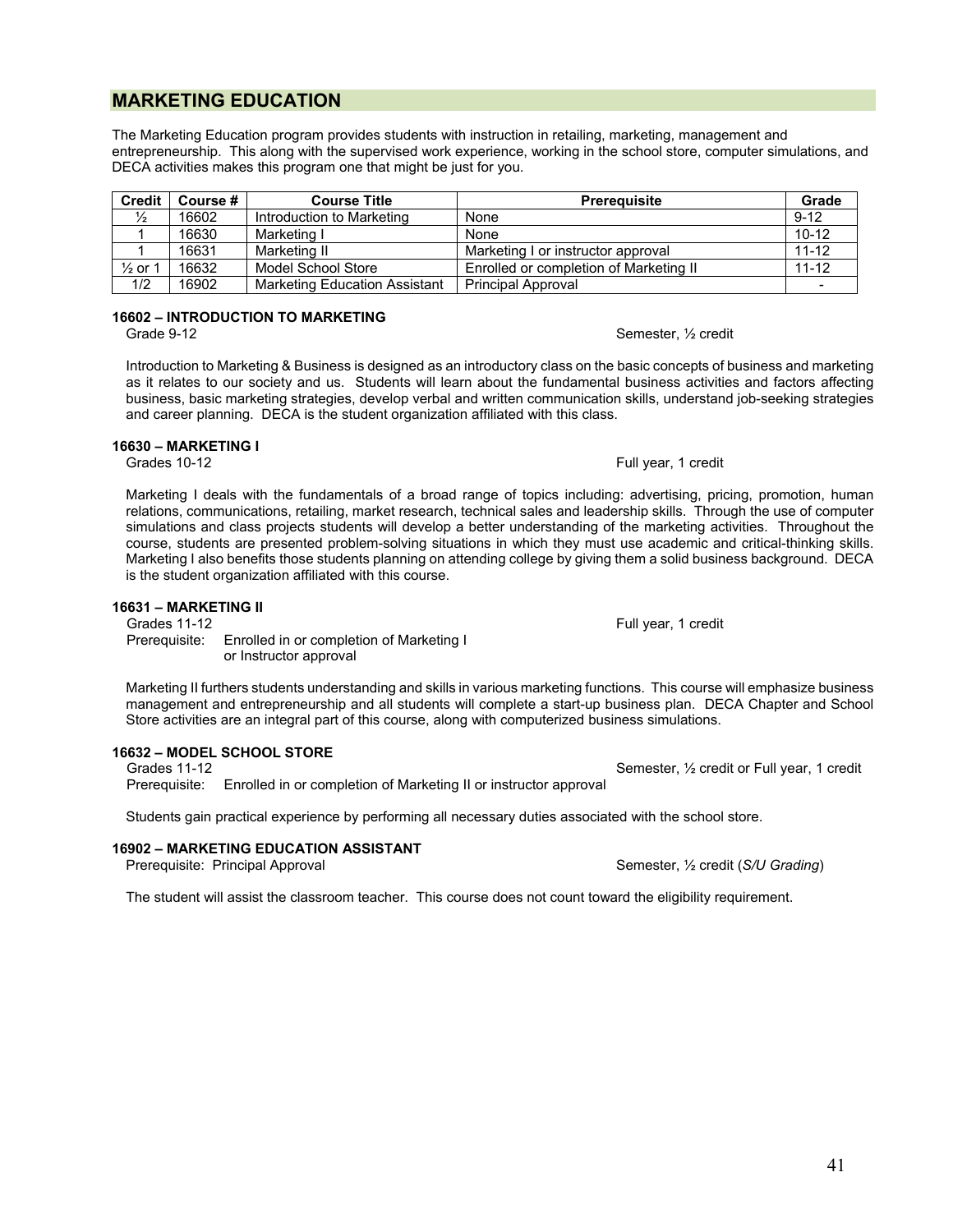## MARKETING EDUCATION

The Marketing Education program provides students with instruction in retailing, marketing, management and entrepreneurship. This along with the supervised work experience, working in the school store, computer simulations, and DECA activities makes this program one that might be just for you.

| Credit | Course # | Course Title | Prerequisite | Grade |
|---|---|---|---|---|
| ½ | 16602 | Introduction to Marketing | None | 9-12 |
| 1 | 16630 | Marketing I | None | 10-12 |
| 1 | 16631 | Marketing II | Marketing I or instructor approval | 11-12 |
| ½ or 1 | 16632 | Model School Store | Enrolled or completion of Marketing II | 11-12 |
| 1/2 | 16902 | Marketing Education Assistant | Principal Approval | - |

**16602 – INTRODUCTION TO MARKETING**

Grade 9-12 — Semester, ½ credit

Introduction to Marketing & Business is designed as an introductory class on the basic concepts of business and marketing as it relates to our society and us. Students will learn about the fundamental business activities and factors affecting business, basic marketing strategies, develop verbal and written communication skills, understand job-seeking strategies and career planning. DECA is the student organization affiliated with this class.

**16630 – MARKETING I**

Grades 10-12 — Full year, 1 credit

Marketing I deals with the fundamentals of a broad range of topics including: advertising, pricing, promotion, human relations, communications, retailing, market research, technical sales and leadership skills. Through the use of computer simulations and class projects students will develop a better understanding of the marketing activities. Throughout the course, students are presented problem-solving situations in which they must use academic and critical-thinking skills. Marketing I also benefits those students planning on attending college by giving them a solid business background. DECA is the student organization affiliated with this course.

**16631 – MARKETING II**

Grades 11-12 — Full year, 1 credit

Prerequisite: Enrolled in or completion of Marketing I or Instructor approval

Marketing II furthers students understanding and skills in various marketing functions. This course will emphasize business management and entrepreneurship and all students will complete a start-up business plan. DECA Chapter and School Store activities are an integral part of this course, along with computerized business simulations.

**16632 – MODEL SCHOOL STORE**

Grades 11-12 — Semester, ½ credit or Full year, 1 credit

Prerequisite: Enrolled in or completion of Marketing II or instructor approval

Students gain practical experience by performing all necessary duties associated with the school store.

**16902 – MARKETING EDUCATION ASSISTANT**

Prerequisite: Principal Approval — Semester, ½ credit (*S/U Grading*)

The student will assist the classroom teacher. This course does not count toward the eligibility requirement.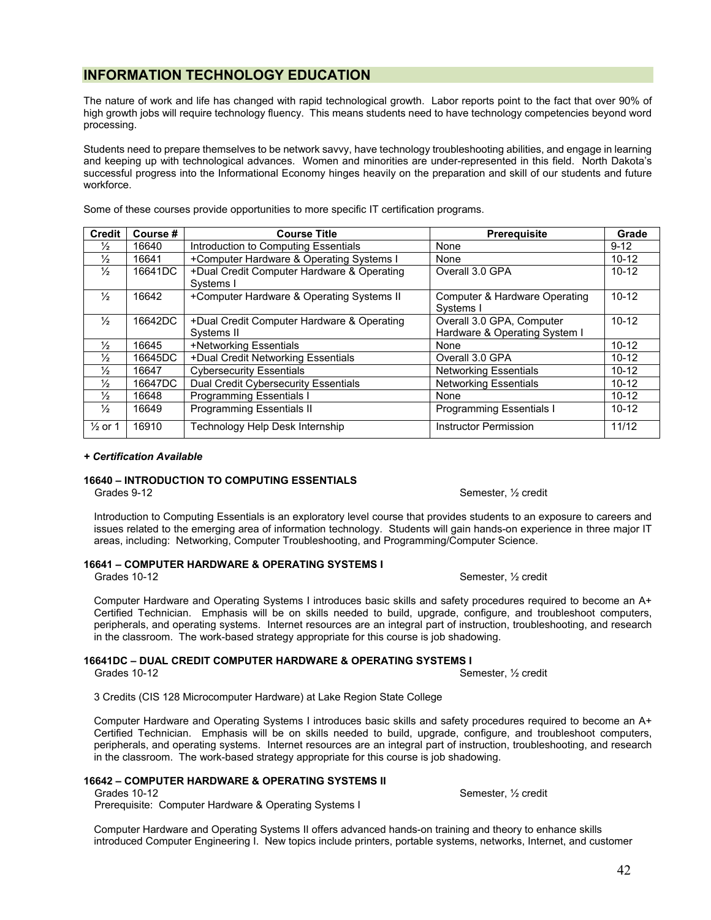## INFORMATION TECHNOLOGY EDUCATION

The nature of work and life has changed with rapid technological growth. Labor reports point to the fact that over 90% of high growth jobs will require technology fluency. This means students need to have technology competencies beyond word processing.

Students need to prepare themselves to be network savvy, have technology troubleshooting abilities, and engage in learning and keeping up with technological advances. Women and minorities are under-represented in this field. North Dakota's successful progress into the Informational Economy hinges heavily on the preparation and skill of our students and future workforce.

Some of these courses provide opportunities to more specific IT certification programs.

| Credit | Course # | Course Title | Prerequisite | Grade |
|---|---|---|---|---|
| ½ | 16640 | Introduction to Computing Essentials | None | 9-12 |
| ½ | 16641 | +Computer Hardware & Operating Systems I | None | 10-12 |
| ½ | 16641DC | +Dual Credit Computer Hardware & Operating Systems I | Overall 3.0 GPA | 10-12 |
| ½ | 16642 | +Computer Hardware & Operating Systems II | Computer & Hardware Operating Systems I | 10-12 |
| ½ | 16642DC | +Dual Credit Computer Hardware & Operating Systems II | Overall 3.0 GPA, Computer Hardware & Operating System I | 10-12 |
| ½ | 16645 | +Networking Essentials | None | 10-12 |
| ½ | 16645DC | +Dual Credit Networking Essentials | Overall 3.0 GPA | 10-12 |
| ½ | 16647 | Cybersecurity Essentials | Networking Essentials | 10-12 |
| ½ | 16647DC | Dual Credit Cybersecurity Essentials | Networking Essentials | 10-12 |
| ½ | 16648 | Programming Essentials I | None | 10-12 |
| ½ | 16649 | Programming Essentials II | Programming Essentials I | 10-12 |
| ½ or 1 | 16910 | Technology Help Desk Internship | Instructor Permission | 11/12 |

***+ Certification Available***

#### 16640 – INTRODUCTION TO COMPUTING ESSENTIALS

Grades 9-12 — Semester, ½ credit

Introduction to Computing Essentials is an exploratory level course that provides students to an exposure to careers and issues related to the emerging area of information technology. Students will gain hands-on experience in three major IT areas, including: Networking, Computer Troubleshooting, and Programming/Computer Science.

#### 16641 – COMPUTER HARDWARE & OPERATING SYSTEMS I

Grades 10-12 — Semester, ½ credit

Computer Hardware and Operating Systems I introduces basic skills and safety procedures required to become an A+ Certified Technician. Emphasis will be on skills needed to build, upgrade, configure, and troubleshoot computers, peripherals, and operating systems. Internet resources are an integral part of instruction, troubleshooting, and research in the classroom. The work-based strategy appropriate for this course is job shadowing.

#### 16641DC – DUAL CREDIT COMPUTER HARDWARE & OPERATING SYSTEMS I

Grades 10-12 — Semester, ½ credit

3 Credits (CIS 128 Microcomputer Hardware) at Lake Region State College

Computer Hardware and Operating Systems I introduces basic skills and safety procedures required to become an A+ Certified Technician. Emphasis will be on skills needed to build, upgrade, configure, and troubleshoot computers, peripherals, and operating systems. Internet resources are an integral part of instruction, troubleshooting, and research in the classroom. The work-based strategy appropriate for this course is job shadowing.

#### 16642 – COMPUTER HARDWARE & OPERATING SYSTEMS II

Grades 10-12 — Semester, ½ credit

Prerequisite: Computer Hardware & Operating Systems I

Computer Hardware and Operating Systems II offers advanced hands-on training and theory to enhance skills introduced Computer Engineering I. New topics include printers, portable systems, networks, Internet, and customer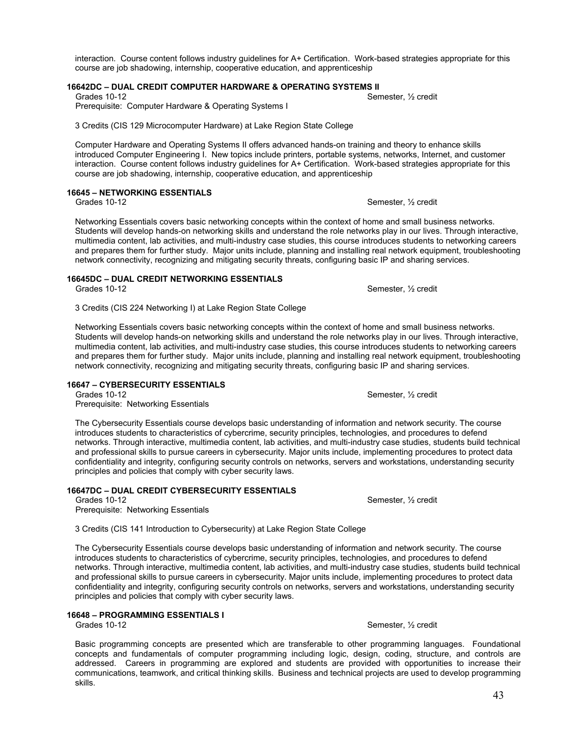interaction. Course content follows industry guidelines for A+ Certification. Work-based strategies appropriate for this course are job shadowing, internship, cooperative education, and apprenticeship

### 16642DC – DUAL CREDIT COMPUTER HARDWARE & OPERATING SYSTEMS II

Grades 10-12 Semester, ½ credit
Prerequisite: Computer Hardware & Operating Systems I

3 Credits (CIS 129 Microcomputer Hardware) at Lake Region State College

Computer Hardware and Operating Systems II offers advanced hands-on training and theory to enhance skills introduced Computer Engineering I. New topics include printers, portable systems, networks, Internet, and customer interaction. Course content follows industry guidelines for A+ Certification. Work-based strategies appropriate for this course are job shadowing, internship, cooperative education, and apprenticeship

### 16645 – NETWORKING ESSENTIALS

Grades 10-12 Semester, ½ credit

Networking Essentials covers basic networking concepts within the context of home and small business networks. Students will develop hands-on networking skills and understand the role networks play in our lives. Through interactive, multimedia content, lab activities, and multi-industry case studies, this course introduces students to networking careers and prepares them for further study. Major units include, planning and installing real network equipment, troubleshooting network connectivity, recognizing and mitigating security threats, configuring basic IP and sharing services.

### 16645DC – DUAL CREDIT NETWORKING ESSENTIALS

Grades 10-12 Semester, ½ credit

3 Credits (CIS 224 Networking I) at Lake Region State College

Networking Essentials covers basic networking concepts within the context of home and small business networks. Students will develop hands-on networking skills and understand the role networks play in our lives. Through interactive, multimedia content, lab activities, and multi-industry case studies, this course introduces students to networking careers and prepares them for further study. Major units include, planning and installing real network equipment, troubleshooting network connectivity, recognizing and mitigating security threats, configuring basic IP and sharing services.

### 16647 – CYBERSECURITY ESSENTIALS

Grades 10-12 Semester, ½ credit
Prerequisite: Networking Essentials

The Cybersecurity Essentials course develops basic understanding of information and network security. The course introduces students to characteristics of cybercrime, security principles, technologies, and procedures to defend networks. Through interactive, multimedia content, lab activities, and multi-industry case studies, students build technical and professional skills to pursue careers in cybersecurity. Major units include, implementing procedures to protect data confidentiality and integrity, configuring security controls on networks, servers and workstations, understanding security principles and policies that comply with cyber security laws.

### 16647DC – DUAL CREDIT CYBERSECURITY ESSENTIALS

Grades 10-12 Semester, ½ credit
Prerequisite: Networking Essentials

3 Credits (CIS 141 Introduction to Cybersecurity) at Lake Region State College

The Cybersecurity Essentials course develops basic understanding of information and network security. The course introduces students to characteristics of cybercrime, security principles, technologies, and procedures to defend networks. Through interactive, multimedia content, lab activities, and multi-industry case studies, students build technical and professional skills to pursue careers in cybersecurity. Major units include, implementing procedures to protect data confidentiality and integrity, configuring security controls on networks, servers and workstations, understanding security principles and policies that comply with cyber security laws.

### 16648 – PROGRAMMING ESSENTIALS I

Grades 10-12 Semester, ½ credit

Basic programming concepts are presented which are transferable to other programming languages. Foundational concepts and fundamentals of computer programming including logic, design, coding, structure, and controls are addressed. Careers in programming are explored and students are provided with opportunities to increase their communications, teamwork, and critical thinking skills. Business and technical projects are used to develop programming skills.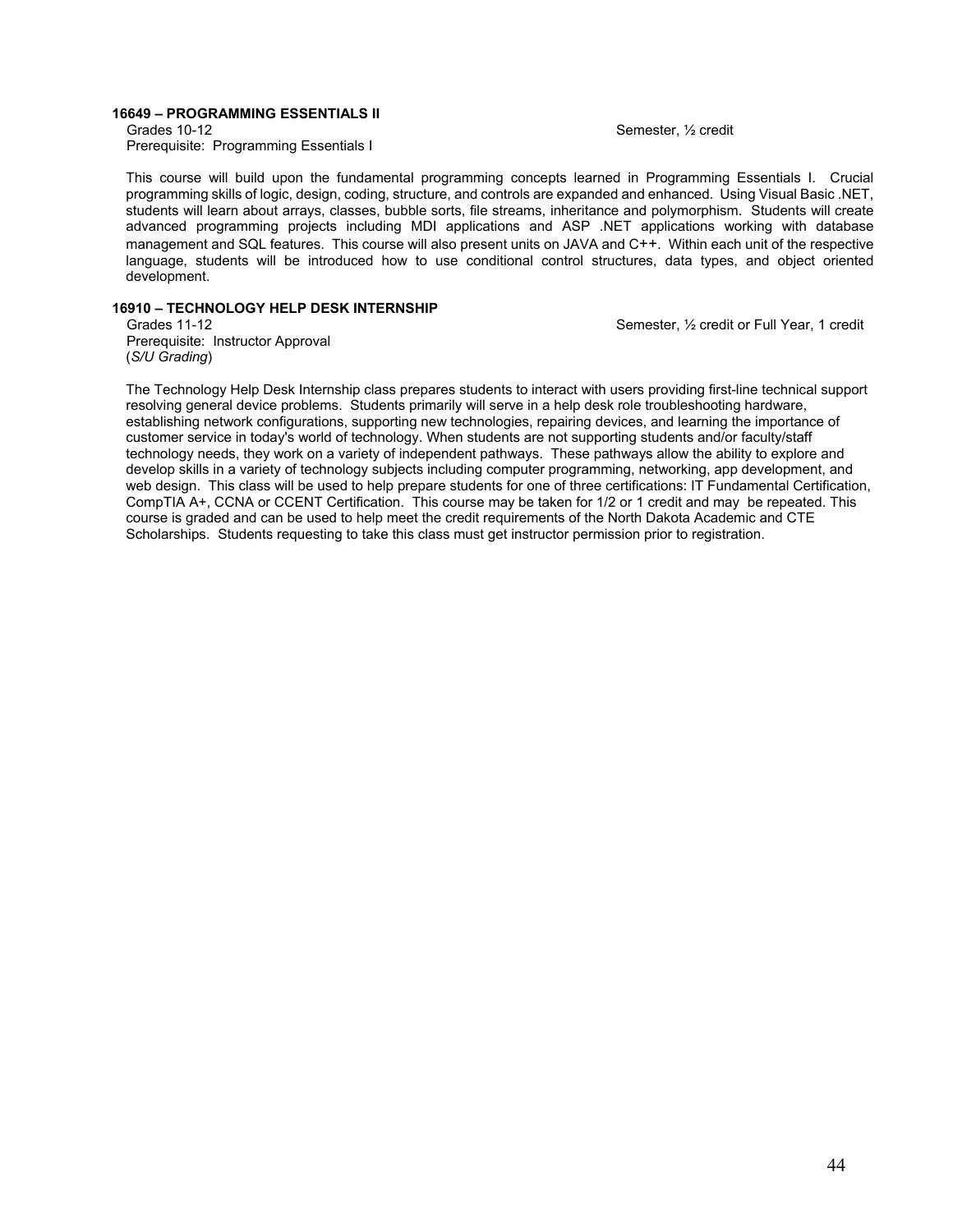**16649 – PROGRAMMING ESSENTIALS II**

Grades 10-12 Semester, ½ credit

Prerequisite: Programming Essentials I

This course will build upon the fundamental programming concepts learned in Programming Essentials I. Crucial programming skills of logic, design, coding, structure, and controls are expanded and enhanced. Using Visual Basic .NET, students will learn about arrays, classes, bubble sorts, file streams, inheritance and polymorphism. Students will create advanced programming projects including MDI applications and ASP .NET applications working with database management and SQL features. This course will also present units on JAVA and C++. Within each unit of the respective language, students will be introduced how to use conditional control structures, data types, and object oriented development.

**16910 – TECHNOLOGY HELP DESK INTERNSHIP**

Grades 11-12 Semester, ½ credit or Full Year, 1 credit

Prerequisite: Instructor Approval

(*S/U Grading*)

The Technology Help Desk Internship class prepares students to interact with users providing first-line technical support resolving general device problems. Students primarily will serve in a help desk role troubleshooting hardware, establishing network configurations, supporting new technologies, repairing devices, and learning the importance of customer service in today's world of technology. When students are not supporting students and/or faculty/staff technology needs, they work on a variety of independent pathways. These pathways allow the ability to explore and develop skills in a variety of technology subjects including computer programming, networking, app development, and web design. This class will be used to help prepare students for one of three certifications: IT Fundamental Certification, CompTIA A+, CCNA or CCENT Certification. This course may be taken for 1/2 or 1 credit and may be repeated. This course is graded and can be used to help meet the credit requirements of the North Dakota Academic and CTE Scholarships. Students requesting to take this class must get instructor permission prior to registration.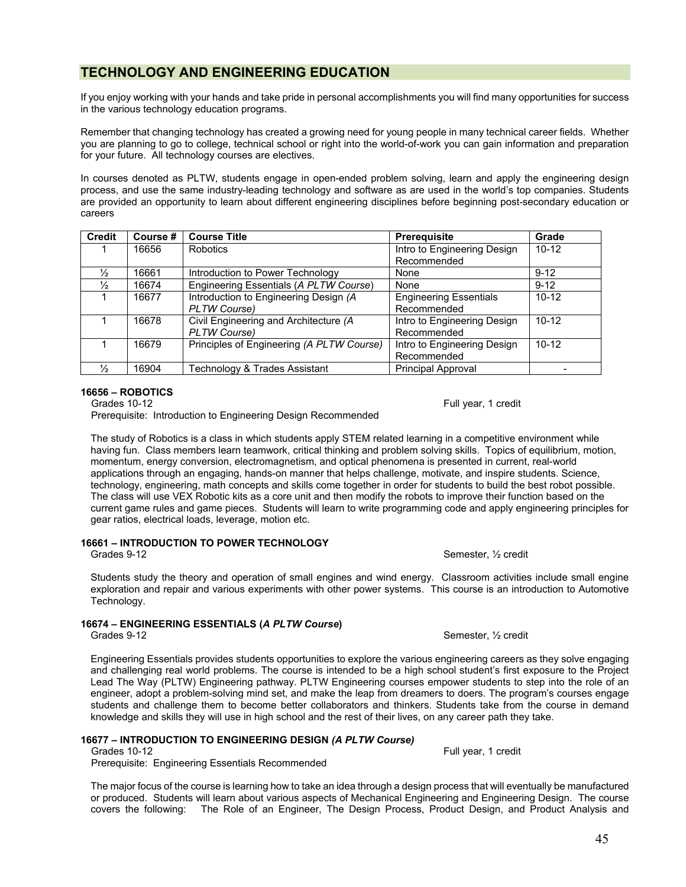## TECHNOLOGY AND ENGINEERING EDUCATION

If you enjoy working with your hands and take pride in personal accomplishments you will find many opportunities for success in the various technology education programs.

Remember that changing technology has created a growing need for young people in many technical career fields. Whether you are planning to go to college, technical school or right into the world-of-work you can gain information and preparation for your future. All technology courses are electives.

In courses denoted as PLTW, students engage in open-ended problem solving, learn and apply the engineering design process, and use the same industry-leading technology and software as are used in the world's top companies. Students are provided an opportunity to learn about different engineering disciplines before beginning post-secondary education or careers

| Credit | Course # | Course Title | Prerequisite | Grade |
|---|---|---|---|---|
| 1 | 16656 | Robotics | Intro to Engineering Design Recommended | 10-12 |
| ½ | 16661 | Introduction to Power Technology | None | 9-12 |
| ½ | 16674 | Engineering Essentials (*A PLTW Course*) | None | 9-12 |
| 1 | 16677 | Introduction to Engineering Design *(A PLTW Course)* | Engineering Essentials Recommended | 10-12 |
| 1 | 16678 | Civil Engineering and Architecture *(A PLTW Course)* | Intro to Engineering Design Recommended | 10-12 |
| 1 | 16679 | Principles of Engineering *(A PLTW Course)* | Intro to Engineering Design Recommended | 10-12 |
| ½ | 16904 | Technology & Trades Assistant | Principal Approval | - |

**16656 – ROBOTICS**

Grades 10-12 — Full year, 1 credit

Prerequisite: Introduction to Engineering Design Recommended

The study of Robotics is a class in which students apply STEM related learning in a competitive environment while having fun. Class members learn teamwork, critical thinking and problem solving skills. Topics of equilibrium, motion, momentum, energy conversion, electromagnetism, and optical phenomena is presented in current, real-world applications through an engaging, hands-on manner that helps challenge, motivate, and inspire students. Science, technology, engineering, math concepts and skills come together in order for students to build the best robot possible. The class will use VEX Robotic kits as a core unit and then modify the robots to improve their function based on the current game rules and game pieces. Students will learn to write programming code and apply engineering principles for gear ratios, electrical loads, leverage, motion etc.

**16661 – INTRODUCTION TO POWER TECHNOLOGY**

Grades 9-12 — Semester, ½ credit

Students study the theory and operation of small engines and wind energy. Classroom activities include small engine exploration and repair and various experiments with other power systems. This course is an introduction to Automotive Technology.

**16674 – ENGINEERING ESSENTIALS (*A PLTW Course*)**

Grades 9-12 — Semester, ½ credit

Engineering Essentials provides students opportunities to explore the various engineering careers as they solve engaging and challenging real world problems. The course is intended to be a high school student's first exposure to the Project Lead The Way (PLTW) Engineering pathway. PLTW Engineering courses empower students to step into the role of an engineer, adopt a problem-solving mind set, and make the leap from dreamers to doers. The program's courses engage students and challenge them to become better collaborators and thinkers. Students take from the course in demand knowledge and skills they will use in high school and the rest of their lives, on any career path they take.

**16677 – INTRODUCTION TO ENGINEERING DESIGN *(A PLTW Course)***

Grades 10-12 — Full year, 1 credit

Prerequisite: Engineering Essentials Recommended

The major focus of the course is learning how to take an idea through a design process that will eventually be manufactured or produced. Students will learn about various aspects of Mechanical Engineering and Engineering Design. The course covers the following: The Role of an Engineer, The Design Process, Product Design, and Product Analysis and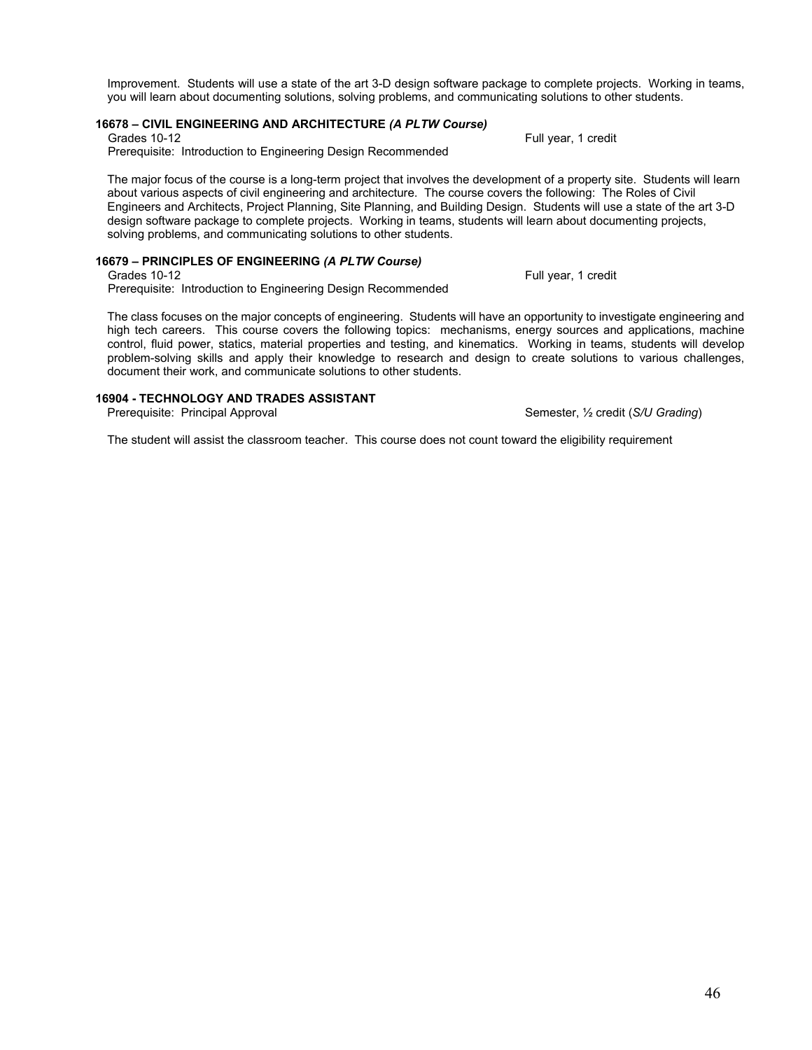Improvement. Students will use a state of the art 3-D design software package to complete projects. Working in teams, you will learn about documenting solutions, solving problems, and communicating solutions to other students.

**16678 – CIVIL ENGINEERING AND ARCHITECTURE *(A PLTW Course)***

Grades 10-12 — Full year, 1 credit

Prerequisite: Introduction to Engineering Design Recommended

The major focus of the course is a long-term project that involves the development of a property site. Students will learn about various aspects of civil engineering and architecture. The course covers the following: The Roles of Civil Engineers and Architects, Project Planning, Site Planning, and Building Design. Students will use a state of the art 3-D design software package to complete projects. Working in teams, students will learn about documenting projects, solving problems, and communicating solutions to other students.

**16679 – PRINCIPLES OF ENGINEERING *(A PLTW Course)***

Grades 10-12 — Full year, 1 credit

Prerequisite: Introduction to Engineering Design Recommended

The class focuses on the major concepts of engineering. Students will have an opportunity to investigate engineering and high tech careers. This course covers the following topics: mechanisms, energy sources and applications, machine control, fluid power, statics, material properties and testing, and kinematics. Working in teams, students will develop problem-solving skills and apply their knowledge to research and design to create solutions to various challenges, document their work, and communicate solutions to other students.

**16904 - TECHNOLOGY AND TRADES ASSISTANT**

Prerequisite: Principal Approval — Semester, ½ credit (*S/U Grading*)

The student will assist the classroom teacher. This course does not count toward the eligibility requirement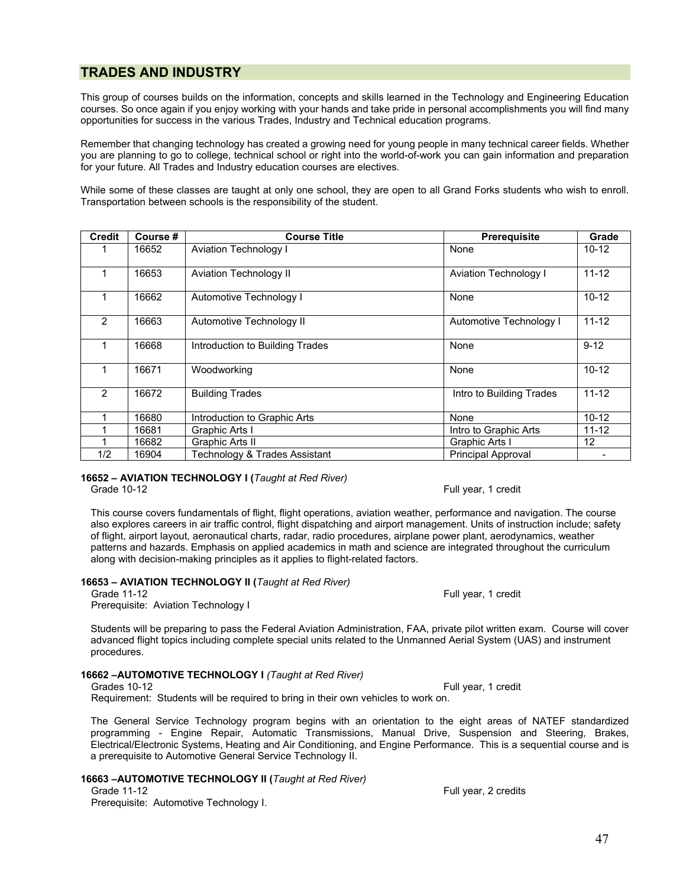## TRADES AND INDUSTRY

This group of courses builds on the information, concepts and skills learned in the Technology and Engineering Education courses. So once again if you enjoy working with your hands and take pride in personal accomplishments you will find many opportunities for success in the various Trades, Industry and Technical education programs.

Remember that changing technology has created a growing need for young people in many technical career fields. Whether you are planning to go to college, technical school or right into the world-of-work you can gain information and preparation for your future. All Trades and Industry education courses are electives.

While some of these classes are taught at only one school, they are open to all Grand Forks students who wish to enroll. Transportation between schools is the responsibility of the student.

| Credit | Course # | Course Title | Prerequisite | Grade |
|---|---|---|---|---|
| 1 | 16652 | Aviation Technology I | None | 10-12 |
| 1 | 16653 | Aviation Technology II | Aviation Technology I | 11-12 |
| 1 | 16662 | Automotive Technology I | None | 10-12 |
| 2 | 16663 | Automotive Technology II | Automotive Technology I | 11-12 |
| 1 | 16668 | Introduction to Building Trades | None | 9-12 |
| 1 | 16671 | Woodworking | None | 10-12 |
| 2 | 16672 | Building Trades | Intro to Building Trades | 11-12 |
| 1 | 16680 | Introduction to Graphic Arts | None | 10-12 |
| 1 | 16681 | Graphic Arts I | Intro to Graphic Arts | 11-12 |
| 1 | 16682 | Graphic Arts II | Graphic Arts I | 12 |
| 1/2 | 16904 | Technology & Trades Assistant | Principal Approval | - |

**16652 – AVIATION TECHNOLOGY I (***Taught at Red River)*
Grade 10-12 — Full year, 1 credit

This course covers fundamentals of flight, flight operations, aviation weather, performance and navigation. The course also explores careers in air traffic control, flight dispatching and airport management. Units of instruction include; safety of flight, airport layout, aeronautical charts, radar, radio procedures, airplane power plant, aerodynamics, weather patterns and hazards. Emphasis on applied academics in math and science are integrated throughout the curriculum along with decision-making principles as it applies to flight-related factors.

**16653 – AVIATION TECHNOLOGY II (***Taught at Red River)*
Grade 11-12 — Full year, 1 credit
Prerequisite: Aviation Technology I

Students will be preparing to pass the Federal Aviation Administration, FAA, private pilot written exam. Course will cover advanced flight topics including complete special units related to the Unmanned Aerial System (UAS) and instrument procedures.

**16662 –AUTOMOTIVE TECHNOLOGY I** *(Taught at Red River)*
Grades 10-12 — Full year, 1 credit
Requirement: Students will be required to bring in their own vehicles to work on.

The General Service Technology program begins with an orientation to the eight areas of NATEF standardized programming - Engine Repair, Automatic Transmissions, Manual Drive, Suspension and Steering, Brakes, Electrical/Electronic Systems, Heating and Air Conditioning, and Engine Performance. This is a sequential course and is a prerequisite to Automotive General Service Technology II.

**16663 –AUTOMOTIVE TECHNOLOGY II (***Taught at Red River)*
Grade 11-12 — Full year, 2 credits
Prerequisite: Automotive Technology I.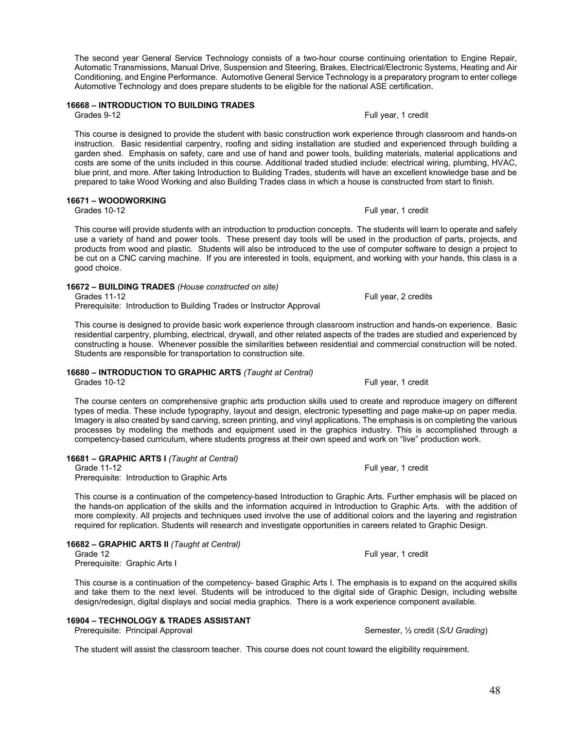The second year General Service Technology consists of a two-hour course continuing orientation to Engine Repair, Automatic Transmissions, Manual Drive, Suspension and Steering, Brakes, Electrical/Electronic Systems, Heating and Air Conditioning, and Engine Performance. Automotive General Service Technology is a preparatory program to enter college Automotive Technology and does prepare students to be eligible for the national ASE certification.

**16668 – INTRODUCTION TO BUILDING TRADES**

Grades 9-12 Full year, 1 credit

This course is designed to provide the student with basic construction work experience through classroom and hands-on instruction. Basic residential carpentry, roofing and siding installation are studied and experienced through building a garden shed. Emphasis on safety, care and use of hand and power tools, building materials, material applications and costs are some of the units included in this course. Additional traded studied include: electrical wiring, plumbing, HVAC, blue print, and more. After taking Introduction to Building Trades, students will have an excellent knowledge base and be prepared to take Wood Working and also Building Trades class in which a house is constructed from start to finish.

**16671 – WOODWORKING**

Grades 10-12 Full year, 1 credit

This course will provide students with an introduction to production concepts. The students will learn to operate and safely use a variety of hand and power tools. These present day tools will be used in the production of parts, projects, and products from wood and plastic. Students will also be introduced to the use of computer software to design a project to be cut on a CNC carving machine. If you are interested in tools, equipment, and working with your hands, this class is a good choice.

**16672 – BUILDING TRADES** *(House constructed on site)*

Grades 11-12 Full year, 2 credits
Prerequisite: Introduction to Building Trades or Instructor Approval

This course is designed to provide basic work experience through classroom instruction and hands-on experience. Basic residential carpentry, plumbing, electrical, drywall, and other related aspects of the trades are studied and experienced by constructing a house. Whenever possible the similarities between residential and commercial construction will be noted. Students are responsible for transportation to construction site.

**16680 – INTRODUCTION TO GRAPHIC ARTS** *(Taught at Central)*

Grades 10-12 Full year, 1 credit

The course centers on comprehensive graphic arts production skills used to create and reproduce imagery on different types of media. These include typography, layout and design, electronic typesetting and page make-up on paper media. Imagery is also created by sand carving, screen printing, and vinyl applications. The emphasis is on completing the various processes by modeling the methods and equipment used in the graphics industry. This is accomplished through a competency-based curriculum, where students progress at their own speed and work on "live" production work.

**16681 – GRAPHIC ARTS I** *(Taught at Central)*

Grade 11-12 Full year, 1 credit
Prerequisite: Introduction to Graphic Arts

This course is a continuation of the competency-based Introduction to Graphic Arts. Further emphasis will be placed on the hands-on application of the skills and the information acquired in Introduction to Graphic Arts. with the addition of more complexity. All projects and techniques used involve the use of additional colors and the layering and registration required for replication. Students will research and investigate opportunities in careers related to Graphic Design.

**16682 – GRAPHIC ARTS II** *(Taught at Central)*

Grade 12 Full year, 1 credit
Prerequisite: Graphic Arts I

This course is a continuation of the competency- based Graphic Arts I. The emphasis is to expand on the acquired skills and take them to the next level. Students will be introduced to the digital side of Graphic Design, including website design/redesign, digital displays and social media graphics. There is a work experience component available.

**16904 – TECHNOLOGY & TRADES ASSISTANT**

Prerequisite: Principal Approval Semester, ½ credit (*S/U Grading*)

The student will assist the classroom teacher. This course does not count toward the eligibility requirement.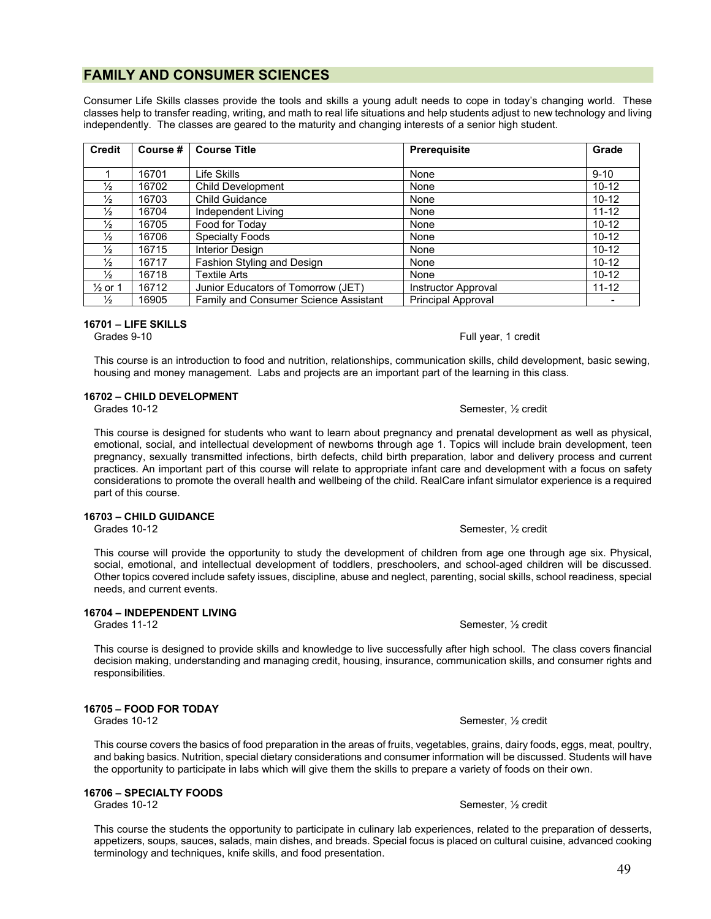## FAMILY AND CONSUMER SCIENCES

Consumer Life Skills classes provide the tools and skills a young adult needs to cope in today's changing world. These classes help to transfer reading, writing, and math to real life situations and help students adjust to new technology and living independently. The classes are geared to the maturity and changing interests of a senior high student.

| Credit | Course # | Course Title | Prerequisite | Grade |
|---|---|---|---|---|
| 1 | 16701 | Life Skills | None | 9-10 |
| ½ | 16702 | Child Development | None | 10-12 |
| ½ | 16703 | Child Guidance | None | 10-12 |
| ½ | 16704 | Independent Living | None | 11-12 |
| ½ | 16705 | Food for Today | None | 10-12 |
| ½ | 16706 | Specialty Foods | None | 10-12 |
| ½ | 16715 | Interior Design | None | 10-12 |
| ½ | 16717 | Fashion Styling and Design | None | 10-12 |
| ½ | 16718 | Textile Arts | None | 10-12 |
| ½ or 1 | 16712 | Junior Educators of Tomorrow (JET) | Instructor Approval | 11-12 |
| ½ | 16905 | Family and Consumer Science Assistant | Principal Approval | - |

**16701 – LIFE SKILLS**
Grades 9-10 — Full year, 1 credit

This course is an introduction to food and nutrition, relationships, communication skills, child development, basic sewing, housing and money management. Labs and projects are an important part of the learning in this class.

**16702 – CHILD DEVELOPMENT**
Grades 10-12 — Semester, ½ credit

This course is designed for students who want to learn about pregnancy and prenatal development as well as physical, emotional, social, and intellectual development of newborns through age 1. Topics will include brain development, teen pregnancy, sexually transmitted infections, birth defects, child birth preparation, labor and delivery process and current practices. An important part of this course will relate to appropriate infant care and development with a focus on safety considerations to promote the overall health and wellbeing of the child. RealCare infant simulator experience is a required part of this course.

**16703 – CHILD GUIDANCE**
Grades 10-12 — Semester, ½ credit

This course will provide the opportunity to study the development of children from age one through age six. Physical, social, emotional, and intellectual development of toddlers, preschoolers, and school-aged children will be discussed. Other topics covered include safety issues, discipline, abuse and neglect, parenting, social skills, school readiness, special needs, and current events.

**16704 – INDEPENDENT LIVING**
Grades 11-12 — Semester, ½ credit

This course is designed to provide skills and knowledge to live successfully after high school. The class covers financial decision making, understanding and managing credit, housing, insurance, communication skills, and consumer rights and responsibilities.

**16705 – FOOD FOR TODAY**
Grades 10-12 — Semester, ½ credit

This course covers the basics of food preparation in the areas of fruits, vegetables, grains, dairy foods, eggs, meat, poultry, and baking basics. Nutrition, special dietary considerations and consumer information will be discussed. Students will have the opportunity to participate in labs which will give them the skills to prepare a variety of foods on their own.

**16706 – SPECIALTY FOODS**
Grades 10-12 — Semester, ½ credit

This course the students the opportunity to participate in culinary lab experiences, related to the preparation of desserts, appetizers, soups, sauces, salads, main dishes, and breads. Special focus is placed on cultural cuisine, advanced cooking terminology and techniques, knife skills, and food presentation.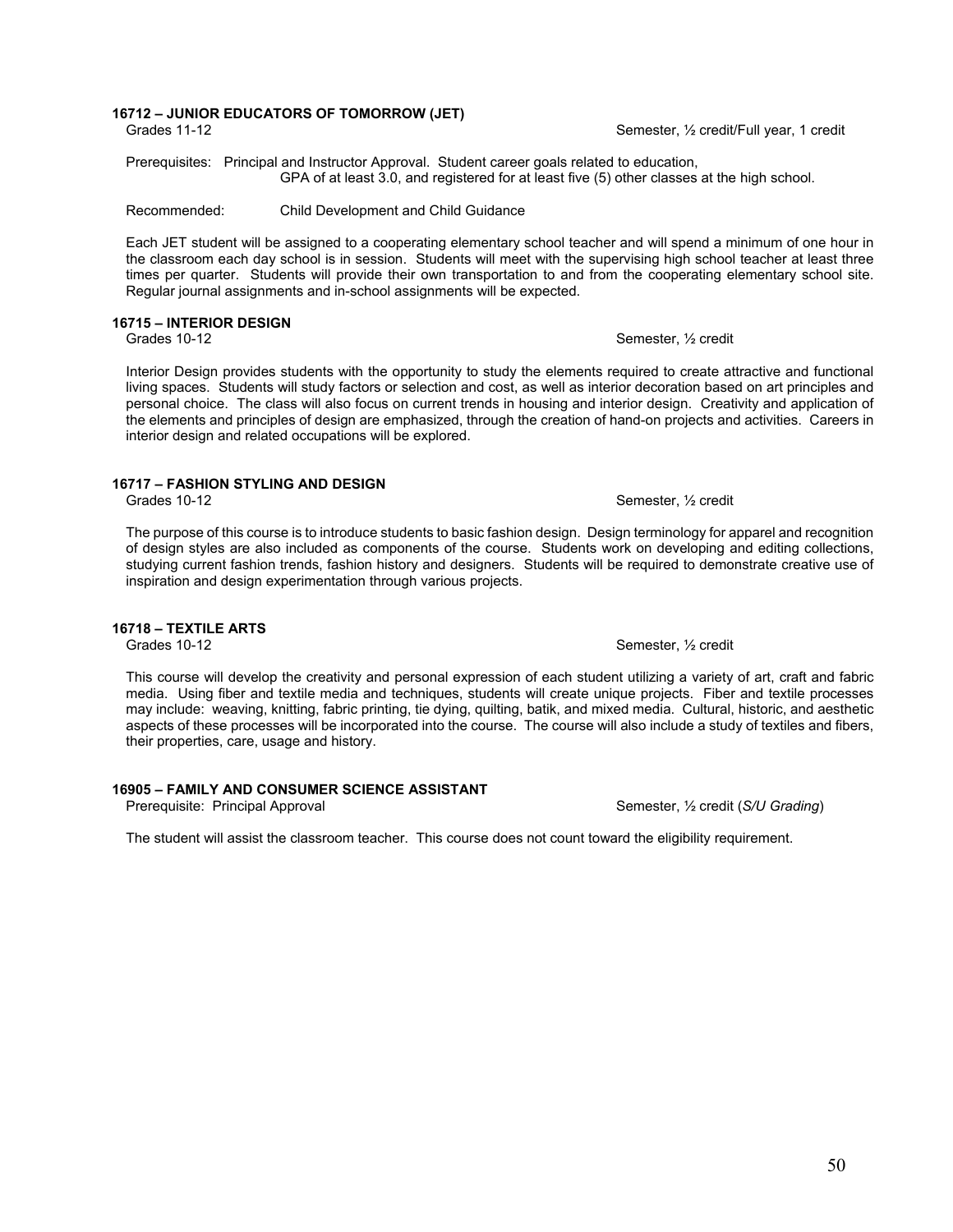### 16712 – JUNIOR EDUCATORS OF TOMORROW (JET)

Grades 11-12 — Semester, ½ credit/Full year, 1 credit

Prerequisites: Principal and Instructor Approval. Student career goals related to education, GPA of at least 3.0, and registered for at least five (5) other classes at the high school.

Recommended: Child Development and Child Guidance

Each JET student will be assigned to a cooperating elementary school teacher and will spend a minimum of one hour in the classroom each day school is in session. Students will meet with the supervising high school teacher at least three times per quarter. Students will provide their own transportation to and from the cooperating elementary school site. Regular journal assignments and in-school assignments will be expected.

### 16715 – INTERIOR DESIGN

Grades 10-12 — Semester, ½ credit

Interior Design provides students with the opportunity to study the elements required to create attractive and functional living spaces. Students will study factors or selection and cost, as well as interior decoration based on art principles and personal choice. The class will also focus on current trends in housing and interior design. Creativity and application of the elements and principles of design are emphasized, through the creation of hand-on projects and activities. Careers in interior design and related occupations will be explored.

### 16717 – FASHION STYLING AND DESIGN

Grades 10-12 — Semester, ½ credit

The purpose of this course is to introduce students to basic fashion design. Design terminology for apparel and recognition of design styles are also included as components of the course. Students work on developing and editing collections, studying current fashion trends, fashion history and designers. Students will be required to demonstrate creative use of inspiration and design experimentation through various projects.

### 16718 – TEXTILE ARTS

Grades 10-12 — Semester, ½ credit

This course will develop the creativity and personal expression of each student utilizing a variety of art, craft and fabric media. Using fiber and textile media and techniques, students will create unique projects. Fiber and textile processes may include: weaving, knitting, fabric printing, tie dying, quilting, batik, and mixed media. Cultural, historic, and aesthetic aspects of these processes will be incorporated into the course. The course will also include a study of textiles and fibers, their properties, care, usage and history.

### 16905 – FAMILY AND CONSUMER SCIENCE ASSISTANT

Prerequisite: Principal Approval — Semester, ½ credit (*S/U Grading*)

The student will assist the classroom teacher. This course does not count toward the eligibility requirement.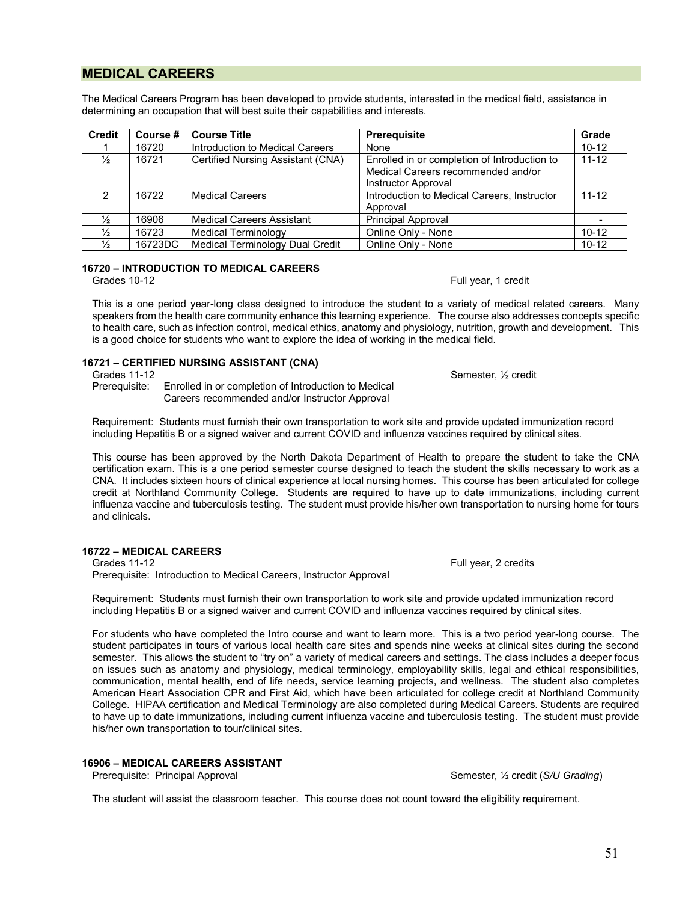## MEDICAL CAREERS

The Medical Careers Program has been developed to provide students, interested in the medical field, assistance in determining an occupation that will best suite their capabilities and interests.

| Credit | Course # | Course Title | Prerequisite | Grade |
|---|---|---|---|---|
| 1 | 16720 | Introduction to Medical Careers | None | 10-12 |
| ½ | 16721 | Certified Nursing Assistant (CNA) | Enrolled in or completion of Introduction to Medical Careers recommended and/or Instructor Approval | 11-12 |
| 2 | 16722 | Medical Careers | Introduction to Medical Careers, Instructor Approval | 11-12 |
| ½ | 16906 | Medical Careers Assistant | Principal Approval | - |
| ½ | 16723 | Medical Terminology | Online Only - None | 10-12 |
| ½ | 16723DC | Medical Terminology Dual Credit | Online Only - None | 10-12 |

**16720 – INTRODUCTION TO MEDICAL CAREERS**

Grades 10-12 Full year, 1 credit

This is a one period year-long class designed to introduce the student to a variety of medical related careers. Many speakers from the health care community enhance this learning experience. The course also addresses concepts specific to health care, such as infection control, medical ethics, anatomy and physiology, nutrition, growth and development. This is a good choice for students who want to explore the idea of working in the medical field.

**16721 – CERTIFIED NURSING ASSISTANT (CNA)**

Grades 11-12 Semester, ½ credit

Prerequisite: Enrolled in or completion of Introduction to Medical Careers recommended and/or Instructor Approval

Requirement: Students must furnish their own transportation to work site and provide updated immunization record including Hepatitis B or a signed waiver and current COVID and influenza vaccines required by clinical sites.

This course has been approved by the North Dakota Department of Health to prepare the student to take the CNA certification exam. This is a one period semester course designed to teach the student the skills necessary to work as a CNA. It includes sixteen hours of clinical experience at local nursing homes. This course has been articulated for college credit at Northland Community College. Students are required to have up to date immunizations, including current influenza vaccine and tuberculosis testing. The student must provide his/her own transportation to nursing home for tours and clinicals.

**16722 – MEDICAL CAREERS**

Grades 11-12 Full year, 2 credits

Prerequisite: Introduction to Medical Careers, Instructor Approval

Requirement: Students must furnish their own transportation to work site and provide updated immunization record including Hepatitis B or a signed waiver and current COVID and influenza vaccines required by clinical sites.

For students who have completed the Intro course and want to learn more. This is a two period year-long course. The student participates in tours of various local health care sites and spends nine weeks at clinical sites during the second semester. This allows the student to "try on" a variety of medical careers and settings. The class includes a deeper focus on issues such as anatomy and physiology, medical terminology, employability skills, legal and ethical responsibilities, communication, mental health, end of life needs, service learning projects, and wellness. The student also completes American Heart Association CPR and First Aid, which have been articulated for college credit at Northland Community College. HIPAA certification and Medical Terminology are also completed during Medical Careers. Students are required to have up to date immunizations, including current influenza vaccine and tuberculosis testing. The student must provide his/her own transportation to tour/clinical sites.

**16906 – MEDICAL CAREERS ASSISTANT**

Prerequisite: Principal Approval Semester, ½ credit (*S/U Grading*)

The student will assist the classroom teacher. This course does not count toward the eligibility requirement.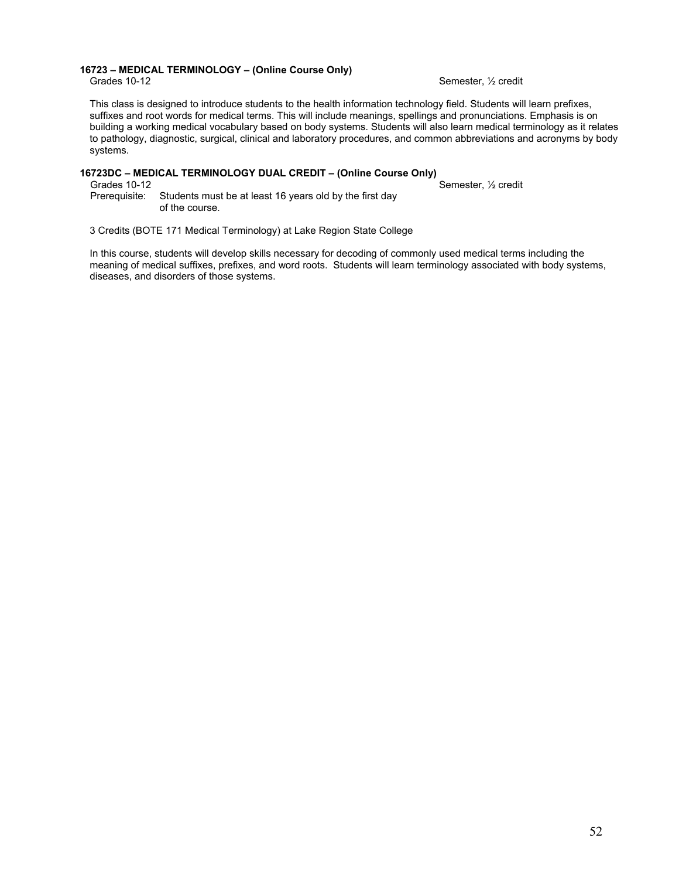**16723 – MEDICAL TERMINOLOGY – (Online Course Only)**

Grades 10-12 Semester, ½ credit

This class is designed to introduce students to the health information technology field. Students will learn prefixes, suffixes and root words for medical terms. This will include meanings, spellings and pronunciations. Emphasis is on building a working medical vocabulary based on body systems. Students will also learn medical terminology as it relates to pathology, diagnostic, surgical, clinical and laboratory procedures, and common abbreviations and acronyms by body systems.

**16723DC – MEDICAL TERMINOLOGY DUAL CREDIT – (Online Course Only)**

Grades 10-12 Semester, ½ credit

Prerequisite: Students must be at least 16 years old by the first day of the course.

3 Credits (BOTE 171 Medical Terminology) at Lake Region State College

In this course, students will develop skills necessary for decoding of commonly used medical terms including the meaning of medical suffixes, prefixes, and word roots. Students will learn terminology associated with body systems, diseases, and disorders of those systems.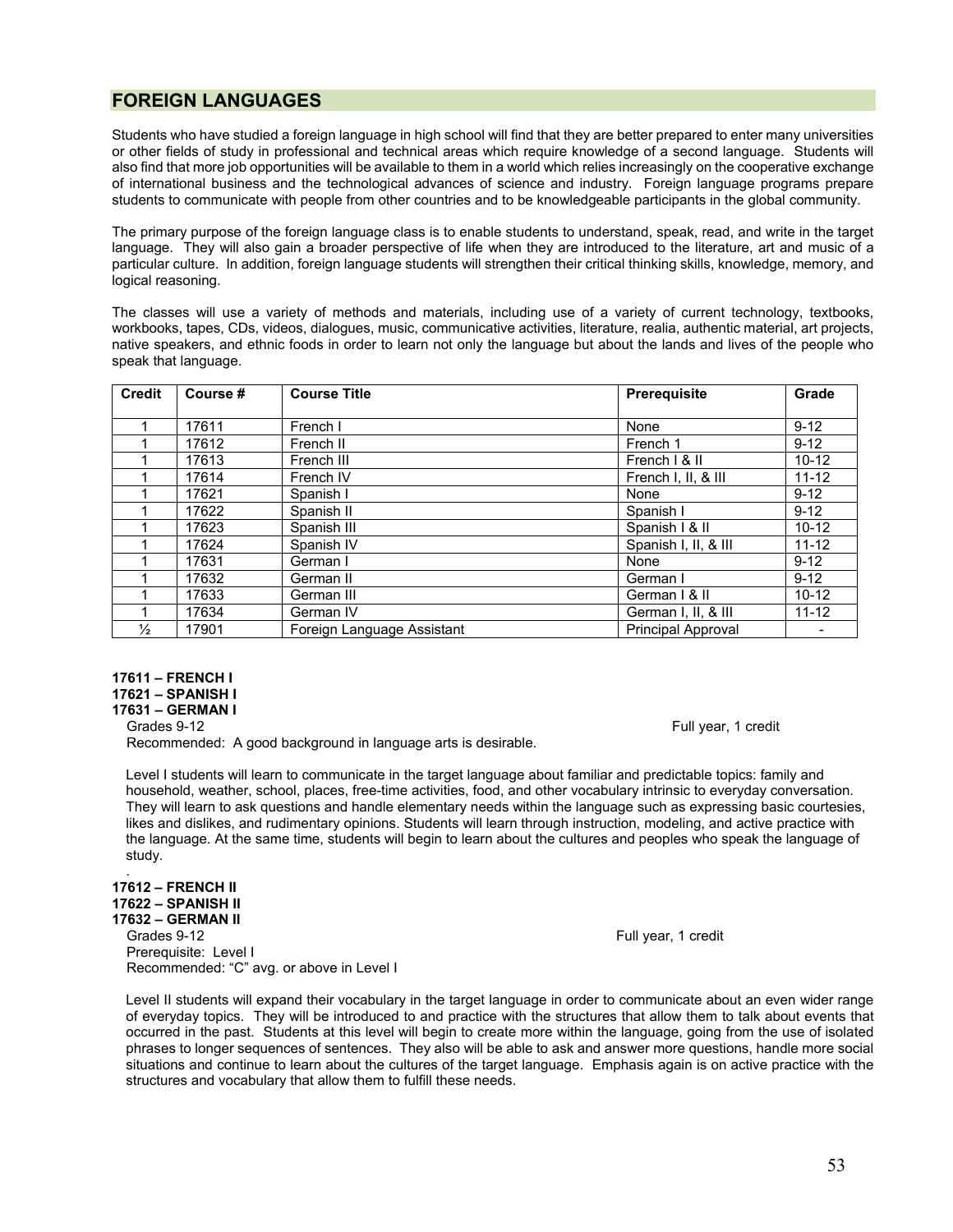## FOREIGN LANGUAGES

Students who have studied a foreign language in high school will find that they are better prepared to enter many universities or other fields of study in professional and technical areas which require knowledge of a second language. Students will also find that more job opportunities will be available to them in a world which relies increasingly on the cooperative exchange of international business and the technological advances of science and industry. Foreign language programs prepare students to communicate with people from other countries and to be knowledgeable participants in the global community.

The primary purpose of the foreign language class is to enable students to understand, speak, read, and write in the target language. They will also gain a broader perspective of life when they are introduced to the literature, art and music of a particular culture. In addition, foreign language students will strengthen their critical thinking skills, knowledge, memory, and logical reasoning.

The classes will use a variety of methods and materials, including use of a variety of current technology, textbooks, workbooks, tapes, CDs, videos, dialogues, music, communicative activities, literature, realia, authentic material, art projects, native speakers, and ethnic foods in order to learn not only the language but about the lands and lives of the people who speak that language.

| Credit | Course # | Course Title | Prerequisite | Grade |
|---|---|---|---|---|
| 1 | 17611 | French I | None | 9-12 |
| 1 | 17612 | French II | French 1 | 9-12 |
| 1 | 17613 | French III | French I & II | 10-12 |
| 1 | 17614 | French IV | French I, II, & III | 11-12 |
| 1 | 17621 | Spanish I | None | 9-12 |
| 1 | 17622 | Spanish II | Spanish I | 9-12 |
| 1 | 17623 | Spanish III | Spanish I & II | 10-12 |
| 1 | 17624 | Spanish IV | Spanish I, II, & III | 11-12 |
| 1 | 17631 | German I | None | 9-12 |
| 1 | 17632 | German II | German I | 9-12 |
| 1 | 17633 | German III | German I & II | 10-12 |
| 1 | 17634 | German IV | German I, II, & III | 11-12 |
| ½ | 17901 | Foreign Language Assistant | Principal Approval | - |

**17611 – FRENCH I**
**17621 – SPANISH I**
**17631 – GERMAN I**

Grades 9-12 — Full year, 1 credit

Recommended: A good background in language arts is desirable.

Level I students will learn to communicate in the target language about familiar and predictable topics: family and household, weather, school, places, free-time activities, food, and other vocabulary intrinsic to everyday conversation. They will learn to ask questions and handle elementary needs within the language such as expressing basic courtesies, likes and dislikes, and rudimentary opinions. Students will learn through instruction, modeling, and active practice with the language. At the same time, students will begin to learn about the cultures and peoples who speak the language of study.

**17612 – FRENCH II**
**17622 – SPANISH II**
**17632 – GERMAN II**

Grades 9-12 — Full year, 1 credit

Prerequisite: Level I

Recommended: "C" avg. or above in Level I

Level II students will expand their vocabulary in the target language in order to communicate about an even wider range of everyday topics. They will be introduced to and practice with the structures that allow them to talk about events that occurred in the past. Students at this level will begin to create more within the language, going from the use of isolated phrases to longer sequences of sentences. They also will be able to ask and answer more questions, handle more social situations and continue to learn about the cultures of the target language. Emphasis again is on active practice with the structures and vocabulary that allow them to fulfill these needs.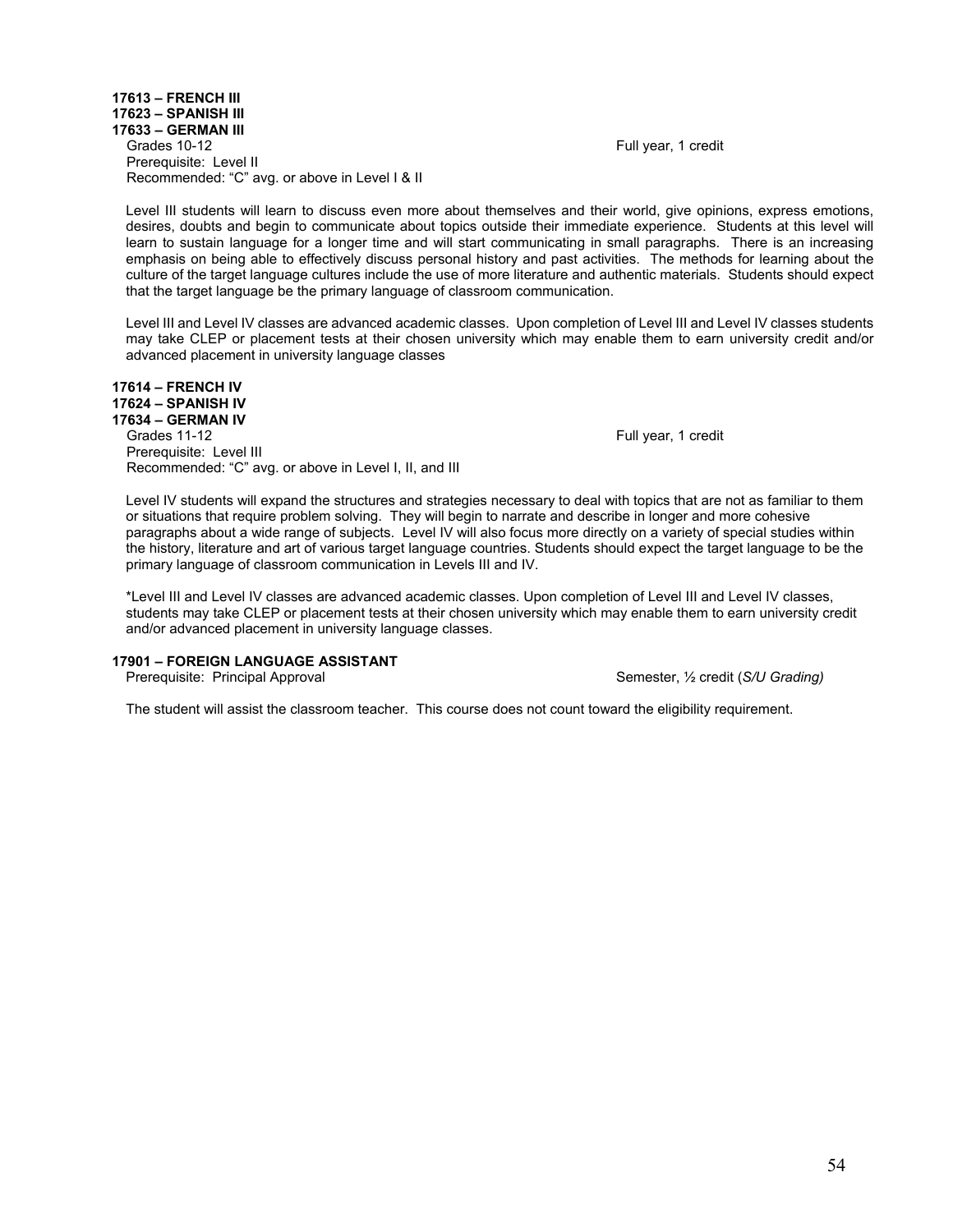**17613 – FRENCH III**
**17623 – SPANISH III**
**17633 – GERMAN III**

Grades 10-12 — Full year, 1 credit
Prerequisite: Level II
Recommended: "C" avg. or above in Level I & II

Level III students will learn to discuss even more about themselves and their world, give opinions, express emotions, desires, doubts and begin to communicate about topics outside their immediate experience. Students at this level will learn to sustain language for a longer time and will start communicating in small paragraphs. There is an increasing emphasis on being able to effectively discuss personal history and past activities. The methods for learning about the culture of the target language cultures include the use of more literature and authentic materials. Students should expect that the target language be the primary language of classroom communication.

Level III and Level IV classes are advanced academic classes. Upon completion of Level III and Level IV classes students may take CLEP or placement tests at their chosen university which may enable them to earn university credit and/or advanced placement in university language classes

**17614 – FRENCH IV**
**17624 – SPANISH IV**
**17634 – GERMAN IV**

Grades 11-12 — Full year, 1 credit
Prerequisite: Level III
Recommended: "C" avg. or above in Level I, II, and III

Level IV students will expand the structures and strategies necessary to deal with topics that are not as familiar to them or situations that require problem solving. They will begin to narrate and describe in longer and more cohesive paragraphs about a wide range of subjects. Level IV will also focus more directly on a variety of special studies within the history, literature and art of various target language countries. Students should expect the target language to be the primary language of classroom communication in Levels III and IV.

*Level III and Level IV classes are advanced academic classes. Upon completion of Level III and Level IV classes, students may take CLEP or placement tests at their chosen university which may enable them to earn university credit and/or advanced placement in university language classes.

**17901 – FOREIGN LANGUAGE ASSISTANT**

Prerequisite: Principal Approval — Semester, ½ credit (*S/U Grading)*

The student will assist the classroom teacher. This course does not count toward the eligibility requirement.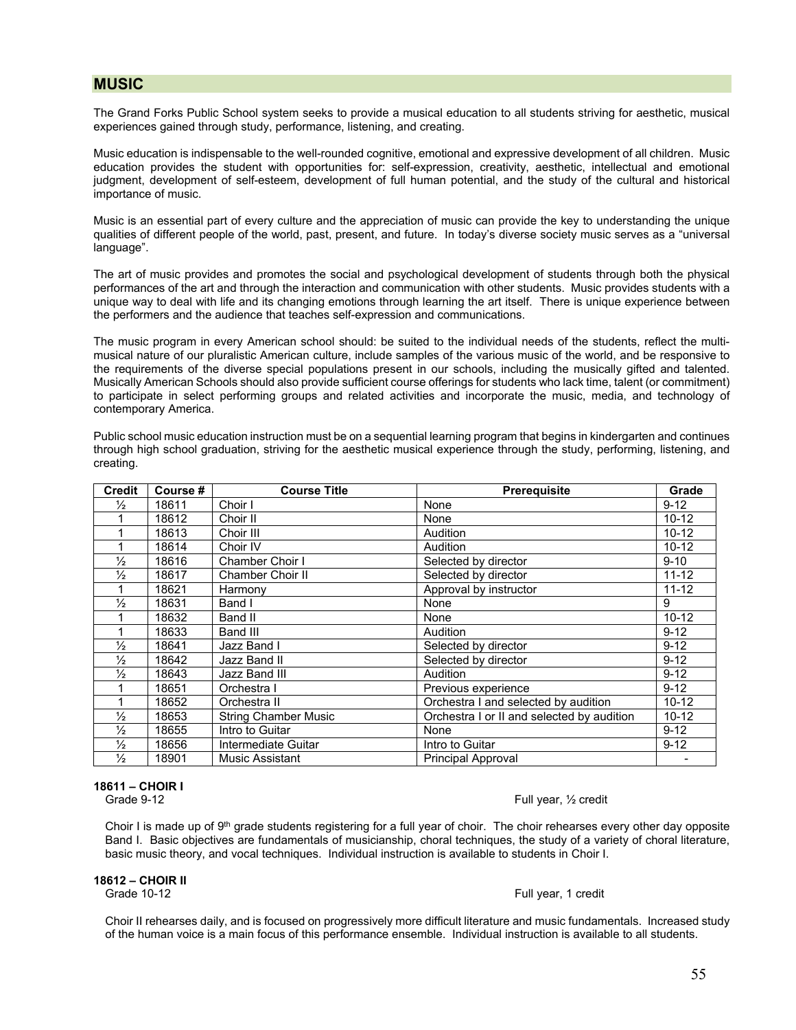## MUSIC

The Grand Forks Public School system seeks to provide a musical education to all students striving for aesthetic, musical experiences gained through study, performance, listening, and creating.

Music education is indispensable to the well-rounded cognitive, emotional and expressive development of all children. Music education provides the student with opportunities for: self-expression, creativity, aesthetic, intellectual and emotional judgment, development of self-esteem, development of full human potential, and the study of the cultural and historical importance of music.

Music is an essential part of every culture and the appreciation of music can provide the key to understanding the unique qualities of different people of the world, past, present, and future. In today's diverse society music serves as a "universal language".

The art of music provides and promotes the social and psychological development of students through both the physical performances of the art and through the interaction and communication with other students. Music provides students with a unique way to deal with life and its changing emotions through learning the art itself. There is unique experience between the performers and the audience that teaches self-expression and communications.

The music program in every American school should: be suited to the individual needs of the students, reflect the multi-musical nature of our pluralistic American culture, include samples of the various music of the world, and be responsive to the requirements of the diverse special populations present in our schools, including the musically gifted and talented. Musically American Schools should also provide sufficient course offerings for students who lack time, talent (or commitment) to participate in select performing groups and related activities and incorporate the music, media, and technology of contemporary America.

Public school music education instruction must be on a sequential learning program that begins in kindergarten and continues through high school graduation, striving for the aesthetic musical experience through the study, performing, listening, and creating.

| Credit | Course # | Course Title | Prerequisite | Grade |
|---|---|---|---|---|
| ½ | 18611 | Choir I | None | 9-12 |
| 1 | 18612 | Choir II | None | 10-12 |
| 1 | 18613 | Choir III | Audition | 10-12 |
| 1 | 18614 | Choir IV | Audition | 10-12 |
| ½ | 18616 | Chamber Choir I | Selected by director | 9-10 |
| ½ | 18617 | Chamber Choir II | Selected by director | 11-12 |
| 1 | 18621 | Harmony | Approval by instructor | 11-12 |
| ½ | 18631 | Band I | None | 9 |
| 1 | 18632 | Band II | None | 10-12 |
| 1 | 18633 | Band III | Audition | 9-12 |
| ½ | 18641 | Jazz Band I | Selected by director | 9-12 |
| ½ | 18642 | Jazz Band II | Selected by director | 9-12 |
| ½ | 18643 | Jazz Band III | Audition | 9-12 |
| 1 | 18651 | Orchestra I | Previous experience | 9-12 |
| 1 | 18652 | Orchestra II | Orchestra I and selected by audition | 10-12 |
| ½ | 18653 | String Chamber Music | Orchestra I or II and selected by audition | 10-12 |
| ½ | 18655 | Intro to Guitar | None | 9-12 |
| ½ | 18656 | Intermediate Guitar | Intro to Guitar | 9-12 |
| ½ | 18901 | Music Assistant | Principal Approval | - |

**18611 – CHOIR I**
Grade 9-12 — Full year, ½ credit

Choir I is made up of 9th grade students registering for a full year of choir. The choir rehearses every other day opposite Band I. Basic objectives are fundamentals of musicianship, choral techniques, the study of a variety of choral literature, basic music theory, and vocal techniques. Individual instruction is available to students in Choir I.

**18612 – CHOIR II**
Grade 10-12 — Full year, 1 credit

Choir II rehearses daily, and is focused on progressively more difficult literature and music fundamentals. Increased study of the human voice is a main focus of this performance ensemble. Individual instruction is available to all students.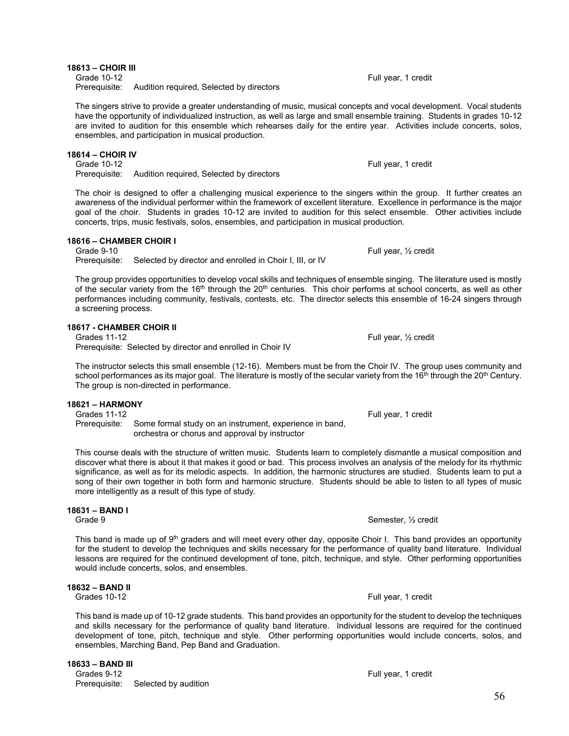### 18613 – CHOIR III

Grade 10-12 Full year, 1 credit
Prerequisite: Audition required, Selected by directors

The singers strive to provide a greater understanding of music, musical concepts and vocal development. Vocal students have the opportunity of individualized instruction, as well as large and small ensemble training. Students in grades 10-12 are invited to audition for this ensemble which rehearses daily for the entire year. Activities include concerts, solos, ensembles, and participation in musical production.

### 18614 – CHOIR IV

Grade 10-12 Full year, 1 credit
Prerequisite: Audition required, Selected by directors

The choir is designed to offer a challenging musical experience to the singers within the group. It further creates an awareness of the individual performer within the framework of excellent literature. Excellence in performance is the major goal of the choir. Students in grades 10-12 are invited to audition for this select ensemble. Other activities include concerts, trips, music festivals, solos, ensembles, and participation in musical production.

### 18616 – CHAMBER CHOIR I

Grade 9-10 Full year, ½ credit
Prerequisite: Selected by director and enrolled in Choir I, III, or IV

The group provides opportunities to develop vocal skills and techniques of ensemble singing. The literature used is mostly of the secular variety from the 16th through the 20th centuries. This choir performs at school concerts, as well as other performances including community, festivals, contests, etc. The director selects this ensemble of 16-24 singers through a screening process.

### 18617 - CHAMBER CHOIR II

Grades 11-12 Full year, ½ credit
Prerequisite: Selected by director and enrolled in Choir IV

The instructor selects this small ensemble (12-16). Members must be from the Choir IV. The group uses community and school performances as its major goal. The literature is mostly of the secular variety from the 16th through the 20th Century. The group is non-directed in performance.

### 18621 – HARMONY

Grades 11-12 Full year, 1 credit
Prerequisite: Some formal study on an instrument, experience in band, orchestra or chorus and approval by instructor

This course deals with the structure of written music. Students learn to completely dismantle a musical composition and discover what there is about it that makes it good or bad. This process involves an analysis of the melody for its rhythmic significance, as well as for its melodic aspects. In addition, the harmonic structures are studied. Students learn to put a song of their own together in both form and harmonic structure. Students should be able to listen to all types of music more intelligently as a result of this type of study.

### 18631 – BAND I

Grade 9 Semester, ½ credit

This band is made up of 9th graders and will meet every other day, opposite Choir I. This band provides an opportunity for the student to develop the techniques and skills necessary for the performance of quality band literature. Individual lessons are required for the continued development of tone, pitch, technique, and style. Other performing opportunities would include concerts, solos, and ensembles.

### 18632 – BAND II

Grades 10-12 Full year, 1 credit

This band is made up of 10-12 grade students. This band provides an opportunity for the student to develop the techniques and skills necessary for the performance of quality band literature. Individual lessons are required for the continued development of tone, pitch, technique and style. Other performing opportunities would include concerts, solos, and ensembles, Marching Band, Pep Band and Graduation.

### 18633 – BAND III

Grades 9-12 Full year, 1 credit
Prerequisite: Selected by audition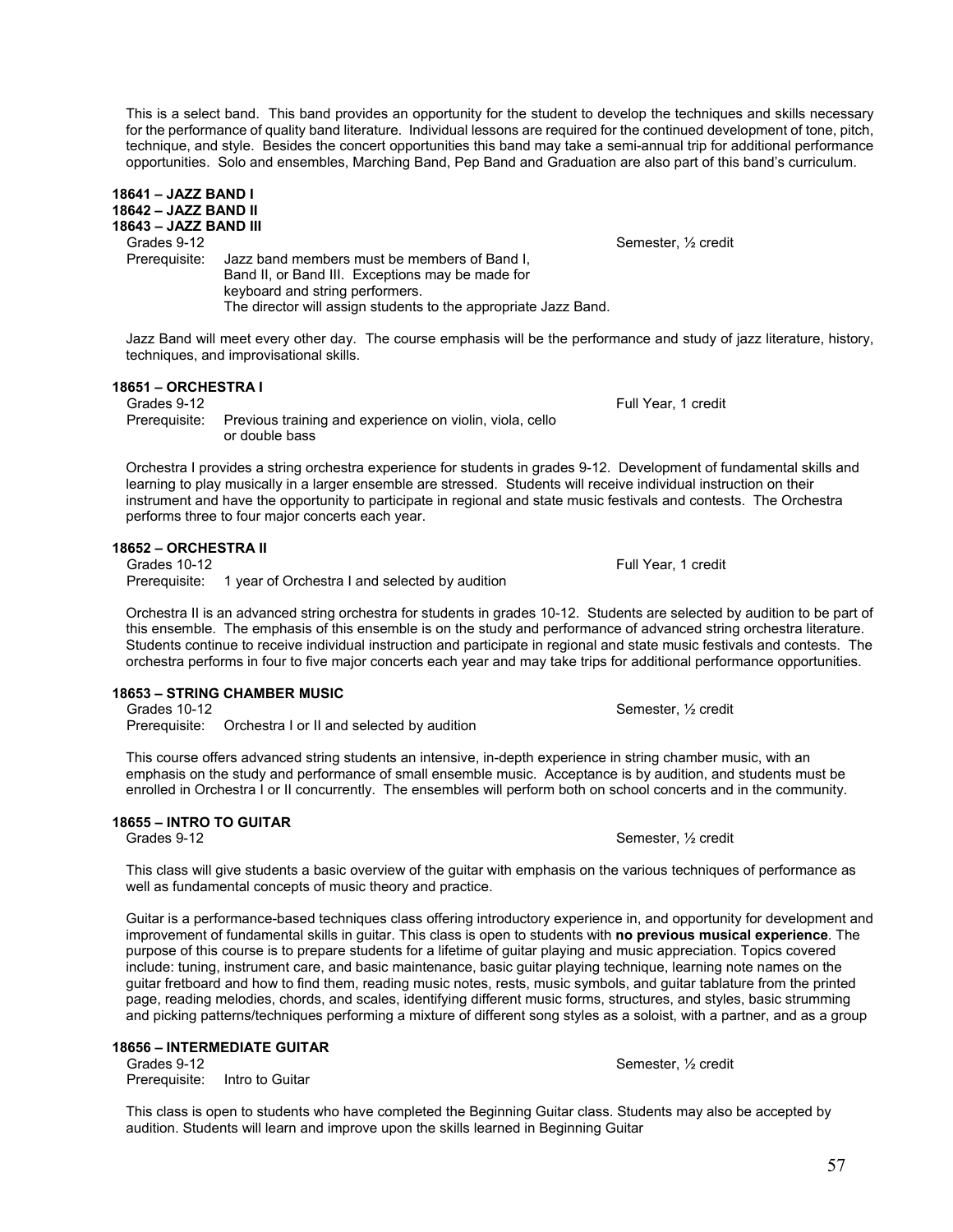This is a select band. This band provides an opportunity for the student to develop the techniques and skills necessary for the performance of quality band literature. Individual lessons are required for the continued development of tone, pitch, technique, and style. Besides the concert opportunities this band may take a semi-annual trip for additional performance opportunities. Solo and ensembles, Marching Band, Pep Band and Graduation are also part of this band's curriculum.

**18641 – JAZZ BAND I**
**18642 – JAZZ BAND II**
**18643 – JAZZ BAND III**

Grades 9-12 — Semester, ½ credit

Prerequisite: Jazz band members must be members of Band I, Band II, or Band III. Exceptions may be made for keyboard and string performers.
The director will assign students to the appropriate Jazz Band.

Jazz Band will meet every other day. The course emphasis will be the performance and study of jazz literature, history, techniques, and improvisational skills.

**18651 – ORCHESTRA I**

Grades 9-12 — Full Year, 1 credit

Prerequisite: Previous training and experience on violin, viola, cello or double bass

Orchestra I provides a string orchestra experience for students in grades 9-12. Development of fundamental skills and learning to play musically in a larger ensemble are stressed. Students will receive individual instruction on their instrument and have the opportunity to participate in regional and state music festivals and contests. The Orchestra performs three to four major concerts each year.

**18652 – ORCHESTRA II**

Grades 10-12 — Full Year, 1 credit

Prerequisite: 1 year of Orchestra I and selected by audition

Orchestra II is an advanced string orchestra for students in grades 10-12. Students are selected by audition to be part of this ensemble. The emphasis of this ensemble is on the study and performance of advanced string orchestra literature. Students continue to receive individual instruction and participate in regional and state music festivals and contests. The orchestra performs in four to five major concerts each year and may take trips for additional performance opportunities.

**18653 – STRING CHAMBER MUSIC**

Grades 10-12 — Semester, ½ credit

Prerequisite: Orchestra I or II and selected by audition

This course offers advanced string students an intensive, in-depth experience in string chamber music, with an emphasis on the study and performance of small ensemble music. Acceptance is by audition, and students must be enrolled in Orchestra I or II concurrently. The ensembles will perform both on school concerts and in the community.

**18655 – INTRO TO GUITAR**

Grades 9-12 — Semester, ½ credit

This class will give students a basic overview of the guitar with emphasis on the various techniques of performance as well as fundamental concepts of music theory and practice.

Guitar is a performance-based techniques class offering introductory experience in, and opportunity for development and improvement of fundamental skills in guitar. This class is open to students with **no previous musical experience**. The purpose of this course is to prepare students for a lifetime of guitar playing and music appreciation. Topics covered include: tuning, instrument care, and basic maintenance, basic guitar playing technique, learning note names on the guitar fretboard and how to find them, reading music notes, rests, music symbols, and guitar tablature from the printed page, reading melodies, chords, and scales, identifying different music forms, structures, and styles, basic strumming and picking patterns/techniques performing a mixture of different song styles as a soloist, with a partner, and as a group

**18656 – INTERMEDIATE GUITAR**

Grades 9-12 — Semester, ½ credit

Prerequisite: Intro to Guitar

This class is open to students who have completed the Beginning Guitar class. Students may also be accepted by audition. Students will learn and improve upon the skills learned in Beginning Guitar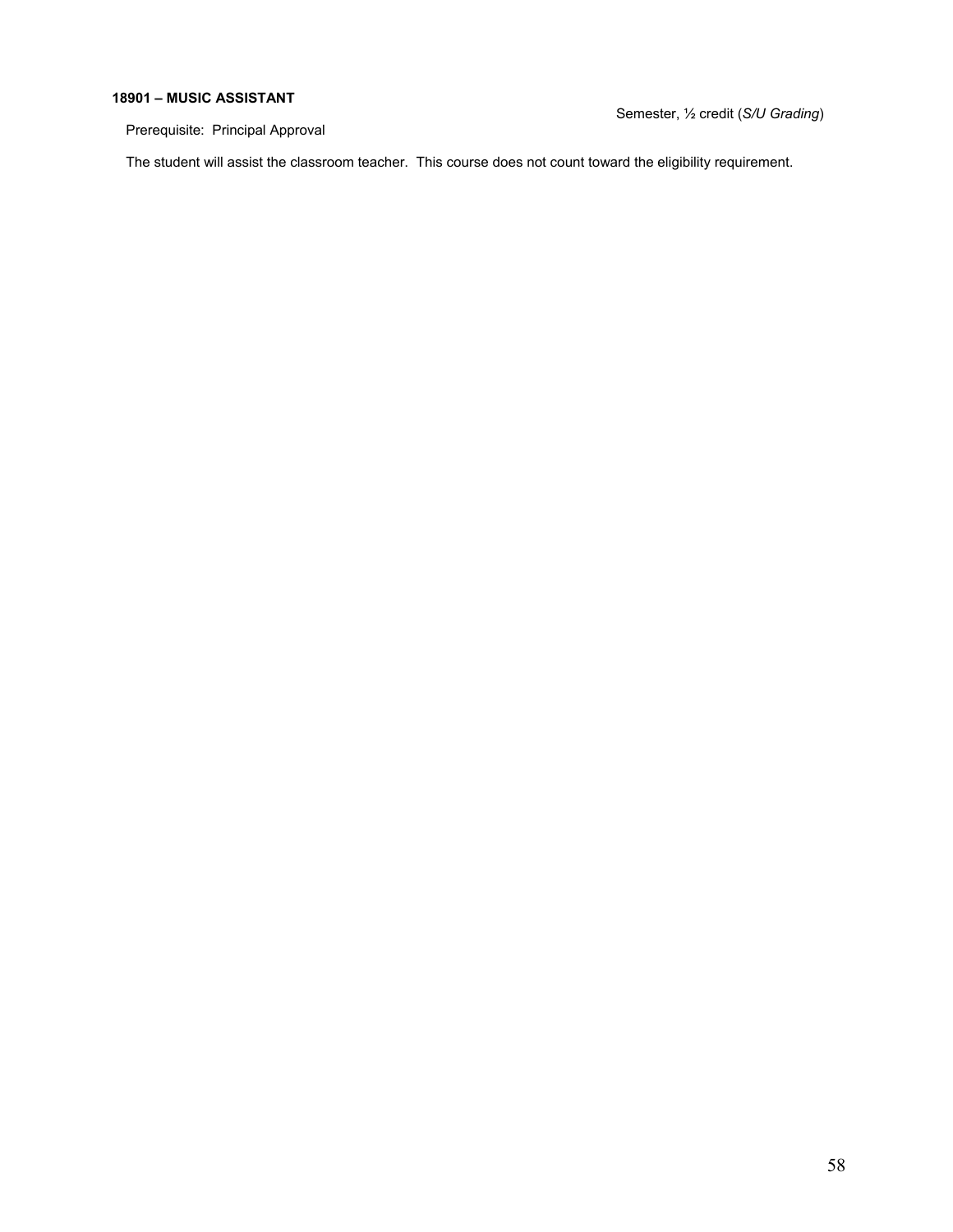**18901 – MUSIC ASSISTANT**

Semester, ½ credit (*S/U Grading*)

Prerequisite: Principal Approval

The student will assist the classroom teacher. This course does not count toward the eligibility requirement.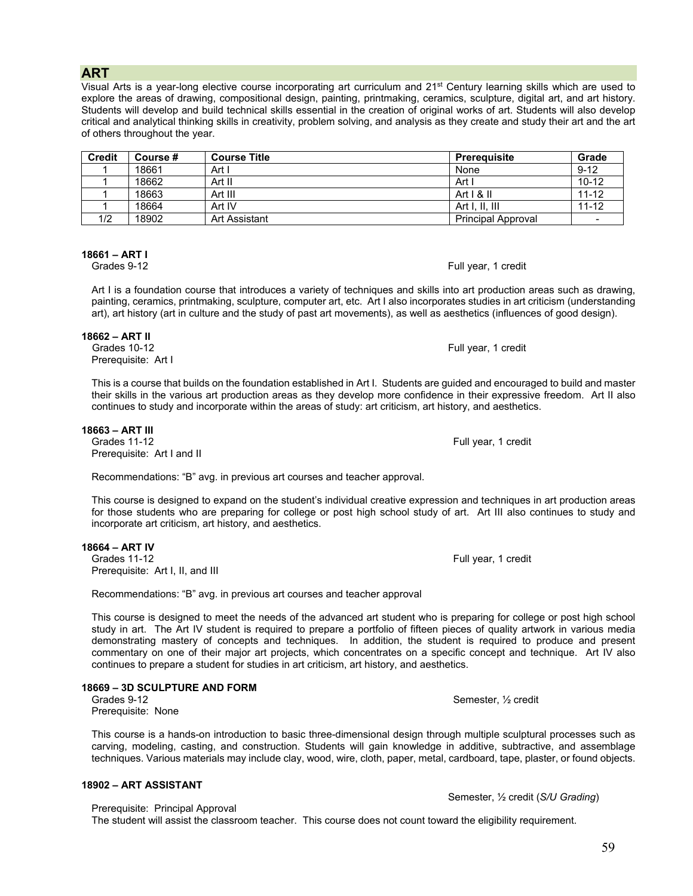## ART

Visual Arts is a year-long elective course incorporating art curriculum and 21st Century learning skills which are used to explore the areas of drawing, compositional design, painting, printmaking, ceramics, sculpture, digital art, and art history. Students will develop and build technical skills essential in the creation of original works of art. Students will also develop critical and analytical thinking skills in creativity, problem solving, and analysis as they create and study their art and the art of others throughout the year.

| Credit | Course # | Course Title | Prerequisite | Grade |
|---|---|---|---|---|
| 1 | 18661 | Art I | None | 9-12 |
| 1 | 18662 | Art II | Art I | 10-12 |
| 1 | 18663 | Art III | Art I & II | 11-12 |
| 1 | 18664 | Art IV | Art I, II, III | 11-12 |
| 1/2 | 18902 | Art Assistant | Principal Approval | - |

**18661 – ART I**
Grades 9-12 — Full year, 1 credit

Art I is a foundation course that introduces a variety of techniques and skills into art production areas such as drawing, painting, ceramics, printmaking, sculpture, computer art, etc. Art I also incorporates studies in art criticism (understanding art), art history (art in culture and the study of past art movements), as well as aesthetics (influences of good design).

**18662 – ART II**
Grades 10-12 — Full year, 1 credit
Prerequisite: Art I

This is a course that builds on the foundation established in Art I. Students are guided and encouraged to build and master their skills in the various art production areas as they develop more confidence in their expressive freedom. Art II also continues to study and incorporate within the areas of study: art criticism, art history, and aesthetics.

**18663 – ART III**
Grades 11-12 — Full year, 1 credit
Prerequisite: Art I and II

Recommendations: "B" avg. in previous art courses and teacher approval.

This course is designed to expand on the student's individual creative expression and techniques in art production areas for those students who are preparing for college or post high school study of art. Art III also continues to study and incorporate art criticism, art history, and aesthetics.

**18664 – ART IV**
Grades 11-12 — Full year, 1 credit
Prerequisite: Art I, II, and III

Recommendations: "B" avg. in previous art courses and teacher approval

This course is designed to meet the needs of the advanced art student who is preparing for college or post high school study in art. The Art IV student is required to prepare a portfolio of fifteen pieces of quality artwork in various media demonstrating mastery of concepts and techniques. In addition, the student is required to produce and present commentary on one of their major art projects, which concentrates on a specific concept and technique. Art IV also continues to prepare a student for studies in art criticism, art history, and aesthetics.

**18669 – 3D SCULPTURE AND FORM**
Grades 9-12 — Semester, ½ credit
Prerequisite: None

This course is a hands-on introduction to basic three-dimensional design through multiple sculptural processes such as carving, modeling, casting, and construction. Students will gain knowledge in additive, subtractive, and assemblage techniques. Various materials may include clay, wood, wire, cloth, paper, metal, cardboard, tape, plaster, or found objects.

**18902 – ART ASSISTANT**
Semester, ½ credit (*S/U Grading*)

Prerequisite: Principal Approval
The student will assist the classroom teacher. This course does not count toward the eligibility requirement.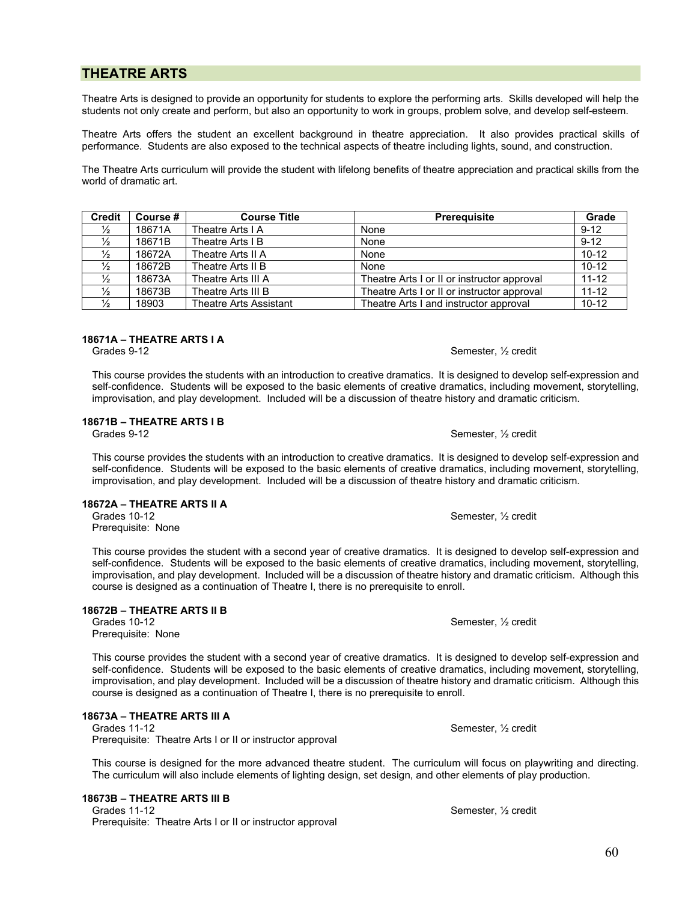## THEATRE ARTS

Theatre Arts is designed to provide an opportunity for students to explore the performing arts. Skills developed will help the students not only create and perform, but also an opportunity to work in groups, problem solve, and develop self-esteem.

Theatre Arts offers the student an excellent background in theatre appreciation. It also provides practical skills of performance. Students are also exposed to the technical aspects of theatre including lights, sound, and construction.

The Theatre Arts curriculum will provide the student with lifelong benefits of theatre appreciation and practical skills from the world of dramatic art.

| Credit | Course # | Course Title | Prerequisite | Grade |
|---|---|---|---|---|
| ½ | 18671A | Theatre Arts I A | None | 9-12 |
| ½ | 18671B | Theatre Arts I B | None | 9-12 |
| ½ | 18672A | Theatre Arts II A | None | 10-12 |
| ½ | 18672B | Theatre Arts II B | None | 10-12 |
| ½ | 18673A | Theatre Arts III A | Theatre Arts I or II or instructor approval | 11-12 |
| ½ | 18673B | Theatre Arts III B | Theatre Arts I or II or instructor approval | 11-12 |
| ½ | 18903 | Theatre Arts Assistant | Theatre Arts I and instructor approval | 10-12 |

**18671A – THEATRE ARTS I A**
Grades 9-12 Semester, ½ credit

This course provides the students with an introduction to creative dramatics. It is designed to develop self-expression and self-confidence. Students will be exposed to the basic elements of creative dramatics, including movement, storytelling, improvisation, and play development. Included will be a discussion of theatre history and dramatic criticism.

**18671B – THEATRE ARTS I B**
Grades 9-12 Semester, ½ credit

This course provides the students with an introduction to creative dramatics. It is designed to develop self-expression and self-confidence. Students will be exposed to the basic elements of creative dramatics, including movement, storytelling, improvisation, and play development. Included will be a discussion of theatre history and dramatic criticism.

**18672A – THEATRE ARTS II A**
Grades 10-12 Semester, ½ credit
Prerequisite: None

This course provides the student with a second year of creative dramatics. It is designed to develop self-expression and self-confidence. Students will be exposed to the basic elements of creative dramatics, including movement, storytelling, improvisation, and play development. Included will be a discussion of theatre history and dramatic criticism. Although this course is designed as a continuation of Theatre I, there is no prerequisite to enroll.

**18672B – THEATRE ARTS II B**
Grades 10-12 Semester, ½ credit
Prerequisite: None

This course provides the student with a second year of creative dramatics. It is designed to develop self-expression and self-confidence. Students will be exposed to the basic elements of creative dramatics, including movement, storytelling, improvisation, and play development. Included will be a discussion of theatre history and dramatic criticism. Although this course is designed as a continuation of Theatre I, there is no prerequisite to enroll.

**18673A – THEATRE ARTS III A**
Grades 11-12 Semester, ½ credit
Prerequisite: Theatre Arts I or II or instructor approval

This course is designed for the more advanced theatre student. The curriculum will focus on playwriting and directing. The curriculum will also include elements of lighting design, set design, and other elements of play production.

**18673B – THEATRE ARTS III B**
Grades 11-12 Semester, ½ credit
Prerequisite: Theatre Arts I or II or instructor approval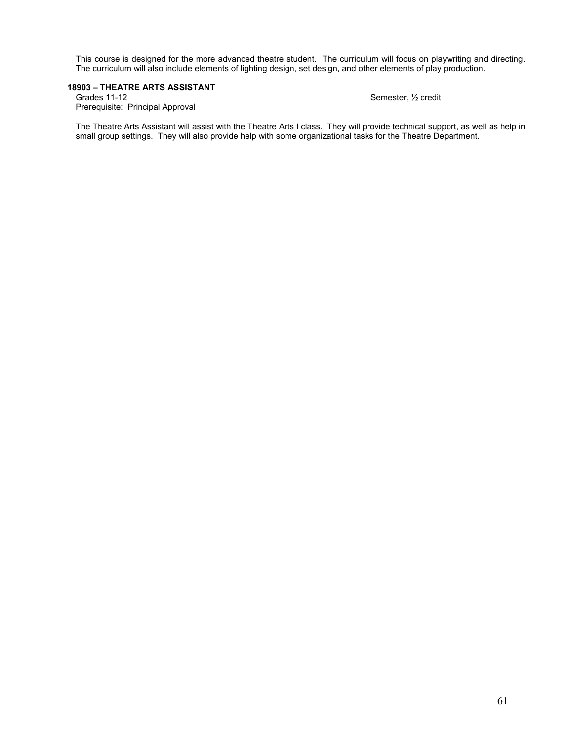This course is designed for the more advanced theatre student. The curriculum will focus on playwriting and directing. The curriculum will also include elements of lighting design, set design, and other elements of play production.

**18903 – THEATRE ARTS ASSISTANT**

Grades 11-12 Semester, ½ credit

Prerequisite: Principal Approval

The Theatre Arts Assistant will assist with the Theatre Arts I class. They will provide technical support, as well as help in small group settings. They will also provide help with some organizational tasks for the Theatre Department.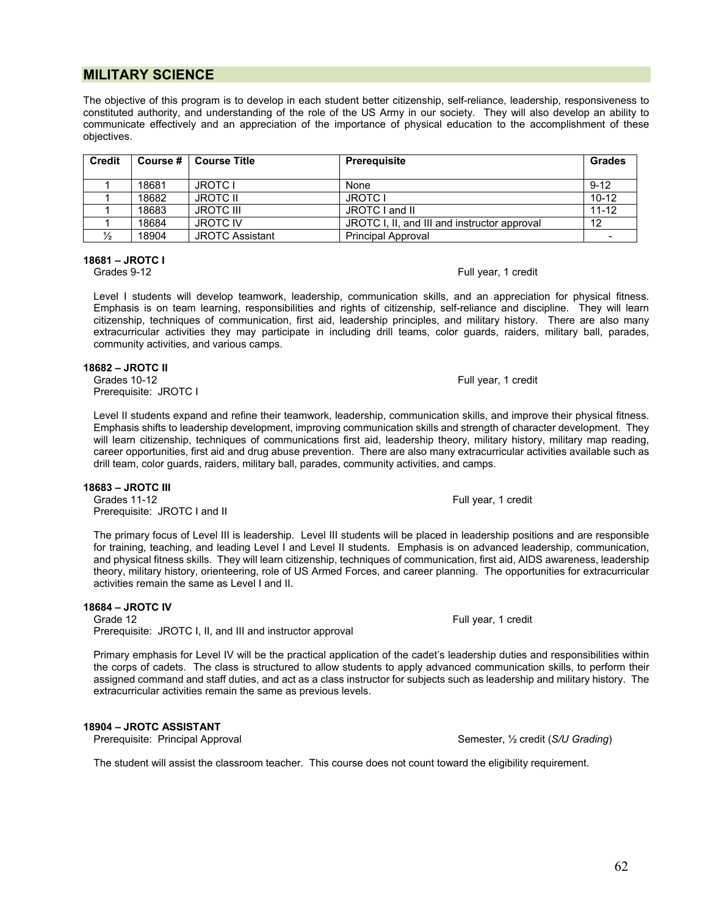## MILITARY SCIENCE

The objective of this program is to develop in each student better citizenship, self-reliance, leadership, responsiveness to constituted authority, and understanding of the role of the US Army in our society. They will also develop an ability to communicate effectively and an appreciation of the importance of physical education to the accomplishment of these objectives.

| Credit | Course # | Course Title | Prerequisite | Grades |
|---|---|---|---|---|
| 1 | 18681 | JROTC I | None | 9-12 |
| 1 | 18682 | JROTC II | JROTC I | 10-12 |
| 1 | 18683 | JROTC III | JROTC I and II | 11-12 |
| 1 | 18684 | JROTC IV | JROTC I, II, and III and instructor approval | 12 |
| ½ | 18904 | JROTC Assistant | Principal Approval | - |

**18681 – JROTC I**

Grades 9-12

Full year, 1 credit

Level I students will develop teamwork, leadership, communication skills, and an appreciation for physical fitness. Emphasis is on team learning, responsibilities and rights of citizenship, self-reliance and discipline. They will learn citizenship, techniques of communication, first aid, leadership principles, and military history. There are also many extracurricular activities they may participate in including drill teams, color guards, raiders, military ball, parades, community activities, and various camps.

**18682 – JROTC II**

Grades 10-12

Prerequisite: JROTC I

Full year, 1 credit

Level II students expand and refine their teamwork, leadership, communication skills, and improve their physical fitness. Emphasis shifts to leadership development, improving communication skills and strength of character development. They will learn citizenship, techniques of communications first aid, leadership theory, military history, military map reading, career opportunities, first aid and drug abuse prevention. There are also many extracurricular activities available such as drill team, color guards, raiders, military ball, parades, community activities, and camps.

**18683 – JROTC III**

Grades 11-12

Prerequisite: JROTC I and II

Full year, 1 credit

The primary focus of Level III is leadership. Level III students will be placed in leadership positions and are responsible for training, teaching, and leading Level I and Level II students. Emphasis is on advanced leadership, communication, and physical fitness skills. They will learn citizenship, techniques of communication, first aid, AIDS awareness, leadership theory, military history, orienteering, role of US Armed Forces, and career planning. The opportunities for extracurricular activities remain the same as Level I and II.

**18684 – JROTC IV**

Grade 12

Prerequisite: JROTC I, II, and III and instructor approval

Full year, 1 credit

Primary emphasis for Level IV will be the practical application of the cadet's leadership duties and responsibilities within the corps of cadets. The class is structured to allow students to apply advanced communication skills, to perform their assigned command and staff duties, and act as a class instructor for subjects such as leadership and military history. The extracurricular activities remain the same as previous levels.

**18904 – JROTC ASSISTANT**

Prerequisite: Principal Approval

Semester, ½ credit (*S/U Grading*)

The student will assist the classroom teacher. This course does not count toward the eligibility requirement.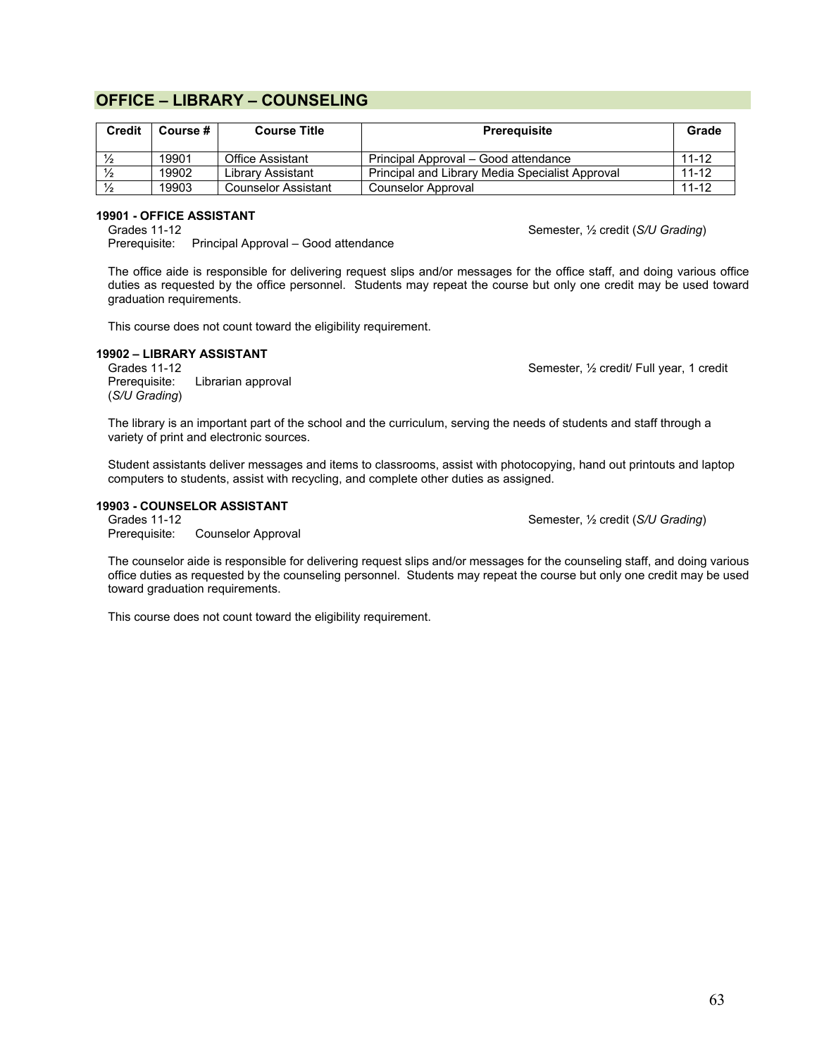## OFFICE – LIBRARY – COUNSELING

| Credit | Course # | Course Title | Prerequisite | Grade |
|---|---|---|---|---|
| ½ | 19901 | Office Assistant | Principal Approval – Good attendance | 11-12 |
| ½ | 19902 | Library Assistant | Principal and Library Media Specialist Approval | 11-12 |
| ½ | 19903 | Counselor Assistant | Counselor Approval | 11-12 |

### 19901 - OFFICE ASSISTANT

Grades 11-12 Semester, ½ credit (*S/U Grading*)
Prerequisite: Principal Approval – Good attendance

The office aide is responsible for delivering request slips and/or messages for the office staff, and doing various office duties as requested by the office personnel. Students may repeat the course but only one credit may be used toward graduation requirements.

This course does not count toward the eligibility requirement.

### 19902 – LIBRARY ASSISTANT

Grades 11-12 Semester, ½ credit/ Full year, 1 credit
Prerequisite: Librarian approval
(*S/U Grading*)

The library is an important part of the school and the curriculum, serving the needs of students and staff through a variety of print and electronic sources.

Student assistants deliver messages and items to classrooms, assist with photocopying, hand out printouts and laptop computers to students, assist with recycling, and complete other duties as assigned.

### 19903 - COUNSELOR ASSISTANT

Grades 11-12 Semester, ½ credit (*S/U Grading*)
Prerequisite: Counselor Approval

The counselor aide is responsible for delivering request slips and/or messages for the counseling staff, and doing various office duties as requested by the counseling personnel. Students may repeat the course but only one credit may be used toward graduation requirements.

This course does not count toward the eligibility requirement.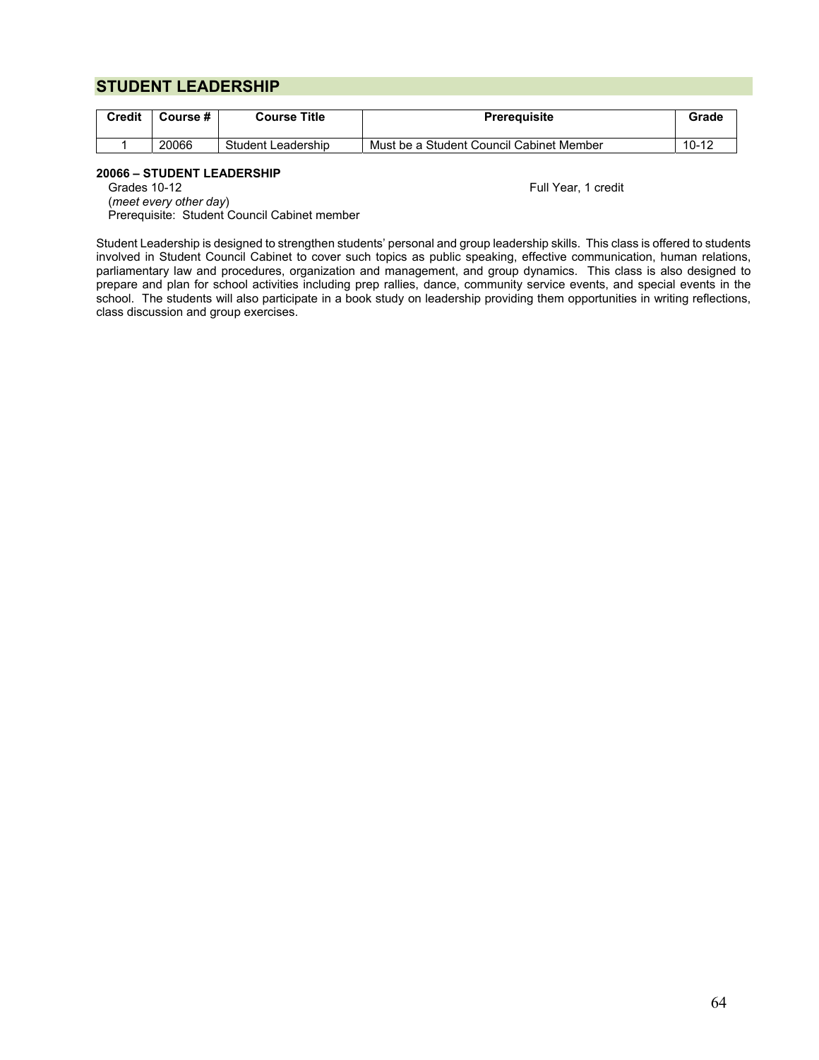## STUDENT LEADERSHIP

| Credit | Course # | Course Title | Prerequisite | Grade |
|---|---|---|---|---|
| 1 | 20066 | Student Leadership | Must be a Student Council Cabinet Member | 10-12 |

**20066 – STUDENT LEADERSHIP**

Grades 10-12 — Full Year, 1 credit

(*meet every other day*)

Prerequisite: Student Council Cabinet member

Student Leadership is designed to strengthen students' personal and group leadership skills. This class is offered to students involved in Student Council Cabinet to cover such topics as public speaking, effective communication, human relations, parliamentary law and procedures, organization and management, and group dynamics. This class is also designed to prepare and plan for school activities including prep rallies, dance, community service events, and special events in the school. The students will also participate in a book study on leadership providing them opportunities in writing reflections, class discussion and group exercises.